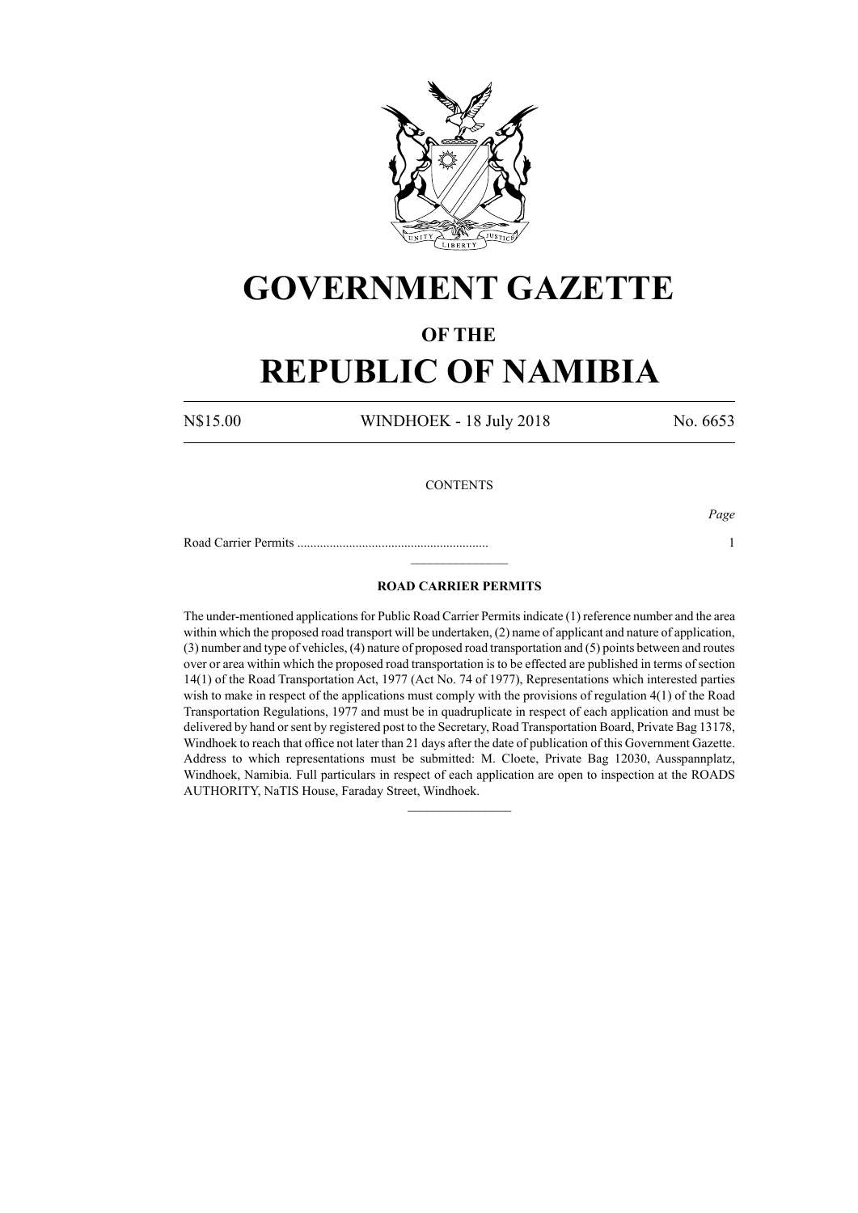# GOVERNMENT GAZETTE

## OF THE

# REPUBLIC OF NAMIBIA

N$15.00 WINDHOEK - 18 July 2018 No. 6653

CONTENTS

*Page*

Road Carrier Permits ........................................................... 1

---

### ROAD CARRIER PERMITS

The under-mentioned applications for Public Road Carrier Permits indicate (1) reference number and the area within which the proposed road transport will be undertaken, (2) name of applicant and nature of application, (3) number and type of vehicles, (4) nature of proposed road transportation and (5) points between and routes over or area within which the proposed road transportation is to be effected are published in terms of section 14(1) of the Road Transportation Act, 1977 (Act No. 74 of 1977), Representations which interested parties wish to make in respect of the applications must comply with the provisions of regulation 4(1) of the Road Transportation Regulations, 1977 and must be in quadruplicate in respect of each application and must be delivered by hand or sent by registered post to the Secretary, Road Transportation Board, Private Bag 13178, Windhoek to reach that office not later than 21 days after the date of publication of this Government Gazette. Address to which representations must be submitted: M. Cloete, Private Bag 12030, Ausspannplatz, Windhoek, Namibia. Full particulars in respect of each application are open to inspection at the ROADS AUTHORITY, NaTIS House, Faraday Street, Windhoek.

---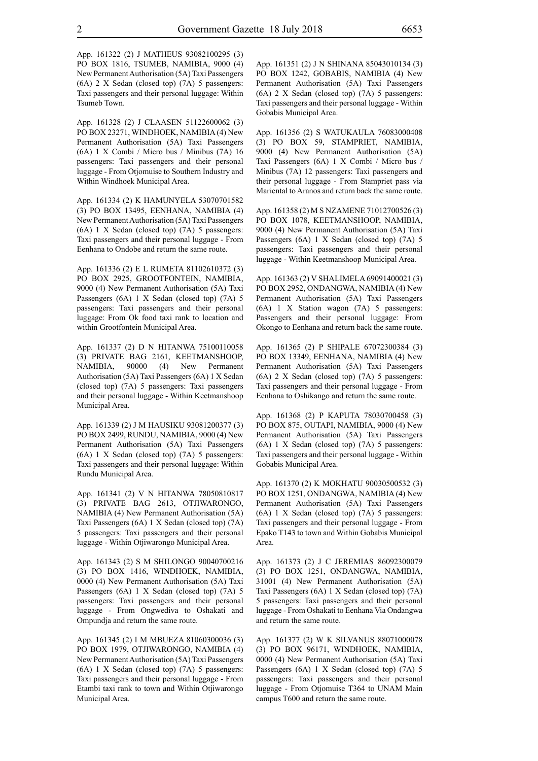App. 161322 (2) J MATHEUS 93082100295 (3) PO BOX 1816, TSUMEB, NAMIBIA, 9000 (4) New Permanent Authorisation (5A) Taxi Passengers (6A) 2 X Sedan (closed top) (7A) 5 passengers: Taxi passengers and their personal luggage: Within Tsumeb Town.

App. 161328 (2) J CLAASEN 51122600062 (3) PO BOX 23271, WINDHOEK, NAMIBIA (4) New Permanent Authorisation (5A) Taxi Passengers (6A) 1 X Combi / Micro bus / Minibus (7A) 16 passengers: Taxi passengers and their personal luggage - From Otjomuise to Southern Industry and Within Windhoek Municipal Area.

App. 161334 (2) K HAMUNYELA 53070701582 (3) PO BOX 13495, EENHANA, NAMIBIA (4) New Permanent Authorisation (5A) Taxi Passengers (6A) 1 X Sedan (closed top) (7A) 5 passengers: Taxi passengers and their personal luggage - From Eenhana to Ondobe and return the same route.

App. 161336 (2) E L RUMETA 81102610372 (3) PO BOX 2925, GROOTFONTEIN, NAMIBIA, 9000 (4) New Permanent Authorisation (5A) Taxi Passengers (6A) 1 X Sedan (closed top) (7A) 5 passengers: Taxi passengers and their personal luggage: From Ok food taxi rank to location and within Grootfontein Municipal Area.

App. 161337 (2) D N HITANWA 75100110058 (3) PRIVATE BAG 2161, KEETMANSHOOP, NAMIBIA, 90000 (4) New Permanent Authorisation (5A) Taxi Passengers (6A) 1 X Sedan (closed top) (7A) 5 passengers: Taxi passengers and their personal luggage - Within Keetmanshoop Municipal Area.

App. 161339 (2) J M HAUSIKU 93081200377 (3) PO BOX 2499, RUNDU, NAMIBIA, 9000 (4) New Permanent Authorisation (5A) Taxi Passengers (6A) 1 X Sedan (closed top) (7A) 5 passengers: Taxi passengers and their personal luggage: Within Rundu Municipal Area.

App. 161341 (2) V N HITANWA 78050810817 (3) PRIVATE BAG 2613, OTJIWARONGO, NAMIBIA (4) New Permanent Authorisation (5A) Taxi Passengers (6A) 1 X Sedan (closed top) (7A) 5 passengers: Taxi passengers and their personal luggage - Within Otjiwarongo Municipal Area.

App. 161343 (2) S M SHILONGO 90040700216 (3) PO BOX 1416, WINDHOEK, NAMIBIA, 0000 (4) New Permanent Authorisation (5A) Taxi Passengers (6A) 1 X Sedan (closed top) (7A) 5 passengers: Taxi passengers and their personal luggage - From Ongwediva to Oshakati and Ompundja and return the same route.

App. 161345 (2) I M MBUEZA 81060300036 (3) PO BOX 1979, OTJIWARONGO, NAMIBIA (4) New Permanent Authorisation (5A) Taxi Passengers (6A) 1 X Sedan (closed top) (7A) 5 passengers: Taxi passengers and their personal luggage - From Etambi taxi rank to town and Within Otjiwarongo Municipal Area.

App. 161351 (2) J N SHINANA 85043010134 (3) PO BOX 1242, GOBABIS, NAMIBIA (4) New Permanent Authorisation (5A) Taxi Passengers (6A) 2 X Sedan (closed top) (7A) 5 passengers: Taxi passengers and their personal luggage - Within Gobabis Municipal Area.

App. 161356 (2) S WATUKAULA 76083000408 (3) PO BOX 59, STAMPRIET, NAMIBIA, 9000 (4) New Permanent Authorisation (5A) Taxi Passengers (6A) 1 X Combi / Micro bus / Minibus (7A) 12 passengers: Taxi passengers and their personal luggage - From Stampriet pass via Mariental to Aranos and return back the same route.

App. 161358 (2) M S NZAMENE 71012700526 (3) PO BOX 1078, KEETMANSHOOP, NAMIBIA, 9000 (4) New Permanent Authorisation (5A) Taxi Passengers (6A) 1 X Sedan (closed top) (7A) 5 passengers: Taxi passengers and their personal luggage - Within Keetmanshoop Municipal Area.

App. 161363 (2) V SHALIMELA 69091400021 (3) PO BOX 2952, ONDANGWA, NAMIBIA (4) New Permanent Authorisation (5A) Taxi Passengers (6A) 1 X Station wagon (7A) 5 passengers: Passengers and their personal luggage: From Okongo to Eenhana and return back the same route.

App. 161365 (2) P SHIPALE 67072300384 (3) PO BOX 13349, EENHANA, NAMIBIA (4) New Permanent Authorisation (5A) Taxi Passengers (6A) 2 X Sedan (closed top) (7A) 5 passengers: Taxi passengers and their personal luggage - From Eenhana to Oshikango and return the same route.

App. 161368 (2) P KAPUTA 78030700458 (3) PO BOX 875, OUTAPI, NAMIBIA, 9000 (4) New Permanent Authorisation (5A) Taxi Passengers (6A) 1 X Sedan (closed top) (7A) 5 passengers: Taxi passengers and their personal luggage - Within Gobabis Municipal Area.

App. 161370 (2) K MOKHATU 90030500532 (3) PO BOX 1251, ONDANGWA, NAMIBIA (4) New Permanent Authorisation (5A) Taxi Passengers (6A) 1 X Sedan (closed top) (7A) 5 passengers: Taxi passengers and their personal luggage - From Epako T143 to town and Within Gobabis Municipal Area.

App. 161373 (2) J C JEREMIAS 86092300079 (3) PO BOX 1251, ONDANGWA, NAMIBIA, 31001 (4) New Permanent Authorisation (5A) Taxi Passengers (6A) 1 X Sedan (closed top) (7A) 5 passengers: Taxi passengers and their personal luggage - From Oshakati to Eenhana Via Ondangwa and return the same route.

App. 161377 (2) W K SILVANUS 88071000078 (3) PO BOX 96171, WINDHOEK, NAMIBIA, 0000 (4) New Permanent Authorisation (5A) Taxi Passengers (6A) 1 X Sedan (closed top) (7A) 5 passengers: Taxi passengers and their personal luggage - From Otjomuise T364 to UNAM Main campus T600 and return the same route.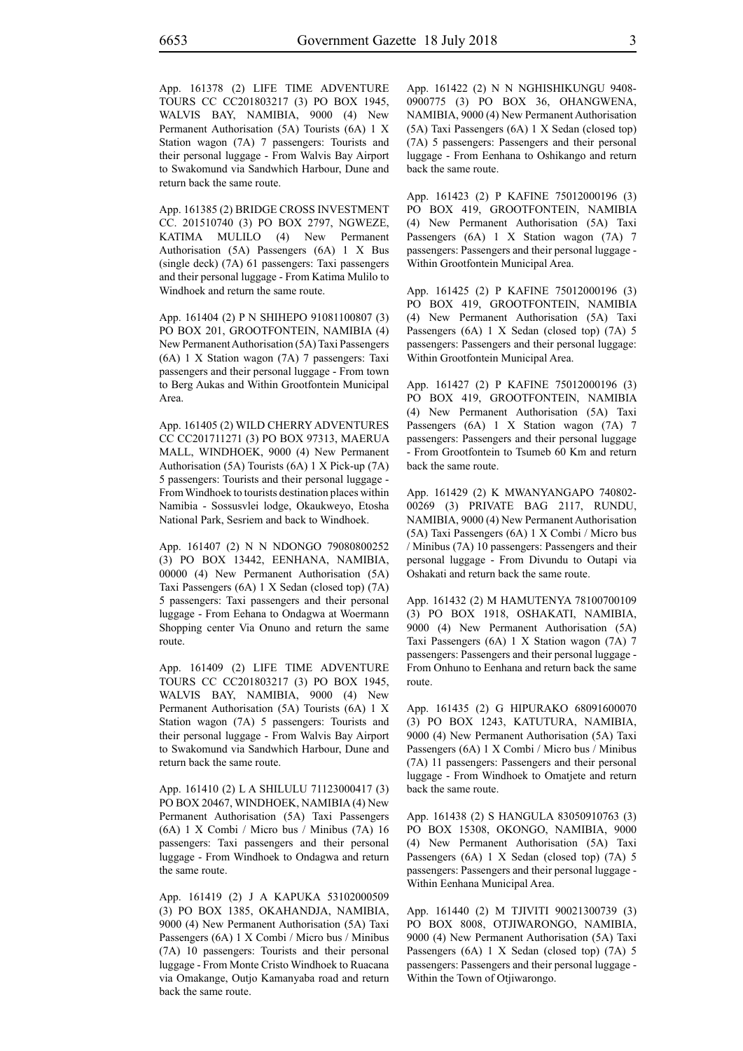App. 161378 (2) LIFE TIME ADVENTURE TOURS CC CC201803217 (3) PO BOX 1945, WALVIS BAY, NAMIBIA, 9000 (4) New Permanent Authorisation (5A) Tourists (6A) 1 X Station wagon (7A) 7 passengers: Tourists and their personal luggage - From Walvis Bay Airport to Swakomund via Sandwhich Harbour, Dune and return back the same route.

App. 161385 (2) BRIDGE CROSS INVESTMENT CC. 201510740 (3) PO BOX 2797, NGWEZE, KATIMA MULILO (4) New Permanent Authorisation (5A) Passengers (6A) 1 X Bus (single deck) (7A) 61 passengers: Taxi passengers and their personal luggage - From Katima Mulilo to Windhoek and return the same route.

App. 161404 (2) P N SHIHEPO 91081100807 (3) PO BOX 201, GROOTFONTEIN, NAMIBIA (4) New Permanent Authorisation (5A) Taxi Passengers (6A) 1 X Station wagon (7A) 7 passengers: Taxi passengers and their personal luggage - From town to Berg Aukas and Within Grootfontein Municipal Area.

App. 161405 (2) WILD CHERRY ADVENTURES CC CC201711271 (3) PO BOX 97313, MAERUA MALL, WINDHOEK, 9000 (4) New Permanent Authorisation (5A) Tourists (6A) 1 X Pick-up (7A) 5 passengers: Tourists and their personal luggage - From Windhoek to tourists destination places within Namibia - Sossusvlei lodge, Okaukweyo, Etosha National Park, Sesriem and back to Windhoek.

App. 161407 (2) N N NDONGO 79080800252 (3) PO BOX 13442, EENHANA, NAMIBIA, 00000 (4) New Permanent Authorisation (5A) Taxi Passengers (6A) 1 X Sedan (closed top) (7A) 5 passengers: Taxi passengers and their personal luggage - From Eehana to Ondagwa at Woermann Shopping center Via Onuno and return the same route.

App. 161409 (2) LIFE TIME ADVENTURE TOURS CC CC201803217 (3) PO BOX 1945, WALVIS BAY, NAMIBIA, 9000 (4) New Permanent Authorisation (5A) Tourists (6A) 1 X Station wagon (7A) 5 passengers: Tourists and their personal luggage - From Walvis Bay Airport to Swakomund via Sandwhich Harbour, Dune and return back the same route.

App. 161410 (2) L A SHILULU 71123000417 (3) PO BOX 20467, WINDHOEK, NAMIBIA (4) New Permanent Authorisation (5A) Taxi Passengers (6A) 1 X Combi / Micro bus / Minibus (7A) 16 passengers: Taxi passengers and their personal luggage - From Windhoek to Ondagwa and return the same route.

App. 161419 (2) J A KAPUKA 53102000509 (3) PO BOX 1385, OKAHANDJA, NAMIBIA, 9000 (4) New Permanent Authorisation (5A) Taxi Passengers (6A) 1 X Combi / Micro bus / Minibus (7A) 10 passengers: Tourists and their personal luggage - From Monte Cristo Windhoek to Ruacana via Omakange, Outjo Kamanyaba road and return back the same route.

App. 161422 (2) N N NGHISHIKUNGU 9408-0900775 (3) PO BOX 36, OHANGWENA, NAMIBIA, 9000 (4) New Permanent Authorisation (5A) Taxi Passengers (6A) 1 X Sedan (closed top) (7A) 5 passengers: Passengers and their personal luggage - From Eenhana to Oshikango and return back the same route.

App. 161423 (2) P KAFINE 75012000196 (3) PO BOX 419, GROOTFONTEIN, NAMIBIA (4) New Permanent Authorisation (5A) Taxi Passengers (6A) 1 X Station wagon (7A) 7 passengers: Passengers and their personal luggage - Within Grootfontein Municipal Area.

App. 161425 (2) P KAFINE 75012000196 (3) PO BOX 419, GROOTFONTEIN, NAMIBIA (4) New Permanent Authorisation (5A) Taxi Passengers (6A) 1 X Sedan (closed top) (7A) 5 passengers: Passengers and their personal luggage: Within Grootfontein Municipal Area.

App. 161427 (2) P KAFINE 75012000196 (3) PO BOX 419, GROOTFONTEIN, NAMIBIA (4) New Permanent Authorisation (5A) Taxi Passengers (6A) 1 X Station wagon (7A) 7 passengers: Passengers and their personal luggage - From Grootfontein to Tsumeb 60 Km and return back the same route.

App. 161429 (2) K MWANYANGAPO 740802-00269 (3) PRIVATE BAG 2117, RUNDU, NAMIBIA, 9000 (4) New Permanent Authorisation (5A) Taxi Passengers (6A) 1 X Combi / Micro bus / Minibus (7A) 10 passengers: Passengers and their personal luggage - From Divundu to Outapi via Oshakati and return back the same route.

App. 161432 (2) M HAMUTENYA 78100700109 (3) PO BOX 1918, OSHAKATI, NAMIBIA, 9000 (4) New Permanent Authorisation (5A) Taxi Passengers (6A) 1 X Station wagon (7A) 7 passengers: Passengers and their personal luggage - From Onhuno to Eenhana and return back the same route.

App. 161435 (2) G HIPURAKO 68091600070 (3) PO BOX 1243, KATUTURA, NAMIBIA, 9000 (4) New Permanent Authorisation (5A) Taxi Passengers (6A) 1 X Combi / Micro bus / Minibus (7A) 11 passengers: Passengers and their personal luggage - From Windhoek to Omatjete and return back the same route.

App. 161438 (2) S HANGULA 83050910763 (3) PO BOX 15308, OKONGO, NAMIBIA, 9000 (4) New Permanent Authorisation (5A) Taxi Passengers (6A) 1 X Sedan (closed top) (7A) 5 passengers: Passengers and their personal luggage - Within Eenhana Municipal Area.

App. 161440 (2) M TJIVITI 90021300739 (3) PO BOX 8008, OTJIWARONGO, NAMIBIA, 9000 (4) New Permanent Authorisation (5A) Taxi Passengers (6A) 1 X Sedan (closed top) (7A) 5 passengers: Passengers and their personal luggage - Within the Town of Otjiwarongo.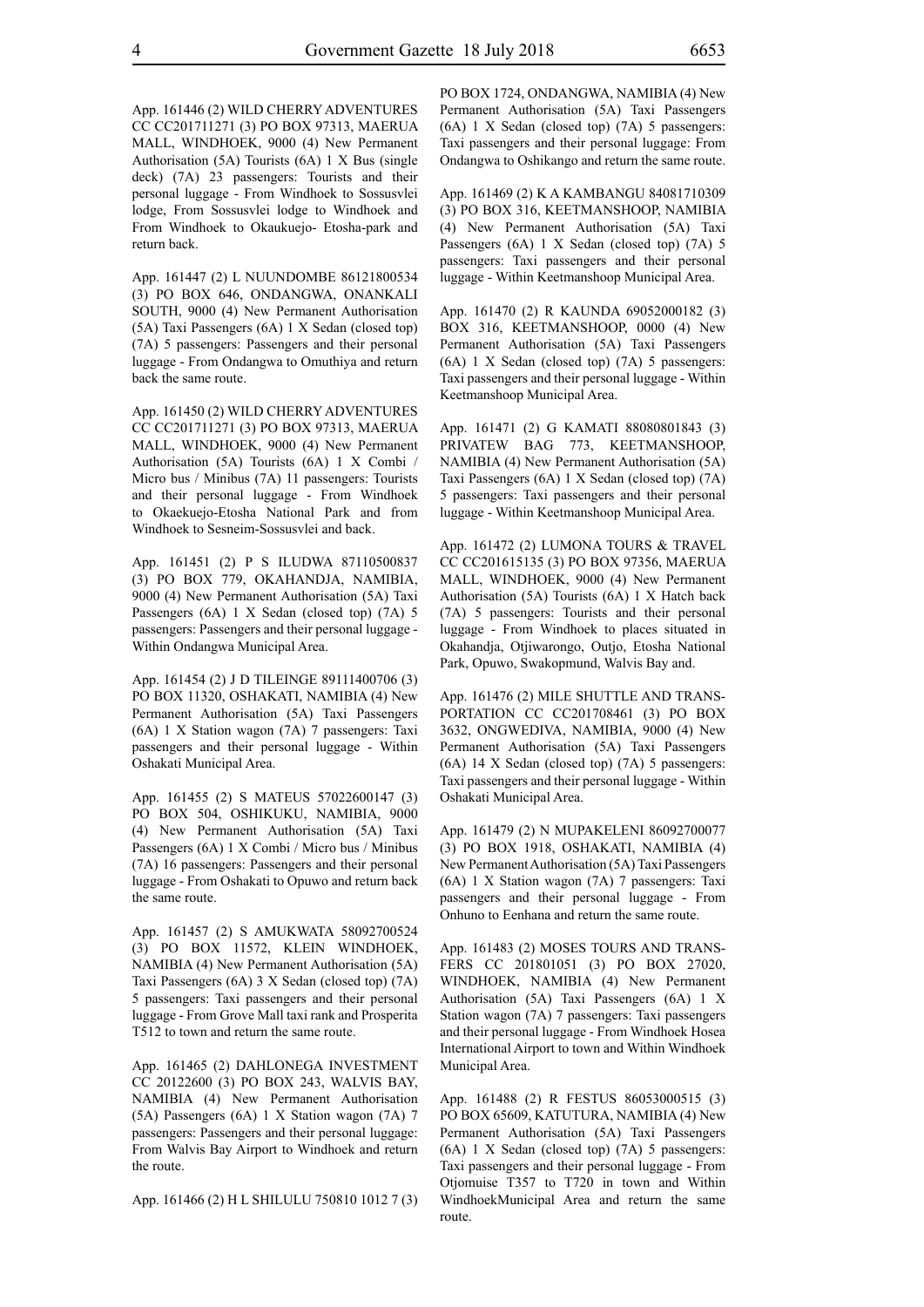App. 161446 (2) WILD CHERRY ADVENTURES CC CC201711271 (3) PO BOX 97313, MAERUA MALL, WINDHOEK, 9000 (4) New Permanent Authorisation (5A) Tourists (6A) 1 X Bus (single deck) (7A) 23 passengers: Tourists and their personal luggage - From Windhoek to Sossusvlei lodge, From Sossusvlei lodge to Windhoek and From Windhoek to Okaukuejo- Etosha-park and return back.

App. 161447 (2) L NUUNDOMBE 86121800534 (3) PO BOX 646, ONDANGWA, ONANKALI SOUTH, 9000 (4) New Permanent Authorisation (5A) Taxi Passengers (6A) 1 X Sedan (closed top) (7A) 5 passengers: Passengers and their personal luggage - From Ondangwa to Omuthiya and return back the same route.

App. 161450 (2) WILD CHERRY ADVENTURES CC CC201711271 (3) PO BOX 97313, MAERUA MALL, WINDHOEK, 9000 (4) New Permanent Authorisation (5A) Tourists (6A) 1 X Combi / Micro bus / Minibus (7A) 11 passengers: Tourists and their personal luggage - From Windhoek to Okaekuejo-Etosha National Park and from Windhoek to Sesneim-Sossusvlei and back.

App. 161451 (2) P S ILUDWA 87110500837 (3) PO BOX 779, OKAHANDJA, NAMIBIA, 9000 (4) New Permanent Authorisation (5A) Taxi Passengers (6A) 1 X Sedan (closed top) (7A) 5 passengers: Passengers and their personal luggage - Within Ondangwa Municipal Area.

App. 161454 (2) J D TILEINGE 89111400706 (3) PO BOX 11320, OSHAKATI, NAMIBIA (4) New Permanent Authorisation (5A) Taxi Passengers (6A) 1 X Station wagon (7A) 7 passengers: Taxi passengers and their personal luggage - Within Oshakati Municipal Area.

App. 161455 (2) S MATEUS 57022600147 (3) PO BOX 504, OSHIKUKU, NAMIBIA, 9000 (4) New Permanent Authorisation (5A) Taxi Passengers (6A) 1 X Combi / Micro bus / Minibus (7A) 16 passengers: Passengers and their personal luggage - From Oshakati to Opuwo and return back the same route.

App. 161457 (2) S AMUKWATA 58092700524 (3) PO BOX 11572, KLEIN WINDHOEK, NAMIBIA (4) New Permanent Authorisation (5A) Taxi Passengers (6A) 3 X Sedan (closed top) (7A) 5 passengers: Taxi passengers and their personal luggage - From Grove Mall taxi rank and Prosperita T512 to town and return the same route.

App. 161465 (2) DAHLONEGA INVESTMENT CC 20122600 (3) PO BOX 243, WALVIS BAY, NAMIBIA (4) New Permanent Authorisation (5A) Passengers (6A) 1 X Station wagon (7A) 7 passengers: Passengers and their personal luggage: From Walvis Bay Airport to Windhoek and return the route.

App. 161466 (2) H L SHILULU 750810 1012 7 (3) PO BOX 1724, ONDANGWA, NAMIBIA (4) New Permanent Authorisation (5A) Taxi Passengers (6A) 1 X Sedan (closed top) (7A) 5 passengers: Taxi passengers and their personal luggage: From Ondangwa to Oshikango and return the same route.

App. 161469 (2) K A KAMBANGU 84081710309 (3) PO BOX 316, KEETMANSHOOP, NAMIBIA (4) New Permanent Authorisation (5A) Taxi Passengers (6A) 1 X Sedan (closed top) (7A) 5 passengers: Taxi passengers and their personal luggage - Within Keetmanshoop Municipal Area.

App. 161470 (2) R KAUNDA 69052000182 (3) BOX 316, KEETMANSHOOP, 0000 (4) New Permanent Authorisation (5A) Taxi Passengers (6A) 1 X Sedan (closed top) (7A) 5 passengers: Taxi passengers and their personal luggage - Within Keetmanshoop Municipal Area.

App. 161471 (2) G KAMATI 88080801843 (3) PRIVATEW BAG 773, KEETMANSHOOP, NAMIBIA (4) New Permanent Authorisation (5A) Taxi Passengers (6A) 1 X Sedan (closed top) (7A) 5 passengers: Taxi passengers and their personal luggage - Within Keetmanshoop Municipal Area.

App. 161472 (2) LUMONA TOURS & TRAVEL CC CC201615135 (3) PO BOX 97356, MAERUA MALL, WINDHOEK, 9000 (4) New Permanent Authorisation (5A) Tourists (6A) 1 X Hatch back (7A) 5 passengers: Tourists and their personal luggage - From Windhoek to places situated in Okahandja, Otjiwarongo, Outjo, Etosha National Park, Opuwo, Swakopmund, Walvis Bay and.

App. 161476 (2) MILE SHUTTLE AND TRANSPORTATION CC CC201708461 (3) PO BOX 3632, ONGWEDIVA, NAMIBIA, 9000 (4) New Permanent Authorisation (5A) Taxi Passengers (6A) 14 X Sedan (closed top) (7A) 5 passengers: Taxi passengers and their personal luggage - Within Oshakati Municipal Area.

App. 161479 (2) N MUPAKELENI 86092700077 (3) PO BOX 1918, OSHAKATI, NAMIBIA (4) New Permanent Authorisation (5A) Taxi Passengers (6A) 1 X Station wagon (7A) 7 passengers: Taxi passengers and their personal luggage - From Onhuno to Eenhana and return the same route.

App. 161483 (2) MOSES TOURS AND TRANSFERS CC 201801051 (3) PO BOX 27020, WINDHOEK, NAMIBIA (4) New Permanent Authorisation (5A) Taxi Passengers (6A) 1 X Station wagon (7A) 7 passengers: Taxi passengers and their personal luggage - From Windhoek Hosea International Airport to town and Within Windhoek Municipal Area.

App. 161488 (2) R FESTUS 86053000515 (3) PO BOX 65609, KATUTURA, NAMIBIA (4) New Permanent Authorisation (5A) Taxi Passengers (6A) 1 X Sedan (closed top) (7A) 5 passengers: Taxi passengers and their personal luggage - From Otjomuise T357 to T720 in town and Within WindhoekMunicipal Area and return the same route.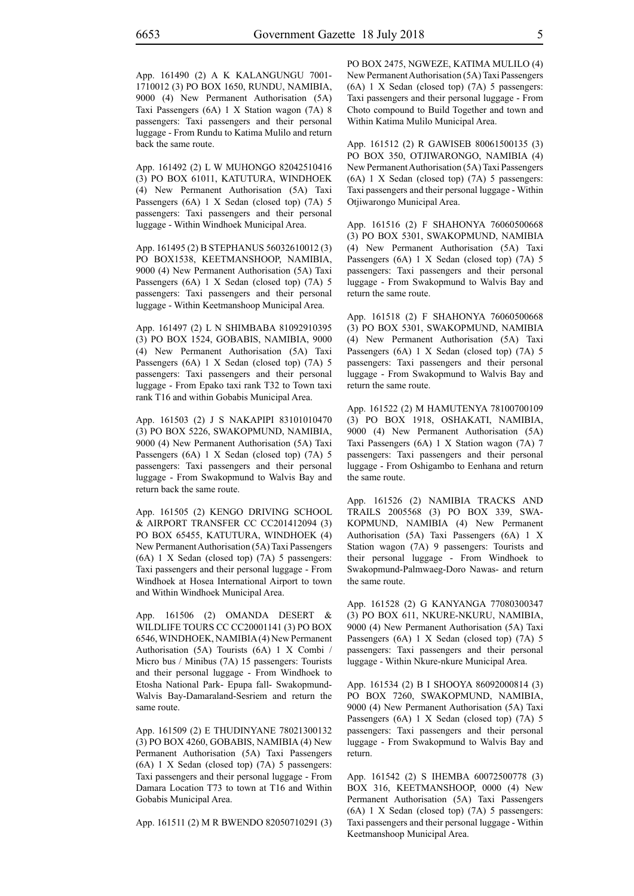App. 161490 (2) A K KALANGUNGU 7001-1710012 (3) PO BOX 1650, RUNDU, NAMIBIA, 9000 (4) New Permanent Authorisation (5A) Taxi Passengers (6A) 1 X Station wagon (7A) 8 passengers: Taxi passengers and their personal luggage - From Rundu to Katima Mulilo and return back the same route.

App. 161492 (2) L W MUHONGO 82042510416 (3) PO BOX 61011, KATUTURA, WINDHOEK (4) New Permanent Authorisation (5A) Taxi Passengers (6A) 1 X Sedan (closed top) (7A) 5 passengers: Taxi passengers and their personal luggage - Within Windhoek Municipal Area.

App. 161495 (2) B STEPHANUS 56032610012 (3) PO BOX1538, KEETMANSHOOP, NAMIBIA, 9000 (4) New Permanent Authorisation (5A) Taxi Passengers (6A) 1 X Sedan (closed top) (7A) 5 passengers: Taxi passengers and their personal luggage - Within Keetmanshoop Municipal Area.

App. 161497 (2) L N SHIMBABA 81092910395 (3) PO BOX 1524, GOBABIS, NAMIBIA, 9000 (4) New Permanent Authorisation (5A) Taxi Passengers (6A) 1 X Sedan (closed top) (7A) 5 passengers: Taxi passengers and their personal luggage - From Epako taxi rank T32 to Town taxi rank T16 and within Gobabis Municipal Area.

App. 161503 (2) J S NAKAPIPI 83101010470 (3) PO BOX 5226, SWAKOPMUND, NAMIBIA, 9000 (4) New Permanent Authorisation (5A) Taxi Passengers (6A) 1 X Sedan (closed top) (7A) 5 passengers: Taxi passengers and their personal luggage - From Swakopmund to Walvis Bay and return back the same route.

App. 161505 (2) KENGO DRIVING SCHOOL & AIRPORT TRANSFER CC CC201412094 (3) PO BOX 65455, KATUTURA, WINDHOEK (4) New Permanent Authorisation (5A) Taxi Passengers (6A) 1 X Sedan (closed top) (7A) 5 passengers: Taxi passengers and their personal luggage - From Windhoek at Hosea International Airport to town and Within Windhoek Municipal Area.

App. 161506 (2) OMANDA DESERT & WILDLIFE TOURS CC CC20001141 (3) PO BOX 6546, WINDHOEK, NAMIBIA (4) New Permanent Authorisation (5A) Tourists (6A) 1 X Combi / Micro bus / Minibus (7A) 15 passengers: Tourists and their personal luggage - From Windhoek to Etosha National Park- Epupa fall- Swakopmund-Walvis Bay-Damaraland-Sesriem and return the same route.

App. 161509 (2) E THUDINYANE 78021300132 (3) PO BOX 4260, GOBABIS, NAMIBIA (4) New Permanent Authorisation (5A) Taxi Passengers (6A) 1 X Sedan (closed top) (7A) 5 passengers: Taxi passengers and their personal luggage - From Damara Location T73 to town at T16 and Within Gobabis Municipal Area.

App. 161511 (2) M R BWENDO 82050710291 (3) PO BOX 2475, NGWEZE, KATIMA MULILO (4) New Permanent Authorisation (5A) Taxi Passengers (6A) 1 X Sedan (closed top) (7A) 5 passengers: Taxi passengers and their personal luggage - From Choto compound to Build Together and town and Within Katima Mulilo Municipal Area.

App. 161512 (2) R GAWISEB 80061500135 (3) PO BOX 350, OTJIWARONGO, NAMIBIA (4) New Permanent Authorisation (5A) Taxi Passengers (6A) 1 X Sedan (closed top) (7A) 5 passengers: Taxi passengers and their personal luggage - Within Otjiwarongo Municipal Area.

App. 161516 (2) F SHAHONYA 76060500668 (3) PO BOX 5301, SWAKOPMUND, NAMIBIA (4) New Permanent Authorisation (5A) Taxi Passengers (6A) 1 X Sedan (closed top) (7A) 5 passengers: Taxi passengers and their personal luggage - From Swakopmund to Walvis Bay and return the same route.

App. 161518 (2) F SHAHONYA 76060500668 (3) PO BOX 5301, SWAKOPMUND, NAMIBIA (4) New Permanent Authorisation (5A) Taxi Passengers (6A) 1 X Sedan (closed top) (7A) 5 passengers: Taxi passengers and their personal luggage - From Swakopmund to Walvis Bay and return the same route.

App. 161522 (2) M HAMUTENYA 78100700109 (3) PO BOX 1918, OSHAKATI, NAMIBIA, 9000 (4) New Permanent Authorisation (5A) Taxi Passengers (6A) 1 X Station wagon (7A) 7 passengers: Taxi passengers and their personal luggage - From Oshigambo to Eenhana and return the same route.

App. 161526 (2) NAMIBIA TRACKS AND TRAILS 2005568 (3) PO BOX 339, SWAKOPMUND, NAMIBIA (4) New Permanent Authorisation (5A) Taxi Passengers (6A) 1 X Station wagon (7A) 9 passengers: Tourists and their personal luggage - From Windhoek to Swakopmund-Palmwaeg-Doro Nawas- and return the same route.

App. 161528 (2) G KANYANGA 77080300347 (3) PO BOX 611, NKURE-NKURU, NAMIBIA, 9000 (4) New Permanent Authorisation (5A) Taxi Passengers (6A) 1 X Sedan (closed top) (7A) 5 passengers: Taxi passengers and their personal luggage - Within Nkure-nkure Municipal Area.

App. 161534 (2) B I SHOOYA 86092000814 (3) PO BOX 7260, SWAKOPMUND, NAMIBIA, 9000 (4) New Permanent Authorisation (5A) Taxi Passengers (6A) 1 X Sedan (closed top) (7A) 5 passengers: Taxi passengers and their personal luggage - From Swakopmund to Walvis Bay and return.

App. 161542 (2) S IHEMBA 60072500778 (3) BOX 316, KEETMANSHOOP, 0000 (4) New Permanent Authorisation (5A) Taxi Passengers (6A) 1 X Sedan (closed top) (7A) 5 passengers: Taxi passengers and their personal luggage - Within Keetmanshoop Municipal Area.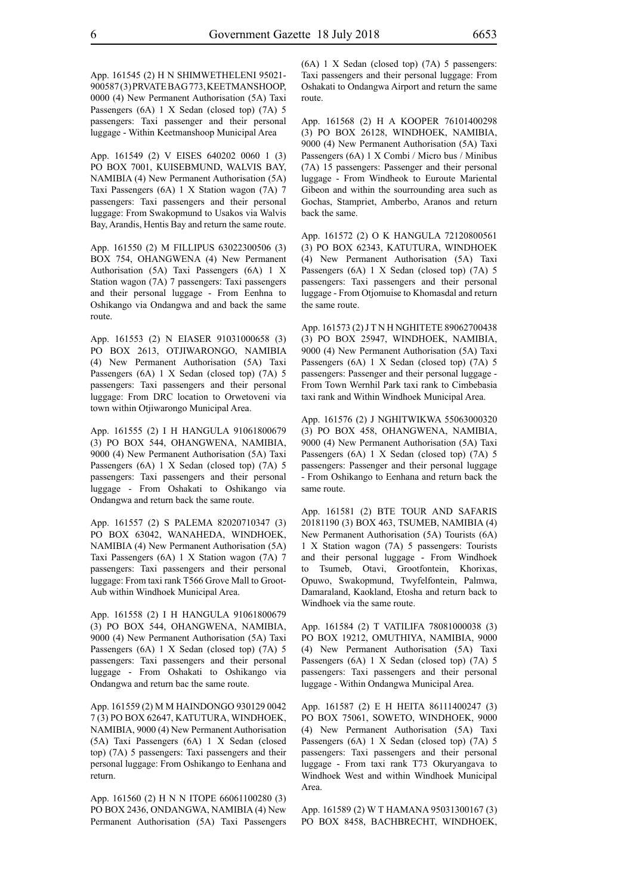App. 161545 (2) H N SHIMWETHELENI 95021-900587 (3) PRVATE BAG 773, KEETMANSHOOP, 0000 (4) New Permanent Authorisation (5A) Taxi Passengers (6A) 1 X Sedan (closed top) (7A) 5 passengers: Taxi passenger and their personal luggage - Within Keetmanshoop Municipal Area

App. 161549 (2) V EISES 640202 0060 1 (3) PO BOX 7001, KUISEBMUND, WALVIS BAY, NAMIBIA (4) New Permanent Authorisation (5A) Taxi Passengers (6A) 1 X Station wagon (7A) 7 passengers: Taxi passengers and their personal luggage: From Swakopmund to Usakos via Walvis Bay, Arandis, Hentis Bay and return the same route.

App. 161550 (2) M FILLIPUS 63022300506 (3) BOX 754, OHANGWENA (4) New Permanent Authorisation (5A) Taxi Passengers (6A) 1 X Station wagon (7A) 7 passengers: Taxi passengers and their personal luggage - From Eenhna to Oshikango via Ondangwa and and back the same route.

App. 161553 (2) N EIASER 91031000658 (3) PO BOX 2613, OTJIWARONGO, NAMIBIA (4) New Permanent Authorisation (5A) Taxi Passengers (6A) 1 X Sedan (closed top) (7A) 5 passengers: Taxi passengers and their personal luggage: From DRC location to Orwetoveni via town within Otjiwarongo Municipal Area.

App. 161555 (2) I H HANGULA 91061800679 (3) PO BOX 544, OHANGWENA, NAMIBIA, 9000 (4) New Permanent Authorisation (5A) Taxi Passengers (6A) 1 X Sedan (closed top) (7A) 5 passengers: Taxi passengers and their personal luggage - From Oshakati to Oshikango via Ondangwa and return back the same route.

App. 161557 (2) S PALEMA 82020710347 (3) PO BOX 63042, WANAHEDA, WINDHOEK, NAMIBIA (4) New Permanent Authorisation (5A) Taxi Passengers (6A) 1 X Station wagon (7A) 7 passengers: Taxi passengers and their personal luggage: From taxi rank T566 Grove Mall to Groot-Aub within Windhoek Municipal Area.

App. 161558 (2) I H HANGULA 91061800679 (3) PO BOX 544, OHANGWENA, NAMIBIA, 9000 (4) New Permanent Authorisation (5A) Taxi Passengers (6A) 1 X Sedan (closed top) (7A) 5 passengers: Taxi passengers and their personal luggage - From Oshakati to Oshikango via Ondangwa and return bac the same route.

App. 161559 (2) M M HAINDONGO 930129 0042 7 (3) PO BOX 62647, KATUTURA, WINDHOEK, NAMIBIA, 9000 (4) New Permanent Authorisation (5A) Taxi Passengers (6A) 1 X Sedan (closed top) (7A) 5 passengers: Taxi passengers and their personal luggage: From Oshikango to Eenhana and return.

App. 161560 (2) H N N ITOPE 66061100280 (3) PO BOX 2436, ONDANGWA, NAMIBIA (4) New Permanent Authorisation (5A) Taxi Passengers (6A) 1 X Sedan (closed top) (7A) 5 passengers: Taxi passengers and their personal luggage: From Oshakati to Ondangwa Airport and return the same route.

App. 161568 (2) H A KOOPER 76101400298 (3) PO BOX 26128, WINDHOEK, NAMIBIA, 9000 (4) New Permanent Authorisation (5A) Taxi Passengers (6A) 1 X Combi / Micro bus / Minibus (7A) 15 passengers: Passenger and their personal luggage - From Windheok to Euroute Mariental Gibeon and within the sourrounding area such as Gochas, Stampriet, Amberbo, Aranos and return back the same.

App. 161572 (2) O K HANGULA 72120800561 (3) PO BOX 62343, KATUTURA, WINDHOEK (4) New Permanent Authorisation (5A) Taxi Passengers (6A) 1 X Sedan (closed top) (7A) 5 passengers: Taxi passengers and their personal luggage - From Otjomuise to Khomasdal and return the same route.

App. 161573 (2) J T N H NGHITETE 89062700438 (3) PO BOX 25947, WINDHOEK, NAMIBIA, 9000 (4) New Permanent Authorisation (5A) Taxi Passengers (6A) 1 X Sedan (closed top) (7A) 5 passengers: Passenger and their personal luggage - From Town Wernhil Park taxi rank to Cimbebasia taxi rank and Within Windhoek Municipal Area.

App. 161576 (2) J NGHITWIKWA 55063000320 (3) PO BOX 458, OHANGWENA, NAMIBIA, 9000 (4) New Permanent Authorisation (5A) Taxi Passengers (6A) 1 X Sedan (closed top) (7A) 5 passengers: Passenger and their personal luggage - From Oshikango to Eenhana and return back the same route.

App. 161581 (2) BTE TOUR AND SAFARIS 20181190 (3) BOX 463, TSUMEB, NAMIBIA (4) New Permanent Authorisation (5A) Tourists (6A) 1 X Station wagon (7A) 5 passengers: Tourists and their personal luggage - From Windhoek to Tsumeb, Otavi, Grootfontein, Khorixas, Opuwo, Swakopmund, Twyfelfontein, Palmwa, Damaraland, Kaokland, Etosha and return back to Windhoek via the same route.

App. 161584 (2) T VATILIFA 78081000038 (3) PO BOX 19212, OMUTHIYA, NAMIBIA, 9000 (4) New Permanent Authorisation (5A) Taxi Passengers (6A) 1 X Sedan (closed top) (7A) 5 passengers: Taxi passengers and their personal luggage - Within Ondangwa Municipal Area.

App. 161587 (2) E H HEITA 86111400247 (3) PO BOX 75061, SOWETO, WINDHOEK, 9000 (4) New Permanent Authorisation (5A) Taxi Passengers (6A) 1 X Sedan (closed top) (7A) 5 passengers: Taxi passengers and their personal luggage - From taxi rank T73 Okuryangava to Windhoek West and within Windhoek Municipal Area.

App. 161589 (2) W T HAMANA 95031300167 (3) PO BOX 8458, BACHBRECHT, WINDHOEK,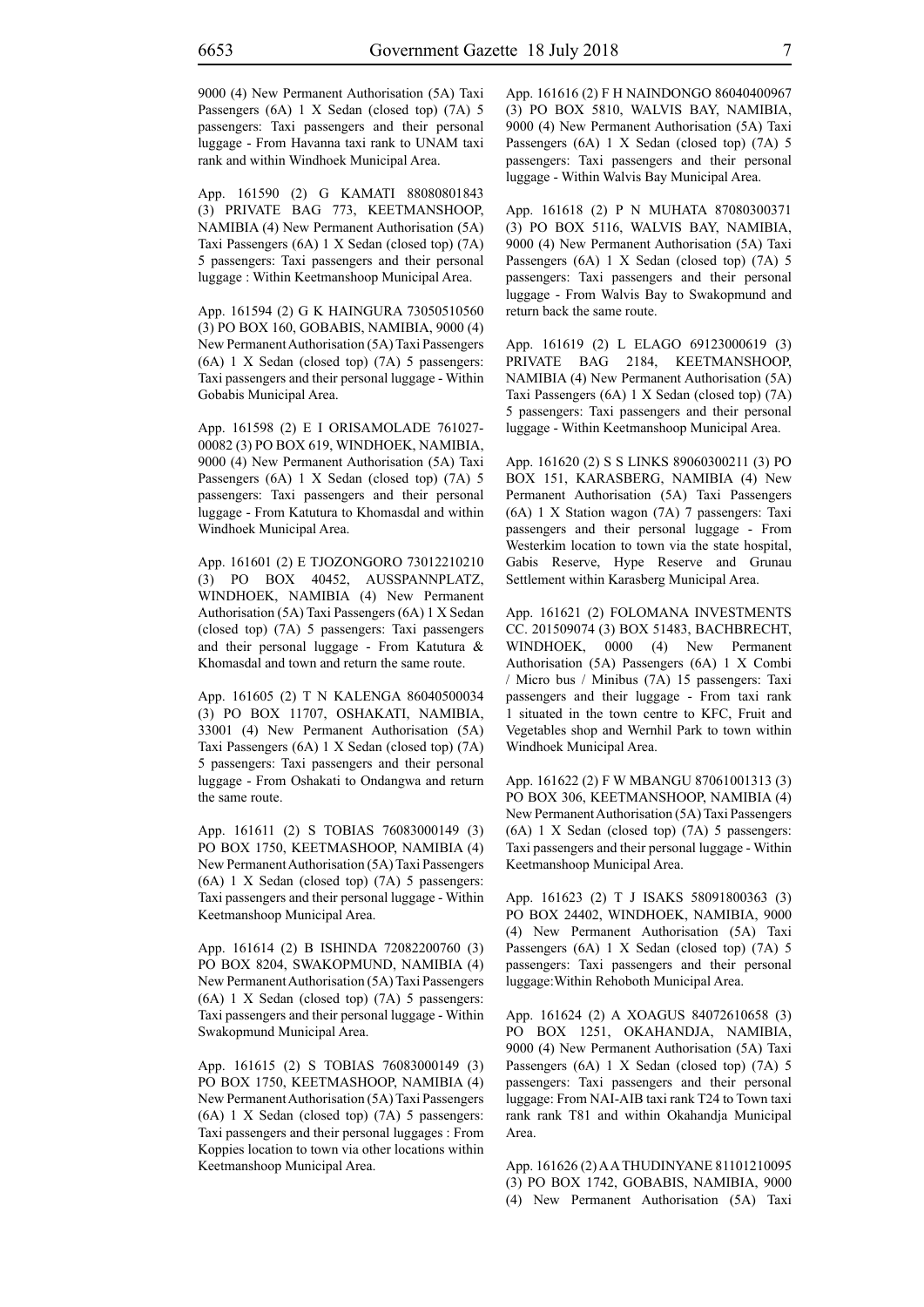9000 (4) New Permanent Authorisation (5A) Taxi Passengers (6A) 1 X Sedan (closed top) (7A) 5 passengers: Taxi passengers and their personal luggage - From Havanna taxi rank to UNAM taxi rank and within Windhoek Municipal Area.

App. 161590 (2) G KAMATI 88080801843 (3) PRIVATE BAG 773, KEETMANSHOOP, NAMIBIA (4) New Permanent Authorisation (5A) Taxi Passengers (6A) 1 X Sedan (closed top) (7A) 5 passengers: Taxi passengers and their personal luggage : Within Keetmanshoop Municipal Area.

App. 161594 (2) G K HAINGURA 73050510560 (3) PO BOX 160, GOBABIS, NAMIBIA, 9000 (4) New Permanent Authorisation (5A) Taxi Passengers (6A) 1 X Sedan (closed top) (7A) 5 passengers: Taxi passengers and their personal luggage - Within Gobabis Municipal Area.

App. 161598 (2) E I ORISAMOLADE 761027-00082 (3) PO BOX 619, WINDHOEK, NAMIBIA, 9000 (4) New Permanent Authorisation (5A) Taxi Passengers (6A) 1 X Sedan (closed top) (7A) 5 passengers: Taxi passengers and their personal luggage - From Katutura to Khomasdal and within Windhoek Municipal Area.

App. 161601 (2) E TJOZONGORO 73012210210 (3) PO BOX 40452, AUSSPANNPLATZ, WINDHOEK, NAMIBIA (4) New Permanent Authorisation (5A) Taxi Passengers (6A) 1 X Sedan (closed top) (7A) 5 passengers: Taxi passengers and their personal luggage - From Katutura & Khomasdal and town and return the same route.

App. 161605 (2) T N KALENGA 86040500034 (3) PO BOX 11707, OSHAKATI, NAMIBIA, 33001 (4) New Permanent Authorisation (5A) Taxi Passengers (6A) 1 X Sedan (closed top) (7A) 5 passengers: Taxi passengers and their personal luggage - From Oshakati to Ondangwa and return the same route.

App. 161611 (2) S TOBIAS 76083000149 (3) PO BOX 1750, KEETMASHOOP, NAMIBIA (4) New Permanent Authorisation (5A) Taxi Passengers (6A) 1 X Sedan (closed top) (7A) 5 passengers: Taxi passengers and their personal luggage - Within Keetmanshoop Municipal Area.

App. 161614 (2) B ISHINDA 72082200760 (3) PO BOX 8204, SWAKOPMUND, NAMIBIA (4) New Permanent Authorisation (5A) Taxi Passengers (6A) 1 X Sedan (closed top) (7A) 5 passengers: Taxi passengers and their personal luggage - Within Swakopmund Municipal Area.

App. 161615 (2) S TOBIAS 76083000149 (3) PO BOX 1750, KEETMASHOOP, NAMIBIA (4) New Permanent Authorisation (5A) Taxi Passengers (6A) 1 X Sedan (closed top) (7A) 5 passengers: Taxi passengers and their personal luggages : From Koppies location to town via other locations within Keetmanshoop Municipal Area.

App. 161616 (2) F H NAINDONGO 86040400967 (3) PO BOX 5810, WALVIS BAY, NAMIBIA, 9000 (4) New Permanent Authorisation (5A) Taxi Passengers (6A) 1 X Sedan (closed top) (7A) 5 passengers: Taxi passengers and their personal luggage - Within Walvis Bay Municipal Area.

App. 161618 (2) P N MUHATA 87080300371 (3) PO BOX 5116, WALVIS BAY, NAMIBIA, 9000 (4) New Permanent Authorisation (5A) Taxi Passengers (6A) 1 X Sedan (closed top) (7A) 5 passengers: Taxi passengers and their personal luggage - From Walvis Bay to Swakopmund and return back the same route.

App. 161619 (2) L ELAGO 69123000619 (3) PRIVATE BAG 2184, KEETMANSHOOP, NAMIBIA (4) New Permanent Authorisation (5A) Taxi Passengers (6A) 1 X Sedan (closed top) (7A) 5 passengers: Taxi passengers and their personal luggage - Within Keetmanshoop Municipal Area.

App. 161620 (2) S S LINKS 89060300211 (3) PO BOX 151, KARASBERG, NAMIBIA (4) New Permanent Authorisation (5A) Taxi Passengers (6A) 1 X Station wagon (7A) 7 passengers: Taxi passengers and their personal luggage - From Westerkim location to town via the state hospital, Gabis Reserve, Hype Reserve and Grunau Settlement within Karasberg Municipal Area.

App. 161621 (2) FOLOMANA INVESTMENTS CC. 201509074 (3) BOX 51483, BACHBRECHT, WINDHOEK, 0000 (4) New Permanent Authorisation (5A) Passengers (6A) 1 X Combi / Micro bus / Minibus (7A) 15 passengers: Taxi passengers and their luggage - From taxi rank 1 situated in the town centre to KFC, Fruit and Vegetables shop and Wernhil Park to town within Windhoek Municipal Area.

App. 161622 (2) F W MBANGU 87061001313 (3) PO BOX 306, KEETMANSHOOP, NAMIBIA (4) New Permanent Authorisation (5A) Taxi Passengers (6A) 1 X Sedan (closed top) (7A) 5 passengers: Taxi passengers and their personal luggage - Within Keetmanshoop Municipal Area.

App. 161623 (2) T J ISAKS 58091800363 (3) PO BOX 24402, WINDHOEK, NAMIBIA, 9000 (4) New Permanent Authorisation (5A) Taxi Passengers (6A) 1 X Sedan (closed top) (7A) 5 passengers: Taxi passengers and their personal luggage:Within Rehoboth Municipal Area.

App. 161624 (2) A XOAGUS 84072610658 (3) PO BOX 1251, OKAHANDJA, NAMIBIA, 9000 (4) New Permanent Authorisation (5A) Taxi Passengers (6A) 1 X Sedan (closed top) (7A) 5 passengers: Taxi passengers and their personal luggage: From NAI-AIB taxi rank T24 to Town taxi rank rank T81 and within Okahandja Municipal Area.

App. 161626 (2) A A THUDINYANE 81101210095 (3) PO BOX 1742, GOBABIS, NAMIBIA, 9000 (4) New Permanent Authorisation (5A) Taxi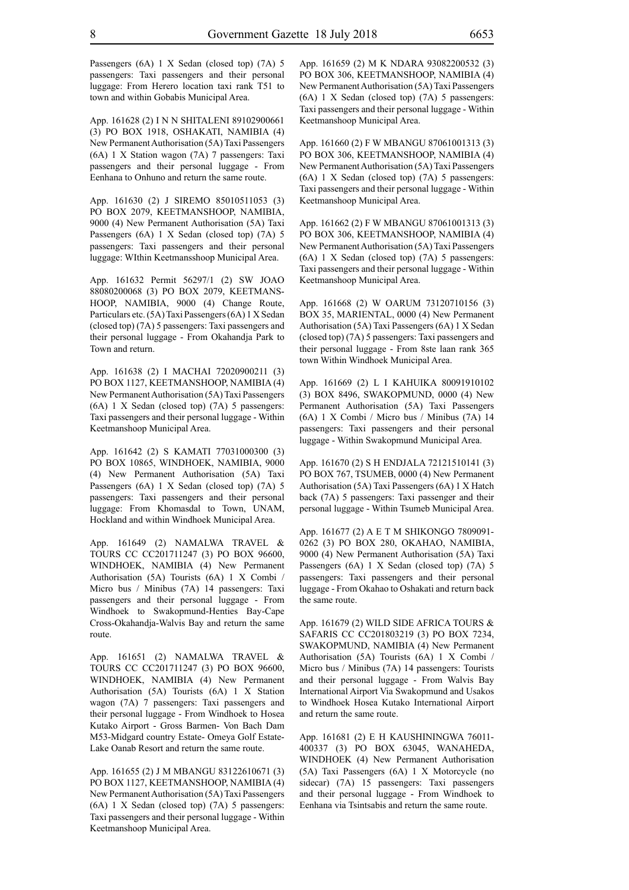Passengers (6A) 1 X Sedan (closed top) (7A) 5 passengers: Taxi passengers and their personal luggage: From Herero location taxi rank T51 to town and within Gobabis Municipal Area.

App. 161628 (2) I N N SHITALENI 89102900661 (3) PO BOX 1918, OSHAKATI, NAMIBIA (4) New Permanent Authorisation (5A) Taxi Passengers (6A) 1 X Station wagon (7A) 7 passengers: Taxi passengers and their personal luggage - From Eenhana to Onhuno and return the same route.

App. 161630 (2) J SIREMO 85010511053 (3) PO BOX 2079, KEETMANSHOOP, NAMIBIA, 9000 (4) New Permanent Authorisation (5A) Taxi Passengers (6A) 1 X Sedan (closed top) (7A) 5 passengers: Taxi passengers and their personal luggage: WIthin Keetmansshoop Municipal Area.

App. 161632 Permit 56297/1 (2) SW JOAO 88080200068 (3) PO BOX 2079, KEETMANS-HOOP, NAMIBIA, 9000 (4) Change Route, Particulars etc. (5A) Taxi Passengers (6A) 1 X Sedan (closed top) (7A) 5 passengers: Taxi passengers and their personal luggage - From Okahandja Park to Town and return.

App. 161638 (2) I MACHAI 72020900211 (3) PO BOX 1127, KEETMANSHOOP, NAMIBIA (4) New Permanent Authorisation (5A) Taxi Passengers (6A) 1 X Sedan (closed top) (7A) 5 passengers: Taxi passengers and their personal luggage - Within Keetmanshoop Municipal Area.

App. 161642 (2) S KAMATI 77031000300 (3) PO BOX 10865, WINDHOEK, NAMIBIA, 9000 (4) New Permanent Authorisation (5A) Taxi Passengers (6A) 1 X Sedan (closed top) (7A) 5 passengers: Taxi passengers and their personal luggage: From Khomasdal to Town, UNAM, Hockland and within Windhoek Municipal Area.

App. 161649 (2) NAMALWA TRAVEL & TOURS CC CC201711247 (3) PO BOX 96600, WINDHOEK, NAMIBIA (4) New Permanent Authorisation (5A) Tourists (6A) 1 X Combi / Micro bus / Minibus (7A) 14 passengers: Taxi passengers and their personal luggage - From Windhoek to Swakopmund-Henties Bay-Cape Cross-Okahandja-Walvis Bay and return the same route.

App. 161651 (2) NAMALWA TRAVEL & TOURS CC CC201711247 (3) PO BOX 96600, WINDHOEK, NAMIBIA (4) New Permanent Authorisation (5A) Tourists (6A) 1 X Station wagon (7A) 7 passengers: Taxi passengers and their personal luggage - From Windhoek to Hosea Kutako Airport - Gross Barmen- Von Bach Dam M53-Midgard country Estate- Omeya Golf Estate-Lake Oanab Resort and return the same route.

App. 161655 (2) J M MBANGU 83122610671 (3) PO BOX 1127, KEETMANSHOOP, NAMIBIA (4) New Permanent Authorisation (5A) Taxi Passengers (6A) 1 X Sedan (closed top) (7A) 5 passengers: Taxi passengers and their personal luggage - Within Keetmanshoop Municipal Area.

App. 161659 (2) M K NDARA 93082200532 (3) PO BOX 306, KEETMANSHOOP, NAMIBIA (4) New Permanent Authorisation (5A) Taxi Passengers (6A) 1 X Sedan (closed top) (7A) 5 passengers: Taxi passengers and their personal luggage - Within Keetmanshoop Municipal Area.

App. 161660 (2) F W MBANGU 87061001313 (3) PO BOX 306, KEETMANSHOOP, NAMIBIA (4) New Permanent Authorisation (5A) Taxi Passengers (6A) 1 X Sedan (closed top) (7A) 5 passengers: Taxi passengers and their personal luggage - Within Keetmanshoop Municipal Area.

App. 161662 (2) F W MBANGU 87061001313 (3) PO BOX 306, KEETMANSHOOP, NAMIBIA (4) New Permanent Authorisation (5A) Taxi Passengers (6A) 1 X Sedan (closed top) (7A) 5 passengers: Taxi passengers and their personal luggage - Within Keetmanshoop Municipal Area.

App. 161668 (2) W OARUM 73120710156 (3) BOX 35, MARIENTAL, 0000 (4) New Permanent Authorisation (5A) Taxi Passengers (6A) 1 X Sedan (closed top) (7A) 5 passengers: Taxi passengers and their personal luggage - From 8ste laan rank 365 town Within Windhoek Municipal Area.

App. 161669 (2) L I KAHUIKA 80091910102 (3) BOX 8496, SWAKOPMUND, 0000 (4) New Permanent Authorisation (5A) Taxi Passengers (6A) 1 X Combi / Micro bus / Minibus (7A) 14 passengers: Taxi passengers and their personal luggage - Within Swakopmund Municipal Area.

App. 161670 (2) S H ENDJALA 72121510141 (3) PO BOX 767, TSUMEB, 0000 (4) New Permanent Authorisation (5A) Taxi Passengers (6A) 1 X Hatch back (7A) 5 passengers: Taxi passenger and their personal luggage - Within Tsumeb Municipal Area.

App. 161677 (2) A E T M SHIKONGO 7809091-0262 (3) PO BOX 280, OKAHAO, NAMIBIA, 9000 (4) New Permanent Authorisation (5A) Taxi Passengers (6A) 1 X Sedan (closed top) (7A) 5 passengers: Taxi passengers and their personal luggage - From Okahao to Oshakati and return back the same route.

App. 161679 (2) WILD SIDE AFRICA TOURS & SAFARIS CC CC201803219 (3) PO BOX 7234, SWAKOPMUND, NAMIBIA (4) New Permanent Authorisation (5A) Tourists (6A) 1 X Combi / Micro bus / Minibus (7A) 14 passengers: Tourists and their personal luggage - From Walvis Bay International Airport Via Swakopmund and Usakos to Windhoek Hosea Kutako International Airport and return the same route.

App. 161681 (2) E H KAUSHININGWA 76011-400337 (3) PO BOX 63045, WANAHEDA, WINDHOEK (4) New Permanent Authorisation (5A) Taxi Passengers (6A) 1 X Motorcycle (no sidecar) (7A) 15 passengers: Taxi passengers and their personal luggage - From Windhoek to Eenhana via Tsintsabis and return the same route.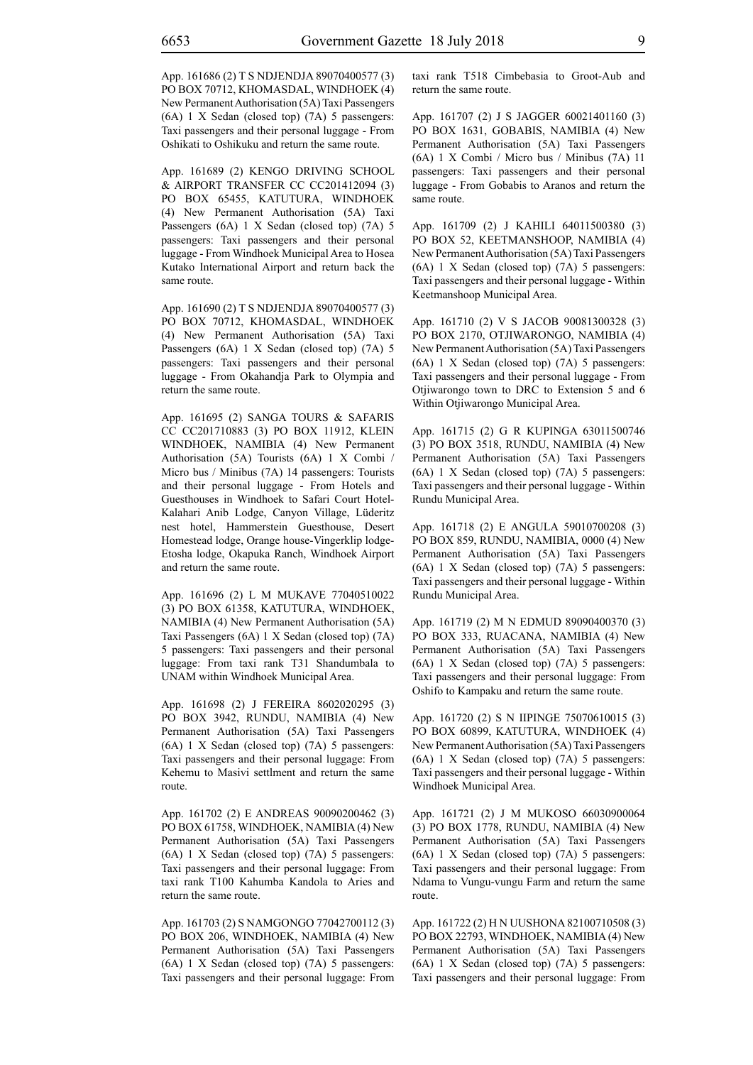App. 161686 (2) T S NDJENDJA 89070400577 (3) PO BOX 70712, KHOMASDAL, WINDHOEK (4) New Permanent Authorisation (5A) Taxi Passengers (6A) 1 X Sedan (closed top) (7A) 5 passengers: Taxi passengers and their personal luggage - From Oshikati to Oshikuku and return the same route.

App. 161689 (2) KENGO DRIVING SCHOOL & AIRPORT TRANSFER CC CC201412094 (3) PO BOX 65455, KATUTURA, WINDHOEK (4) New Permanent Authorisation (5A) Taxi Passengers (6A) 1 X Sedan (closed top) (7A) 5 passengers: Taxi passengers and their personal luggage - From Windhoek Municipal Area to Hosea Kutako International Airport and return back the same route.

App. 161690 (2) T S NDJENDJA 89070400577 (3) PO BOX 70712, KHOMASDAL, WINDHOEK (4) New Permanent Authorisation (5A) Taxi Passengers (6A) 1 X Sedan (closed top) (7A) 5 passengers: Taxi passengers and their personal luggage - From Okahandja Park to Olympia and return the same route.

App. 161695 (2) SANGA TOURS & SAFARIS CC CC201710883 (3) PO BOX 11912, KLEIN WINDHOEK, NAMIBIA (4) New Permanent Authorisation (5A) Tourists (6A) 1 X Combi / Micro bus / Minibus (7A) 14 passengers: Tourists and their personal luggage - From Hotels and Guesthouses in Windhoek to Safari Court Hotel-Kalahari Anib Lodge, Canyon Village, Lüderitz nest hotel, Hammerstein Guesthouse, Desert Homestead lodge, Orange house-Vingerklip lodge-Etosha lodge, Okapuka Ranch, Windhoek Airport and return the same route.

App. 161696 (2) L M MUKAVE 77040510022 (3) PO BOX 61358, KATUTURA, WINDHOEK, NAMIBIA (4) New Permanent Authorisation (5A) Taxi Passengers (6A) 1 X Sedan (closed top) (7A) 5 passengers: Taxi passengers and their personal luggage: From taxi rank T31 Shandumbala to UNAM within Windhoek Municipal Area.

App. 161698 (2) J FEREIRA 8602020295 (3) PO BOX 3942, RUNDU, NAMIBIA (4) New Permanent Authorisation (5A) Taxi Passengers (6A) 1 X Sedan (closed top) (7A) 5 passengers: Taxi passengers and their personal luggage: From Kehemu to Masivi settlment and return the same route.

App. 161702 (2) E ANDREAS 90090200462 (3) PO BOX 61758, WINDHOEK, NAMIBIA (4) New Permanent Authorisation (5A) Taxi Passengers (6A) 1 X Sedan (closed top) (7A) 5 passengers: Taxi passengers and their personal luggage: From taxi rank T100 Kahumba Kandola to Aries and return the same route.

App. 161703 (2) S NAMGONGO 77042700112 (3) PO BOX 206, WINDHOEK, NAMIBIA (4) New Permanent Authorisation (5A) Taxi Passengers (6A) 1 X Sedan (closed top) (7A) 5 passengers: Taxi passengers and their personal luggage: From taxi rank T518 Cimbebasia to Groot-Aub and return the same route.

App. 161707 (2) J S JAGGER 60021401160 (3) PO BOX 1631, GOBABIS, NAMIBIA (4) New Permanent Authorisation (5A) Taxi Passengers (6A) 1 X Combi / Micro bus / Minibus (7A) 11 passengers: Taxi passengers and their personal luggage - From Gobabis to Aranos and return the same route.

App. 161709 (2) J KAHILI 64011500380 (3) PO BOX 52, KEETMANSHOOP, NAMIBIA (4) New Permanent Authorisation (5A) Taxi Passengers (6A) 1 X Sedan (closed top) (7A) 5 passengers: Taxi passengers and their personal luggage - Within Keetmanshoop Municipal Area.

App. 161710 (2) V S JACOB 90081300328 (3) PO BOX 2170, OTJIWARONGO, NAMIBIA (4) New Permanent Authorisation (5A) Taxi Passengers (6A) 1 X Sedan (closed top) (7A) 5 passengers: Taxi passengers and their personal luggage - From Otjiwarongo town to DRC to Extension 5 and 6 Within Otjiwarongo Municipal Area.

App. 161715 (2) G R KUPINGA 63011500746 (3) PO BOX 3518, RUNDU, NAMIBIA (4) New Permanent Authorisation (5A) Taxi Passengers (6A) 1 X Sedan (closed top) (7A) 5 passengers: Taxi passengers and their personal luggage - Within Rundu Municipal Area.

App. 161718 (2) E ANGULA 59010700208 (3) PO BOX 859, RUNDU, NAMIBIA, 0000 (4) New Permanent Authorisation (5A) Taxi Passengers (6A) 1 X Sedan (closed top) (7A) 5 passengers: Taxi passengers and their personal luggage - Within Rundu Municipal Area.

App. 161719 (2) M N EDMUD 89090400370 (3) PO BOX 333, RUACANA, NAMIBIA (4) New Permanent Authorisation (5A) Taxi Passengers (6A) 1 X Sedan (closed top) (7A) 5 passengers: Taxi passengers and their personal luggage: From Oshifo to Kampaku and return the same route.

App. 161720 (2) S N IIPINGE 75070610015 (3) PO BOX 60899, KATUTURA, WINDHOEK (4) New Permanent Authorisation (5A) Taxi Passengers (6A) 1 X Sedan (closed top) (7A) 5 passengers: Taxi passengers and their personal luggage - Within Windhoek Municipal Area.

App. 161721 (2) J M MUKOSO 66030900064 (3) PO BOX 1778, RUNDU, NAMIBIA (4) New Permanent Authorisation (5A) Taxi Passengers (6A) 1 X Sedan (closed top) (7A) 5 passengers: Taxi passengers and their personal luggage: From Ndama to Vungu-vungu Farm and return the same route.

App. 161722 (2) H N UUSHONA 82100710508 (3) PO BOX 22793, WINDHOEK, NAMIBIA (4) New Permanent Authorisation (5A) Taxi Passengers (6A) 1 X Sedan (closed top) (7A) 5 passengers: Taxi passengers and their personal luggage: From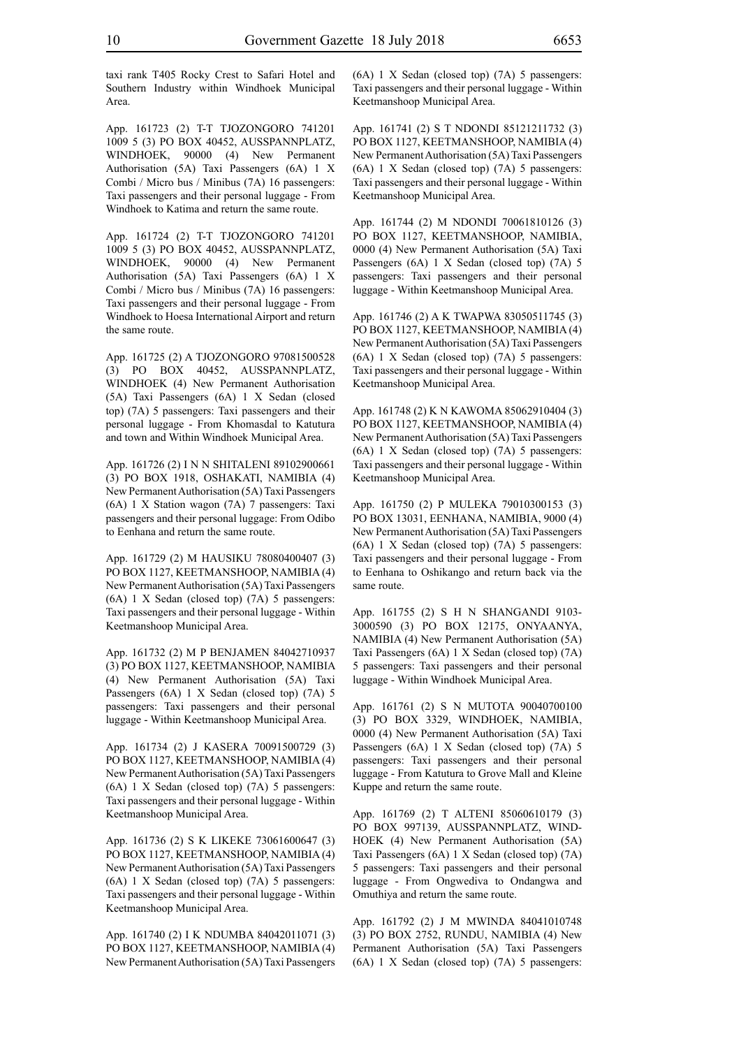taxi rank T405 Rocky Crest to Safari Hotel and Southern Industry within Windhoek Municipal Area.

App. 161723 (2) T-T TJOZONGORO 741201 1009 5 (3) PO BOX 40452, AUSSPANNPLATZ, WINDHOEK, 90000 (4) New Permanent Authorisation (5A) Taxi Passengers (6A) 1 X Combi / Micro bus / Minibus (7A) 16 passengers: Taxi passengers and their personal luggage - From Windhoek to Katima and return the same route.

App. 161724 (2) T-T TJOZONGORO 741201 1009 5 (3) PO BOX 40452, AUSSPANNPLATZ, WINDHOEK, 90000 (4) New Permanent Authorisation (5A) Taxi Passengers (6A) 1 X Combi / Micro bus / Minibus (7A) 16 passengers: Taxi passengers and their personal luggage - From Windhoek to Hoesa International Airport and return the same route.

App. 161725 (2) A TJOZONGORO 97081500528 (3) PO BOX 40452, AUSSPANNPLATZ, WINDHOEK (4) New Permanent Authorisation (5A) Taxi Passengers (6A) 1 X Sedan (closed top) (7A) 5 passengers: Taxi passengers and their personal luggage - From Khomasdal to Katutura and town and Within Windhoek Municipal Area.

App. 161726 (2) I N N SHITALENI 89102900661 (3) PO BOX 1918, OSHAKATI, NAMIBIA (4) New Permanent Authorisation (5A) Taxi Passengers (6A) 1 X Station wagon (7A) 7 passengers: Taxi passengers and their personal luggage: From Odibo to Eenhana and return the same route.

App. 161729 (2) M HAUSIKU 78080400407 (3) PO BOX 1127, KEETMANSHOOP, NAMIBIA (4) New Permanent Authorisation (5A) Taxi Passengers (6A) 1 X Sedan (closed top) (7A) 5 passengers: Taxi passengers and their personal luggage - Within Keetmanshoop Municipal Area.

App. 161732 (2) M P BENJAMEN 84042710937 (3) PO BOX 1127, KEETMANSHOOP, NAMIBIA (4) New Permanent Authorisation (5A) Taxi Passengers (6A) 1 X Sedan (closed top) (7A) 5 passengers: Taxi passengers and their personal luggage - Within Keetmanshoop Municipal Area.

App. 161734 (2) J KASERA 70091500729 (3) PO BOX 1127, KEETMANSHOOP, NAMIBIA (4) New Permanent Authorisation (5A) Taxi Passengers (6A) 1 X Sedan (closed top) (7A) 5 passengers: Taxi passengers and their personal luggage - Within Keetmanshoop Municipal Area.

App. 161736 (2) S K LIKEKE 73061600647 (3) PO BOX 1127, KEETMANSHOOP, NAMIBIA (4) New Permanent Authorisation (5A) Taxi Passengers (6A) 1 X Sedan (closed top) (7A) 5 passengers: Taxi passengers and their personal luggage - Within Keetmanshoop Municipal Area.

App. 161740 (2) I K NDUMBA 84042011071 (3) PO BOX 1127, KEETMANSHOOP, NAMIBIA (4) New Permanent Authorisation (5A) Taxi Passengers (6A) 1 X Sedan (closed top) (7A) 5 passengers: Taxi passengers and their personal luggage - Within Keetmanshoop Municipal Area.

App. 161741 (2) S T NDONDI 85121211732 (3) PO BOX 1127, KEETMANSHOOP, NAMIBIA (4) New Permanent Authorisation (5A) Taxi Passengers (6A) 1 X Sedan (closed top) (7A) 5 passengers: Taxi passengers and their personal luggage - Within Keetmanshoop Municipal Area.

App. 161744 (2) M NDONDI 70061810126 (3) PO BOX 1127, KEETMANSHOOP, NAMIBIA, 0000 (4) New Permanent Authorisation (5A) Taxi Passengers (6A) 1 X Sedan (closed top) (7A) 5 passengers: Taxi passengers and their personal luggage - Within Keetmanshoop Municipal Area.

App. 161746 (2) A K TWAPWA 83050511745 (3) PO BOX 1127, KEETMANSHOOP, NAMIBIA (4) New Permanent Authorisation (5A) Taxi Passengers (6A) 1 X Sedan (closed top) (7A) 5 passengers: Taxi passengers and their personal luggage - Within Keetmanshoop Municipal Area.

App. 161748 (2) K N KAWOMA 85062910404 (3) PO BOX 1127, KEETMANSHOOP, NAMIBIA (4) New Permanent Authorisation (5A) Taxi Passengers (6A) 1 X Sedan (closed top) (7A) 5 passengers: Taxi passengers and their personal luggage - Within Keetmanshoop Municipal Area.

App. 161750 (2) P MULEKA 79010300153 (3) PO BOX 13031, EENHANA, NAMIBIA, 9000 (4) New Permanent Authorisation (5A) Taxi Passengers (6A) 1 X Sedan (closed top) (7A) 5 passengers: Taxi passengers and their personal luggage - From to Eenhana to Oshikango and return back via the same route.

App. 161755 (2) S H N SHANGANDI 9103-3000590 (3) PO BOX 12175, ONYAANYA, NAMIBIA (4) New Permanent Authorisation (5A) Taxi Passengers (6A) 1 X Sedan (closed top) (7A) 5 passengers: Taxi passengers and their personal luggage - Within Windhoek Municipal Area.

App. 161761 (2) S N MUTOTA 90040700100 (3) PO BOX 3329, WINDHOEK, NAMIBIA, 0000 (4) New Permanent Authorisation (5A) Taxi Passengers (6A) 1 X Sedan (closed top) (7A) 5 passengers: Taxi passengers and their personal luggage - From Katutura to Grove Mall and Kleine Kuppe and return the same route.

App. 161769 (2) T ALTENI 85060610179 (3) PO BOX 997139, AUSSPANNPLATZ, WINDHOEK (4) New Permanent Authorisation (5A) Taxi Passengers (6A) 1 X Sedan (closed top) (7A) 5 passengers: Taxi passengers and their personal luggage - From Ongwediva to Ondangwa and Omuthiya and return the same route.

App. 161792 (2) J M MWINDA 84041010748 (3) PO BOX 2752, RUNDU, NAMIBIA (4) New Permanent Authorisation (5A) Taxi Passengers (6A) 1 X Sedan (closed top) (7A) 5 passengers: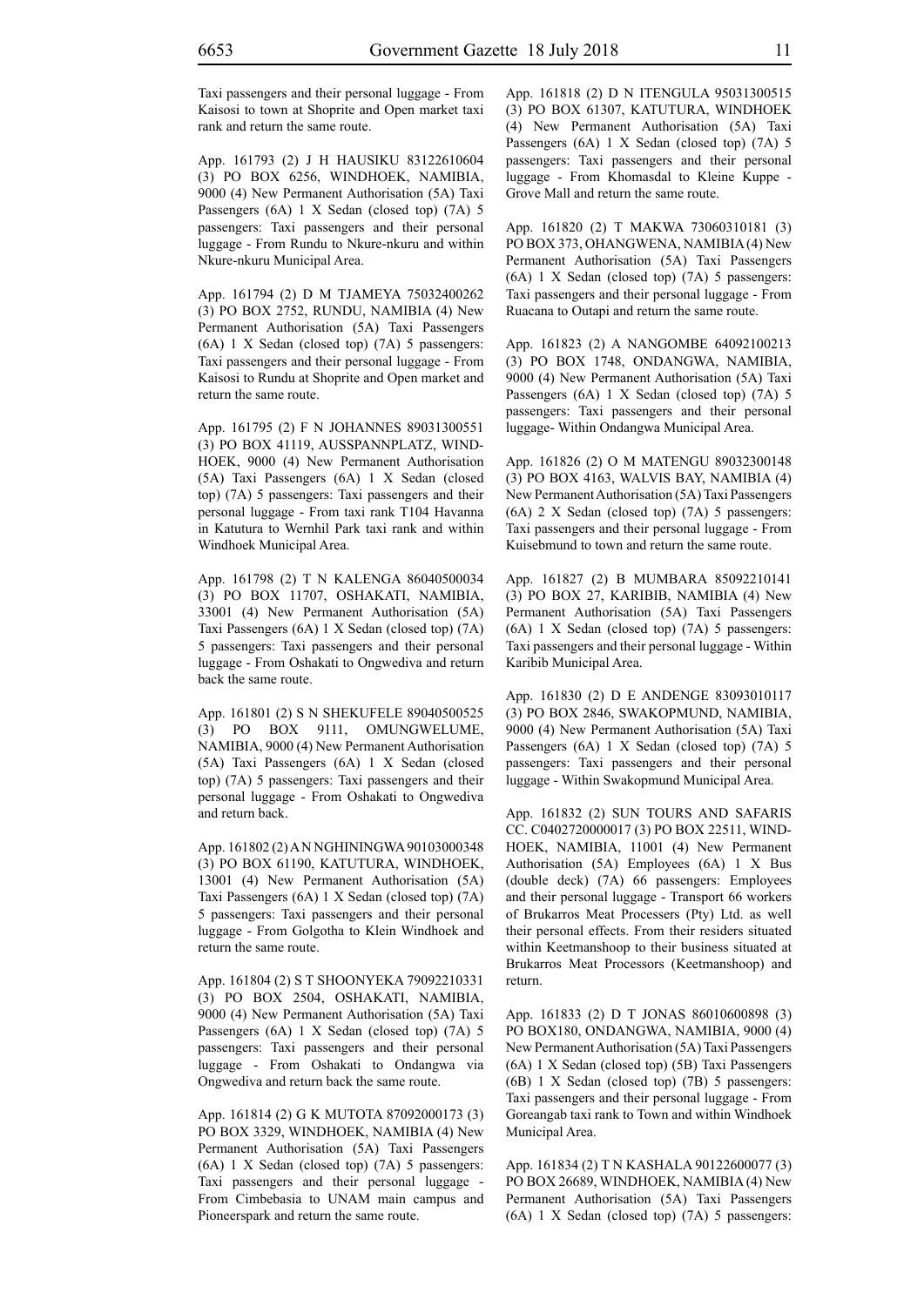Taxi passengers and their personal luggage - From Kaisosi to town at Shoprite and Open market taxi rank and return the same route.

App. 161793 (2) J H HAUSIKU 83122610604 (3) PO BOX 6256, WINDHOEK, NAMIBIA, 9000 (4) New Permanent Authorisation (5A) Taxi Passengers (6A) 1 X Sedan (closed top) (7A) 5 passengers: Taxi passengers and their personal luggage - From Rundu to Nkure-nkuru and within Nkure-nkuru Municipal Area.

App. 161794 (2) D M TJAMEYA 75032400262 (3) PO BOX 2752, RUNDU, NAMIBIA (4) New Permanent Authorisation (5A) Taxi Passengers (6A) 1 X Sedan (closed top) (7A) 5 passengers: Taxi passengers and their personal luggage - From Kaisosi to Rundu at Shoprite and Open market and return the same route.

App. 161795 (2) F N JOHANNES 89031300551 (3) PO BOX 41119, AUSSPANNPLATZ, WINDHOEK, 9000 (4) New Permanent Authorisation (5A) Taxi Passengers (6A) 1 X Sedan (closed top) (7A) 5 passengers: Taxi passengers and their personal luggage - From taxi rank T104 Havanna in Katutura to Wernhil Park taxi rank and within Windhoek Municipal Area.

App. 161798 (2) T N KALENGA 86040500034 (3) PO BOX 11707, OSHAKATI, NAMIBIA, 33001 (4) New Permanent Authorisation (5A) Taxi Passengers (6A) 1 X Sedan (closed top) (7A) 5 passengers: Taxi passengers and their personal luggage - From Oshakati to Ongwediva and return back the same route.

App. 161801 (2) S N SHEKUFELE 89040500525 (3) PO BOX 9111, OMUNGWELUME, NAMIBIA, 9000 (4) New Permanent Authorisation (5A) Taxi Passengers (6A) 1 X Sedan (closed top) (7A) 5 passengers: Taxi passengers and their personal luggage - From Oshakati to Ongwediva and return back.

App. 161802 (2) A N NGHININGWA 90103000348 (3) PO BOX 61190, KATUTURA, WINDHOEK, 13001 (4) New Permanent Authorisation (5A) Taxi Passengers (6A) 1 X Sedan (closed top) (7A) 5 passengers: Taxi passengers and their personal luggage - From Golgotha to Klein Windhoek and return the same route.

App. 161804 (2) S T SHOONYEKA 79092210331 (3) PO BOX 2504, OSHAKATI, NAMIBIA, 9000 (4) New Permanent Authorisation (5A) Taxi Passengers (6A) 1 X Sedan (closed top) (7A) 5 passengers: Taxi passengers and their personal luggage - From Oshakati to Ondangwa via Ongwediva and return back the same route.

App. 161814 (2) G K MUTOTA 87092000173 (3) PO BOX 3329, WINDHOEK, NAMIBIA (4) New Permanent Authorisation (5A) Taxi Passengers (6A) 1 X Sedan (closed top) (7A) 5 passengers: Taxi passengers and their personal luggage - From Cimbebasia to UNAM main campus and Pioneerspark and return the same route.

App. 161818 (2) D N ITENGULA 95031300515 (3) PO BOX 61307, KATUTURA, WINDHOEK (4) New Permanent Authorisation (5A) Taxi Passengers (6A) 1 X Sedan (closed top) (7A) 5 passengers: Taxi passengers and their personal luggage - From Khomasdal to Kleine Kuppe - Grove Mall and return the same route.

App. 161820 (2) T MAKWA 73060310181 (3) PO BOX 373, OHANGWENA, NAMIBIA (4) New Permanent Authorisation (5A) Taxi Passengers (6A) 1 X Sedan (closed top) (7A) 5 passengers: Taxi passengers and their personal luggage - From Ruacana to Outapi and return the same route.

App. 161823 (2) A NANGOMBE 64092100213 (3) PO BOX 1748, ONDANGWA, NAMIBIA, 9000 (4) New Permanent Authorisation (5A) Taxi Passengers (6A) 1 X Sedan (closed top) (7A) 5 passengers: Taxi passengers and their personal luggage- Within Ondangwa Municipal Area.

App. 161826 (2) O M MATENGU 89032300148 (3) PO BOX 4163, WALVIS BAY, NAMIBIA (4) New Permanent Authorisation (5A) Taxi Passengers (6A) 2 X Sedan (closed top) (7A) 5 passengers: Taxi passengers and their personal luggage - From Kuisebmund to town and return the same route.

App. 161827 (2) B MUMBARA 85092210141 (3) PO BOX 27, KARIBIB, NAMIBIA (4) New Permanent Authorisation (5A) Taxi Passengers (6A) 1 X Sedan (closed top) (7A) 5 passengers: Taxi passengers and their personal luggage - Within Karibib Municipal Area.

App. 161830 (2) D E ANDENGE 83093010117 (3) PO BOX 2846, SWAKOPMUND, NAMIBIA, 9000 (4) New Permanent Authorisation (5A) Taxi Passengers (6A) 1 X Sedan (closed top) (7A) 5 passengers: Taxi passengers and their personal luggage - Within Swakopmund Municipal Area.

App. 161832 (2) SUN TOURS AND SAFARIS CC. C0402720000017 (3) PO BOX 22511, WINDHOEK, NAMIBIA, 11001 (4) New Permanent Authorisation (5A) Employees (6A) 1 X Bus (double deck) (7A) 66 passengers: Employees and their personal luggage - Transport 66 workers of Brukarros Meat Processers (Pty) Ltd. as well their personal effects. From their residers situated within Keetmanshoop to their business situated at Brukarros Meat Processors (Keetmanshoop) and return.

App. 161833 (2) D T JONAS 86010600898 (3) PO BOX180, ONDANGWA, NAMIBIA, 9000 (4) New Permanent Authorisation (5A) Taxi Passengers (6A) 1 X Sedan (closed top) (5B) Taxi Passengers (6B) 1 X Sedan (closed top) (7B) 5 passengers: Taxi passengers and their personal luggage - From Goreangab taxi rank to Town and within Windhoek Municipal Area.

App. 161834 (2) T N KASHALA 90122600077 (3) PO BOX 26689, WINDHOEK, NAMIBIA (4) New Permanent Authorisation (5A) Taxi Passengers (6A) 1 X Sedan (closed top) (7A) 5 passengers: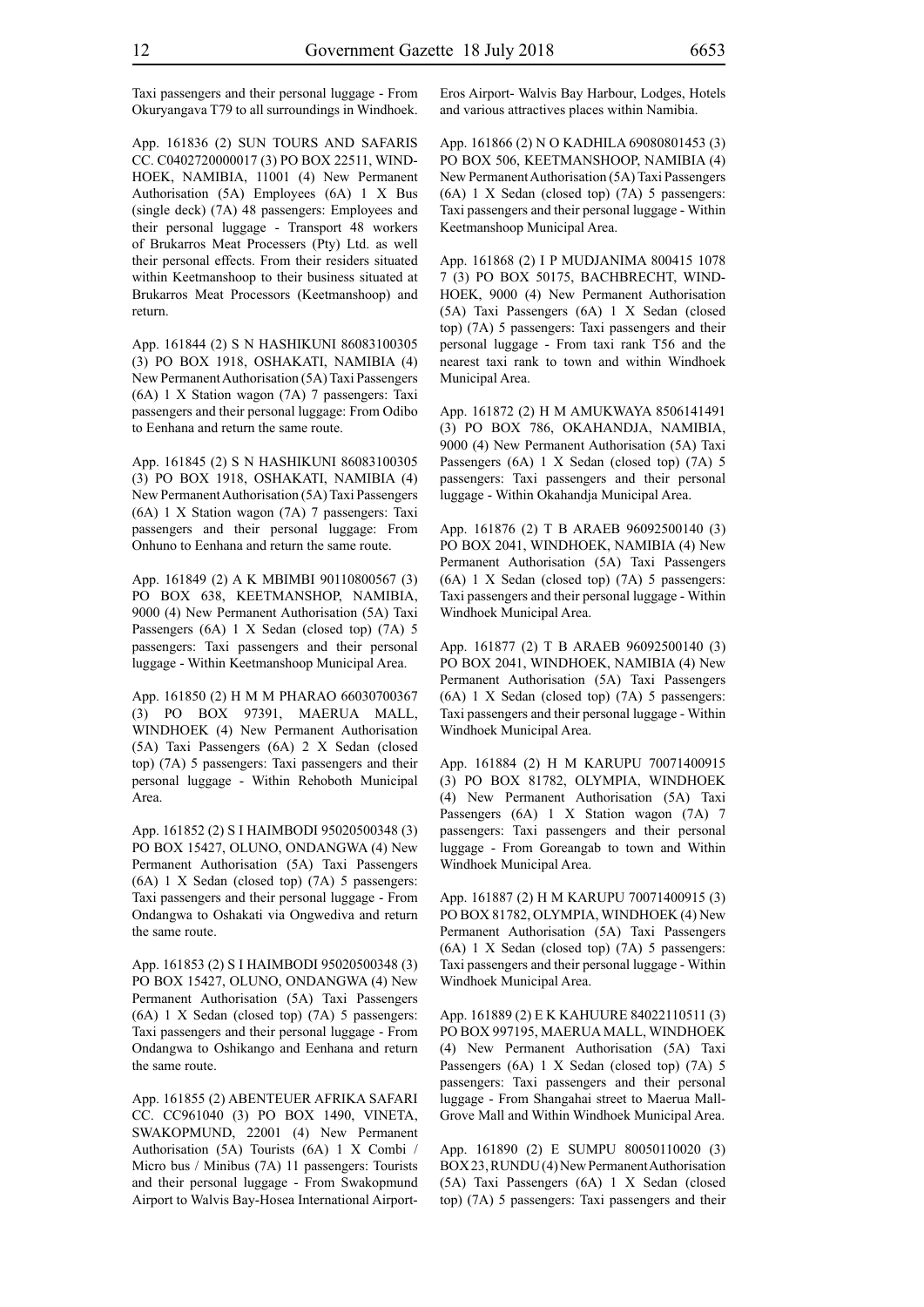Taxi passengers and their personal luggage - From Okuryangava T79 to all surroundings in Windhoek.

App. 161836 (2) SUN TOURS AND SAFARIS CC. C0402720000017 (3) PO BOX 22511, WINDHOEK, NAMIBIA, 11001 (4) New Permanent Authorisation (5A) Employees (6A) 1 X Bus (single deck) (7A) 48 passengers: Employees and their personal luggage - Transport 48 workers of Brukarros Meat Processers (Pty) Ltd. as well their personal effects. From their residers situated within Keetmanshoop to their business situated at Brukarros Meat Processors (Keetmanshoop) and return.

App. 161844 (2) S N HASHIKUNI 86083100305 (3) PO BOX 1918, OSHAKATI, NAMIBIA (4) New Permanent Authorisation (5A) Taxi Passengers (6A) 1 X Station wagon (7A) 7 passengers: Taxi passengers and their personal luggage: From Odibo to Eenhana and return the same route.

App. 161845 (2) S N HASHIKUNI 86083100305 (3) PO BOX 1918, OSHAKATI, NAMIBIA (4) New Permanent Authorisation (5A) Taxi Passengers (6A) 1 X Station wagon (7A) 7 passengers: Taxi passengers and their personal luggage: From Onhuno to Eenhana and return the same route.

App. 161849 (2) A K MBIMBI 90110800567 (3) PO BOX 638, KEETMANSHOP, NAMIBIA, 9000 (4) New Permanent Authorisation (5A) Taxi Passengers (6A) 1 X Sedan (closed top) (7A) 5 passengers: Taxi passengers and their personal luggage - Within Keetmanshoop Municipal Area.

App. 161850 (2) H M M PHARAO 66030700367 (3) PO BOX 97391, MAERUA MALL, WINDHOEK (4) New Permanent Authorisation (5A) Taxi Passengers (6A) 2 X Sedan (closed top) (7A) 5 passengers: Taxi passengers and their personal luggage - Within Rehoboth Municipal Area.

App. 161852 (2) S I HAIMBODI 95020500348 (3) PO BOX 15427, OLUNO, ONDANGWA (4) New Permanent Authorisation (5A) Taxi Passengers (6A) 1 X Sedan (closed top) (7A) 5 passengers: Taxi passengers and their personal luggage - From Ondangwa to Oshakati via Ongwediva and return the same route.

App. 161853 (2) S I HAIMBODI 95020500348 (3) PO BOX 15427, OLUNO, ONDANGWA (4) New Permanent Authorisation (5A) Taxi Passengers (6A) 1 X Sedan (closed top) (7A) 5 passengers: Taxi passengers and their personal luggage - From Ondangwa to Oshikango and Eenhana and return the same route.

App. 161855 (2) ABENTEUER AFRIKA SAFARI CC. CC961040 (3) PO BOX 1490, VINETA, SWAKOPMUND, 22001 (4) New Permanent Authorisation (5A) Tourists (6A) 1 X Combi / Micro bus / Minibus (7A) 11 passengers: Tourists and their personal luggage - From Swakopmund Airport to Walvis Bay-Hosea International Airport-Eros Airport- Walvis Bay Harbour, Lodges, Hotels and various attractives places within Namibia.

App. 161866 (2) N O KADHILA 69080801453 (3) PO BOX 506, KEETMANSHOOP, NAMIBIA (4) New Permanent Authorisation (5A) Taxi Passengers (6A) 1 X Sedan (closed top) (7A) 5 passengers: Taxi passengers and their personal luggage - Within Keetmanshoop Municipal Area.

App. 161868 (2) I P MUDJANIMA 800415 1078 7 (3) PO BOX 50175, BACHBRECHT, WINDHOEK, 9000 (4) New Permanent Authorisation (5A) Taxi Passengers (6A) 1 X Sedan (closed top) (7A) 5 passengers: Taxi passengers and their personal luggage - From taxi rank T56 and the nearest taxi rank to town and within Windhoek Municipal Area.

App. 161872 (2) H M AMUKWAYA 8506141491 (3) PO BOX 786, OKAHANDJA, NAMIBIA, 9000 (4) New Permanent Authorisation (5A) Taxi Passengers (6A) 1 X Sedan (closed top) (7A) 5 passengers: Taxi passengers and their personal luggage - Within Okahandja Municipal Area.

App. 161876 (2) T B ARAEB 96092500140 (3) PO BOX 2041, WINDHOEK, NAMIBIA (4) New Permanent Authorisation (5A) Taxi Passengers (6A) 1 X Sedan (closed top) (7A) 5 passengers: Taxi passengers and their personal luggage - Within Windhoek Municipal Area.

App. 161877 (2) T B ARAEB 96092500140 (3) PO BOX 2041, WINDHOEK, NAMIBIA (4) New Permanent Authorisation (5A) Taxi Passengers (6A) 1 X Sedan (closed top) (7A) 5 passengers: Taxi passengers and their personal luggage - Within Windhoek Municipal Area.

App. 161884 (2) H M KARUPU 70071400915 (3) PO BOX 81782, OLYMPIA, WINDHOEK (4) New Permanent Authorisation (5A) Taxi Passengers (6A) 1 X Station wagon (7A) 7 passengers: Taxi passengers and their personal luggage - From Goreangab to town and Within Windhoek Municipal Area.

App. 161887 (2) H M KARUPU 70071400915 (3) PO BOX 81782, OLYMPIA, WINDHOEK (4) New Permanent Authorisation (5A) Taxi Passengers (6A) 1 X Sedan (closed top) (7A) 5 passengers: Taxi passengers and their personal luggage - Within Windhoek Municipal Area.

App. 161889 (2) E K KAHUURE 84022110511 (3) PO BOX 997195, MAERUA MALL, WINDHOEK (4) New Permanent Authorisation (5A) Taxi Passengers (6A) 1 X Sedan (closed top) (7A) 5 passengers: Taxi passengers and their personal luggage - From Shangahai street to Maerua Mall-Grove Mall and Within Windhoek Municipal Area.

App. 161890 (2) E SUMPU 80050110020 (3) BOX 23, RUNDU (4) New Permanent Authorisation (5A) Taxi Passengers (6A) 1 X Sedan (closed top) (7A) 5 passengers: Taxi passengers and their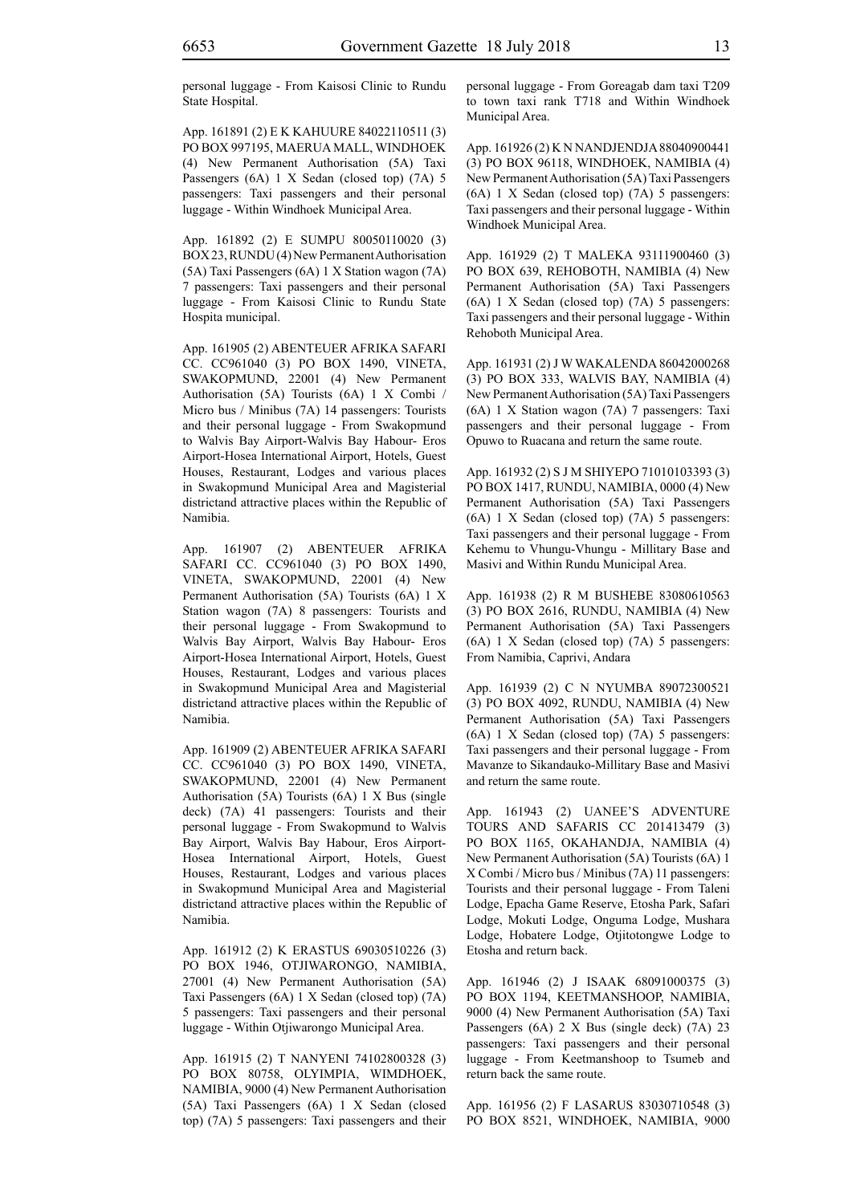personal luggage - From Kaisosi Clinic to Rundu State Hospital.

App. 161891 (2) E K KAHUURE 84022110511 (3) PO BOX 997195, MAERUA MALL, WINDHOEK (4) New Permanent Authorisation (5A) Taxi Passengers (6A) 1 X Sedan (closed top) (7A) 5 passengers: Taxi passengers and their personal luggage - Within Windhoek Municipal Area.

App. 161892 (2) E SUMPU 80050110020 (3) BOX 23, RUNDU (4) New Permanent Authorisation (5A) Taxi Passengers (6A) 1 X Station wagon (7A) 7 passengers: Taxi passengers and their personal luggage - From Kaisosi Clinic to Rundu State Hospita municipal.

App. 161905 (2) ABENTEUER AFRIKA SAFARI CC. CC961040 (3) PO BOX 1490, VINETA, SWAKOPMUND, 22001 (4) New Permanent Authorisation (5A) Tourists (6A) 1 X Combi / Micro bus / Minibus (7A) 14 passengers: Tourists and their personal luggage - From Swakopmund to Walvis Bay Airport-Walvis Bay Habour- Eros Airport-Hosea International Airport, Hotels, Guest Houses, Restaurant, Lodges and various places in Swakopmund Municipal Area and Magisterial districtand attractive places within the Republic of Namibia.

App. 161907 (2) ABENTEUER AFRIKA SAFARI CC. CC961040 (3) PO BOX 1490, VINETA, SWAKOPMUND, 22001 (4) New Permanent Authorisation (5A) Tourists (6A) 1 X Station wagon (7A) 8 passengers: Tourists and their personal luggage - From Swakopmund to Walvis Bay Airport, Walvis Bay Habour- Eros Airport-Hosea International Airport, Hotels, Guest Houses, Restaurant, Lodges and various places in Swakopmund Municipal Area and Magisterial districtand attractive places within the Republic of Namibia.

App. 161909 (2) ABENTEUER AFRIKA SAFARI CC. CC961040 (3) PO BOX 1490, VINETA, SWAKOPMUND, 22001 (4) New Permanent Authorisation (5A) Tourists (6A) 1 X Bus (single deck) (7A) 41 passengers: Tourists and their personal luggage - From Swakopmund to Walvis Bay Airport, Walvis Bay Habour, Eros Airport-Hosea International Airport, Hotels, Guest Houses, Restaurant, Lodges and various places in Swakopmund Municipal Area and Magisterial districtand attractive places within the Republic of Namibia.

App. 161912 (2) K ERASTUS 69030510226 (3) PO BOX 1946, OTJIWARONGO, NAMIBIA, 27001 (4) New Permanent Authorisation (5A) Taxi Passengers (6A) 1 X Sedan (closed top) (7A) 5 passengers: Taxi passengers and their personal luggage - Within Otjiwarongo Municipal Area.

App. 161915 (2) T NANYENI 74102800328 (3) PO BOX 80758, OLYIMPIA, WIMDHOEK, NAMIBIA, 9000 (4) New Permanent Authorisation (5A) Taxi Passengers (6A) 1 X Sedan (closed top) (7A) 5 passengers: Taxi passengers and their personal luggage - From Goreagab dam taxi T209 to town taxi rank T718 and Within Windhoek Municipal Area.

App. 161926 (2) K N NANDJENDJA 88040900441 (3) PO BOX 96118, WINDHOEK, NAMIBIA (4) New Permanent Authorisation (5A) Taxi Passengers (6A) 1 X Sedan (closed top) (7A) 5 passengers: Taxi passengers and their personal luggage - Within Windhoek Municipal Area.

App. 161929 (2) T MALEKA 93111900460 (3) PO BOX 639, REHOBOTH, NAMIBIA (4) New Permanent Authorisation (5A) Taxi Passengers (6A) 1 X Sedan (closed top) (7A) 5 passengers: Taxi passengers and their personal luggage - Within Rehoboth Municipal Area.

App. 161931 (2) J W WAKALENDA 86042000268 (3) PO BOX 333, WALVIS BAY, NAMIBIA (4) New Permanent Authorisation (5A) Taxi Passengers (6A) 1 X Station wagon (7A) 7 passengers: Taxi passengers and their personal luggage - From Opuwo to Ruacana and return the same route.

App. 161932 (2) S J M SHIYEPO 71010103393 (3) PO BOX 1417, RUNDU, NAMIBIA, 0000 (4) New Permanent Authorisation (5A) Taxi Passengers (6A) 1 X Sedan (closed top) (7A) 5 passengers: Taxi passengers and their personal luggage - From Kehemu to Vhungu-Vhungu - Millitary Base and Masivi and Within Rundu Municipal Area.

App. 161938 (2) R M BUSHEBE 83080610563 (3) PO BOX 2616, RUNDU, NAMIBIA (4) New Permanent Authorisation (5A) Taxi Passengers (6A) 1 X Sedan (closed top) (7A) 5 passengers: From Namibia, Caprivi, Andara

App. 161939 (2) C N NYUMBA 89072300521 (3) PO BOX 4092, RUNDU, NAMIBIA (4) New Permanent Authorisation (5A) Taxi Passengers (6A) 1 X Sedan (closed top) (7A) 5 passengers: Taxi passengers and their personal luggage - From Mavanze to Sikandauko-Millitary Base and Masivi and return the same route.

App. 161943 (2) UANEE'S ADVENTURE TOURS AND SAFARIS CC 201413479 (3) PO BOX 1165, OKAHANDJA, NAMIBIA (4) New Permanent Authorisation (5A) Tourists (6A) 1 X Combi / Micro bus / Minibus (7A) 11 passengers: Tourists and their personal luggage - From Taleni Lodge, Epacha Game Reserve, Etosha Park, Safari Lodge, Mokuti Lodge, Onguma Lodge, Mushara Lodge, Hobatere Lodge, Otjitotongwe Lodge to Etosha and return back.

App. 161946 (2) J ISAAK 68091000375 (3) PO BOX 1194, KEETMANSHOOP, NAMIBIA, 9000 (4) New Permanent Authorisation (5A) Taxi Passengers (6A) 2 X Bus (single deck) (7A) 23 passengers: Taxi passengers and their personal luggage - From Keetmanshoop to Tsumeb and return back the same route.

App. 161956 (2) F LASARUS 83030710548 (3) PO BOX 8521, WINDHOEK, NAMIBIA, 9000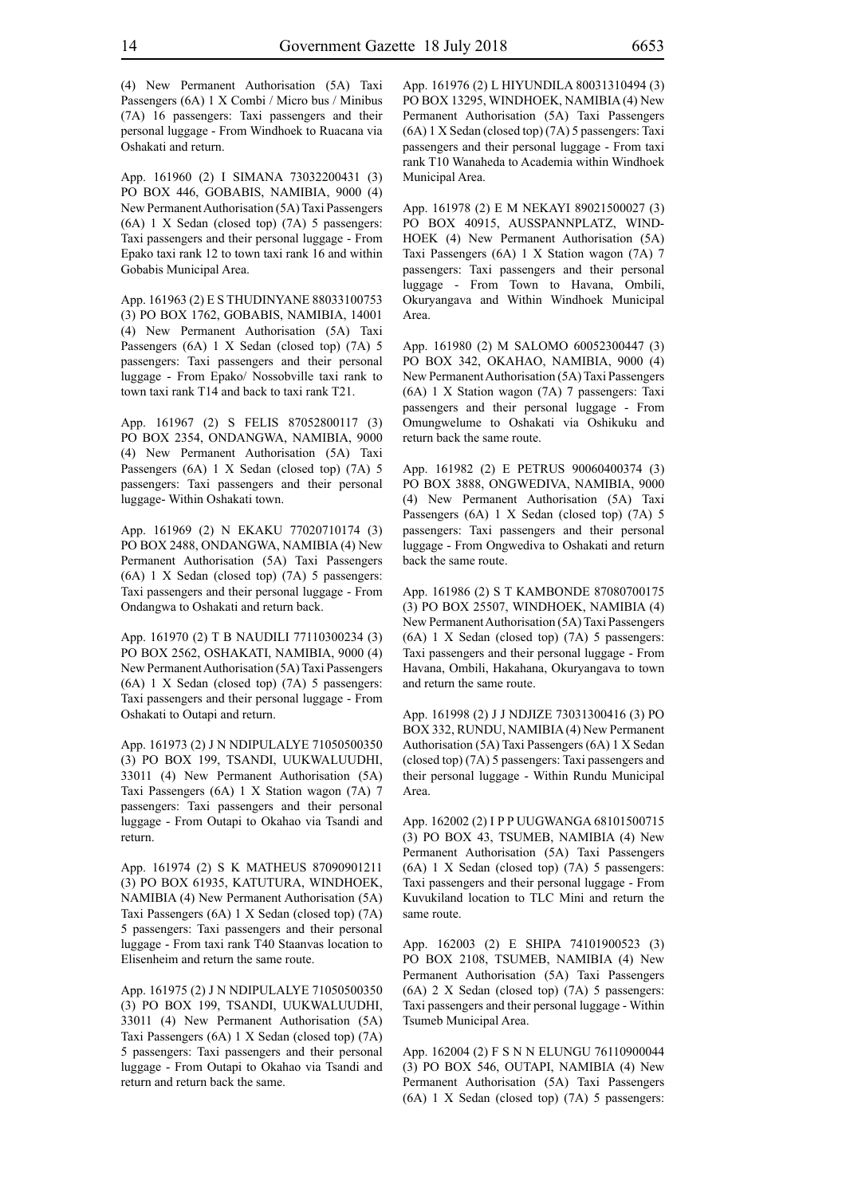(4) New Permanent Authorisation (5A) Taxi Passengers (6A) 1 X Combi / Micro bus / Minibus (7A) 16 passengers: Taxi passengers and their personal luggage - From Windhoek to Ruacana via Oshakati and return.

App. 161960 (2) I SIMANA 73032200431 (3) PO BOX 446, GOBABIS, NAMIBIA, 9000 (4) New Permanent Authorisation (5A) Taxi Passengers (6A) 1 X Sedan (closed top) (7A) 5 passengers: Taxi passengers and their personal luggage - From Epako taxi rank 12 to town taxi rank 16 and within Gobabis Municipal Area.

App. 161963 (2) E S THUDINYANE 88033100753 (3) PO BOX 1762, GOBABIS, NAMIBIA, 14001 (4) New Permanent Authorisation (5A) Taxi Passengers (6A) 1 X Sedan (closed top) (7A) 5 passengers: Taxi passengers and their personal luggage - From Epako/ Nossobville taxi rank to town taxi rank T14 and back to taxi rank T21.

App. 161967 (2) S FELIS 87052800117 (3) PO BOX 2354, ONDANGWA, NAMIBIA, 9000 (4) New Permanent Authorisation (5A) Taxi Passengers (6A) 1 X Sedan (closed top) (7A) 5 passengers: Taxi passengers and their personal luggage- Within Oshakati town.

App. 161969 (2) N EKAKU 77020710174 (3) PO BOX 2488, ONDANGWA, NAMIBIA (4) New Permanent Authorisation (5A) Taxi Passengers (6A) 1 X Sedan (closed top) (7A) 5 passengers: Taxi passengers and their personal luggage - From Ondangwa to Oshakati and return back.

App. 161970 (2) T B NAUDILI 77110300234 (3) PO BOX 2562, OSHAKATI, NAMIBIA, 9000 (4) New Permanent Authorisation (5A) Taxi Passengers (6A) 1 X Sedan (closed top) (7A) 5 passengers: Taxi passengers and their personal luggage - From Oshakati to Outapi and return.

App. 161973 (2) J N NDIPULALYE 71050500350 (3) PO BOX 199, TSANDI, UUKWALUUDHI, 33011 (4) New Permanent Authorisation (5A) Taxi Passengers (6A) 1 X Station wagon (7A) 7 passengers: Taxi passengers and their personal luggage - From Outapi to Okahao via Tsandi and return.

App. 161974 (2) S K MATHEUS 87090901211 (3) PO BOX 61935, KATUTURA, WINDHOEK, NAMIBIA (4) New Permanent Authorisation (5A) Taxi Passengers (6A) 1 X Sedan (closed top) (7A) 5 passengers: Taxi passengers and their personal luggage - From taxi rank T40 Staanvas location to Elisenheim and return the same route.

App. 161975 (2) J N NDIPULALYE 71050500350 (3) PO BOX 199, TSANDI, UUKWALUUDHI, 33011 (4) New Permanent Authorisation (5A) Taxi Passengers (6A) 1 X Sedan (closed top) (7A) 5 passengers: Taxi passengers and their personal luggage - From Outapi to Okahao via Tsandi and return and return back the same.

App. 161976 (2) L HIYUNDILA 80031310494 (3) PO BOX 13295, WINDHOEK, NAMIBIA (4) New Permanent Authorisation (5A) Taxi Passengers (6A) 1 X Sedan (closed top) (7A) 5 passengers: Taxi passengers and their personal luggage - From taxi rank T10 Wanaheda to Academia within Windhoek Municipal Area.

App. 161978 (2) E M NEKAYI 89021500027 (3) PO BOX 40915, AUSSPANNPLATZ, WINDHOEK (4) New Permanent Authorisation (5A) Taxi Passengers (6A) 1 X Station wagon (7A) 7 passengers: Taxi passengers and their personal luggage - From Town to Havana, Ombili, Okuryangava and Within Windhoek Municipal Area.

App. 161980 (2) M SALOMO 60052300447 (3) PO BOX 342, OKAHAO, NAMIBIA, 9000 (4) New Permanent Authorisation (5A) Taxi Passengers (6A) 1 X Station wagon (7A) 7 passengers: Taxi passengers and their personal luggage - From Omungwelume to Oshakati via Oshikuku and return back the same route.

App. 161982 (2) E PETRUS 90060400374 (3) PO BOX 3888, ONGWEDIVA, NAMIBIA, 9000 (4) New Permanent Authorisation (5A) Taxi Passengers (6A) 1 X Sedan (closed top) (7A) 5 passengers: Taxi passengers and their personal luggage - From Ongwediva to Oshakati and return back the same route.

App. 161986 (2) S T KAMBONDE 87080700175 (3) PO BOX 25507, WINDHOEK, NAMIBIA (4) New Permanent Authorisation (5A) Taxi Passengers (6A) 1 X Sedan (closed top) (7A) 5 passengers: Taxi passengers and their personal luggage - From Havana, Ombili, Hakahana, Okuryangava to town and return the same route.

App. 161998 (2) J J NDJIZE 73031300416 (3) PO BOX 332, RUNDU, NAMIBIA (4) New Permanent Authorisation (5A) Taxi Passengers (6A) 1 X Sedan (closed top) (7A) 5 passengers: Taxi passengers and their personal luggage - Within Rundu Municipal Area.

App. 162002 (2) I P P UUGWANGA 68101500715 (3) PO BOX 43, TSUMEB, NAMIBIA (4) New Permanent Authorisation (5A) Taxi Passengers (6A) 1 X Sedan (closed top) (7A) 5 passengers: Taxi passengers and their personal luggage - From Kuvukiland location to TLC Mini and return the same route.

App. 162003 (2) E SHIPA 74101900523 (3) PO BOX 2108, TSUMEB, NAMIBIA (4) New Permanent Authorisation (5A) Taxi Passengers (6A) 2 X Sedan (closed top) (7A) 5 passengers: Taxi passengers and their personal luggage - Within Tsumeb Municipal Area.

App. 162004 (2) F S N N ELUNGU 76110900044 (3) PO BOX 546, OUTAPI, NAMIBIA (4) New Permanent Authorisation (5A) Taxi Passengers (6A) 1 X Sedan (closed top) (7A) 5 passengers: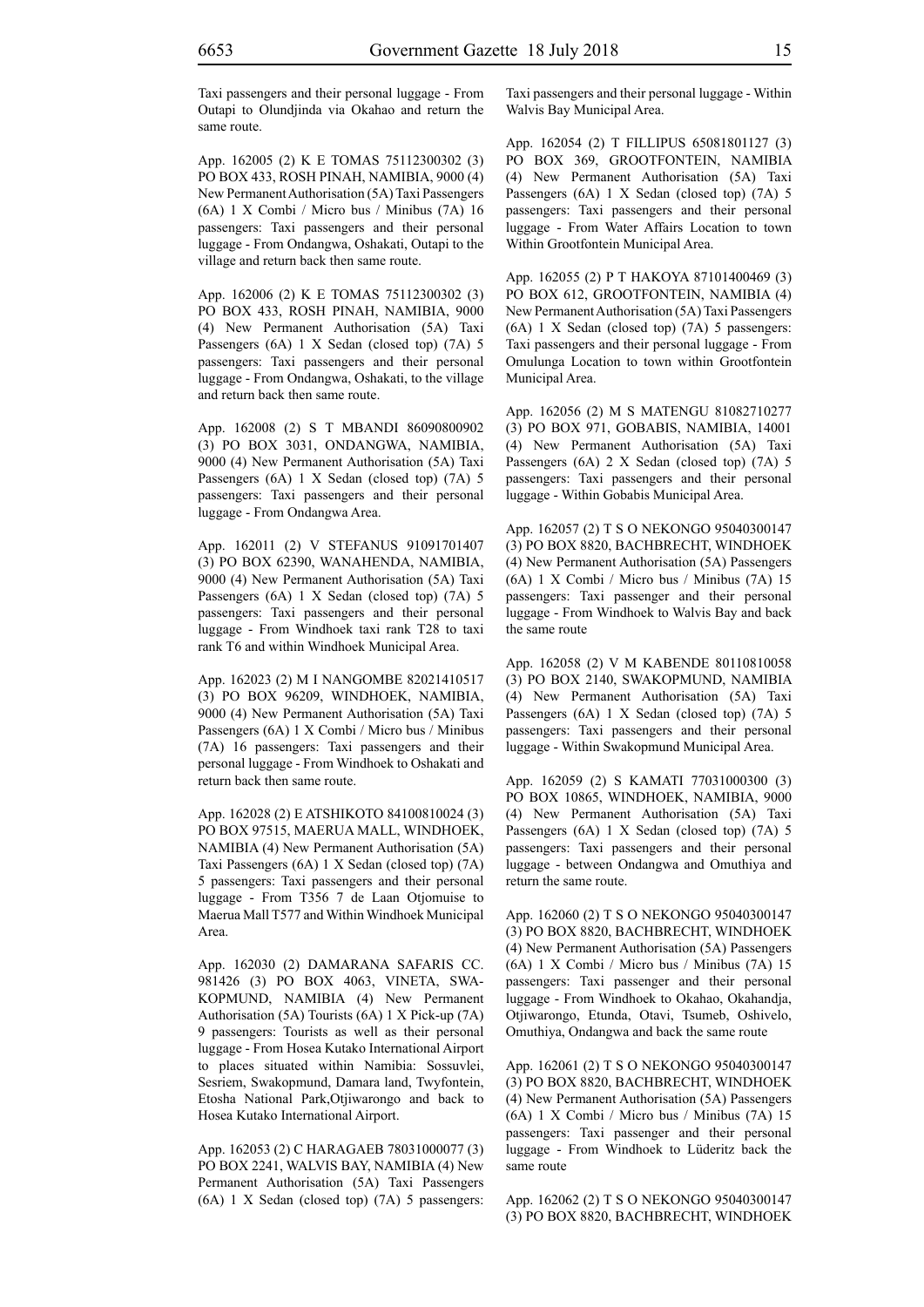Taxi passengers and their personal luggage - From Outapi to Olundjinda via Okahao and return the same route.

App. 162005 (2) K E TOMAS 75112300302 (3) PO BOX 433, ROSH PINAH, NAMIBIA, 9000 (4) New Permanent Authorisation (5A) Taxi Passengers (6A) 1 X Combi / Micro bus / Minibus (7A) 16 passengers: Taxi passengers and their personal luggage - From Ondangwa, Oshakati, Outapi to the village and return back then same route.

App. 162006 (2) K E TOMAS 75112300302 (3) PO BOX 433, ROSH PINAH, NAMIBIA, 9000 (4) New Permanent Authorisation (5A) Taxi Passengers (6A) 1 X Sedan (closed top) (7A) 5 passengers: Taxi passengers and their personal luggage - From Ondangwa, Oshakati, to the village and return back then same route.

App. 162008 (2) S T MBANDI 86090800902 (3) PO BOX 3031, ONDANGWA, NAMIBIA, 9000 (4) New Permanent Authorisation (5A) Taxi Passengers (6A) 1 X Sedan (closed top) (7A) 5 passengers: Taxi passengers and their personal luggage - From Ondangwa Area.

App. 162011 (2) V STEFANUS 91091701407 (3) PO BOX 62390, WANAHENDA, NAMIBIA, 9000 (4) New Permanent Authorisation (5A) Taxi Passengers (6A) 1 X Sedan (closed top) (7A) 5 passengers: Taxi passengers and their personal luggage - From Windhoek taxi rank T28 to taxi rank T6 and within Windhoek Municipal Area.

App. 162023 (2) M I NANGOMBE 82021410517 (3) PO BOX 96209, WINDHOEK, NAMIBIA, 9000 (4) New Permanent Authorisation (5A) Taxi Passengers (6A) 1 X Combi / Micro bus / Minibus (7A) 16 passengers: Taxi passengers and their personal luggage - From Windhoek to Oshakati and return back then same route.

App. 162028 (2) E ATSHIKOTO 84100810024 (3) PO BOX 97515, MAERUA MALL, WINDHOEK, NAMIBIA (4) New Permanent Authorisation (5A) Taxi Passengers (6A) 1 X Sedan (closed top) (7A) 5 passengers: Taxi passengers and their personal luggage - From T356 7 de Laan Otjomuise to Maerua Mall T577 and Within Windhoek Municipal Area.

App. 162030 (2) DAMARANA SAFARIS CC. 981426 (3) PO BOX 4063, VINETA, SWAKOPMUND, NAMIBIA (4) New Permanent Authorisation (5A) Tourists (6A) 1 X Pick-up (7A) 9 passengers: Tourists as well as their personal luggage - From Hosea Kutako International Airport to places situated within Namibia: Sossuvlei, Sesriem, Swakopmund, Damara land, Twyfontein, Etosha National Park,Otjiwarongo and back to Hosea Kutako International Airport.

App. 162053 (2) C HARAGAEB 78031000077 (3) PO BOX 2241, WALVIS BAY, NAMIBIA (4) New Permanent Authorisation (5A) Taxi Passengers (6A) 1 X Sedan (closed top) (7A) 5 passengers: Taxi passengers and their personal luggage - Within Walvis Bay Municipal Area.

App. 162054 (2) T FILLIPUS 65081801127 (3) PO BOX 369, GROOTFONTEIN, NAMIBIA (4) New Permanent Authorisation (5A) Taxi Passengers (6A) 1 X Sedan (closed top) (7A) 5 passengers: Taxi passengers and their personal luggage - From Water Affairs Location to town Within Grootfontein Municipal Area.

App. 162055 (2) P T HAKOYA 87101400469 (3) PO BOX 612, GROOTFONTEIN, NAMIBIA (4) New Permanent Authorisation (5A) Taxi Passengers (6A) 1 X Sedan (closed top) (7A) 5 passengers: Taxi passengers and their personal luggage - From Omulunga Location to town within Grootfontein Municipal Area.

App. 162056 (2) M S MATENGU 81082710277 (3) PO BOX 971, GOBABIS, NAMIBIA, 14001 (4) New Permanent Authorisation (5A) Taxi Passengers (6A) 2 X Sedan (closed top) (7A) 5 passengers: Taxi passengers and their personal luggage - Within Gobabis Municipal Area.

App. 162057 (2) T S O NEKONGO 95040300147 (3) PO BOX 8820, BACHBRECHT, WINDHOEK (4) New Permanent Authorisation (5A) Passengers (6A) 1 X Combi / Micro bus / Minibus (7A) 15 passengers: Taxi passenger and their personal luggage - From Windhoek to Walvis Bay and back the same route

App. 162058 (2) V M KABENDE 80110810058 (3) PO BOX 2140, SWAKOPMUND, NAMIBIA (4) New Permanent Authorisation (5A) Taxi Passengers (6A) 1 X Sedan (closed top) (7A) 5 passengers: Taxi passengers and their personal luggage - Within Swakopmund Municipal Area.

App. 162059 (2) S KAMATI 77031000300 (3) PO BOX 10865, WINDHOEK, NAMIBIA, 9000 (4) New Permanent Authorisation (5A) Taxi Passengers (6A) 1 X Sedan (closed top) (7A) 5 passengers: Taxi passengers and their personal luggage - between Ondangwa and Omuthiya and return the same route.

App. 162060 (2) T S O NEKONGO 95040300147 (3) PO BOX 8820, BACHBRECHT, WINDHOEK (4) New Permanent Authorisation (5A) Passengers (6A) 1 X Combi / Micro bus / Minibus (7A) 15 passengers: Taxi passenger and their personal luggage - From Windhoek to Okahao, Okahandja, Otjiwarongo, Etunda, Otavi, Tsumeb, Oshivelo, Omuthiya, Ondangwa and back the same route

App. 162061 (2) T S O NEKONGO 95040300147 (3) PO BOX 8820, BACHBRECHT, WINDHOEK (4) New Permanent Authorisation (5A) Passengers (6A) 1 X Combi / Micro bus / Minibus (7A) 15 passengers: Taxi passenger and their personal luggage - From Windhoek to Lüderitz back the same route

App. 162062 (2) T S O NEKONGO 95040300147 (3) PO BOX 8820, BACHBRECHT, WINDHOEK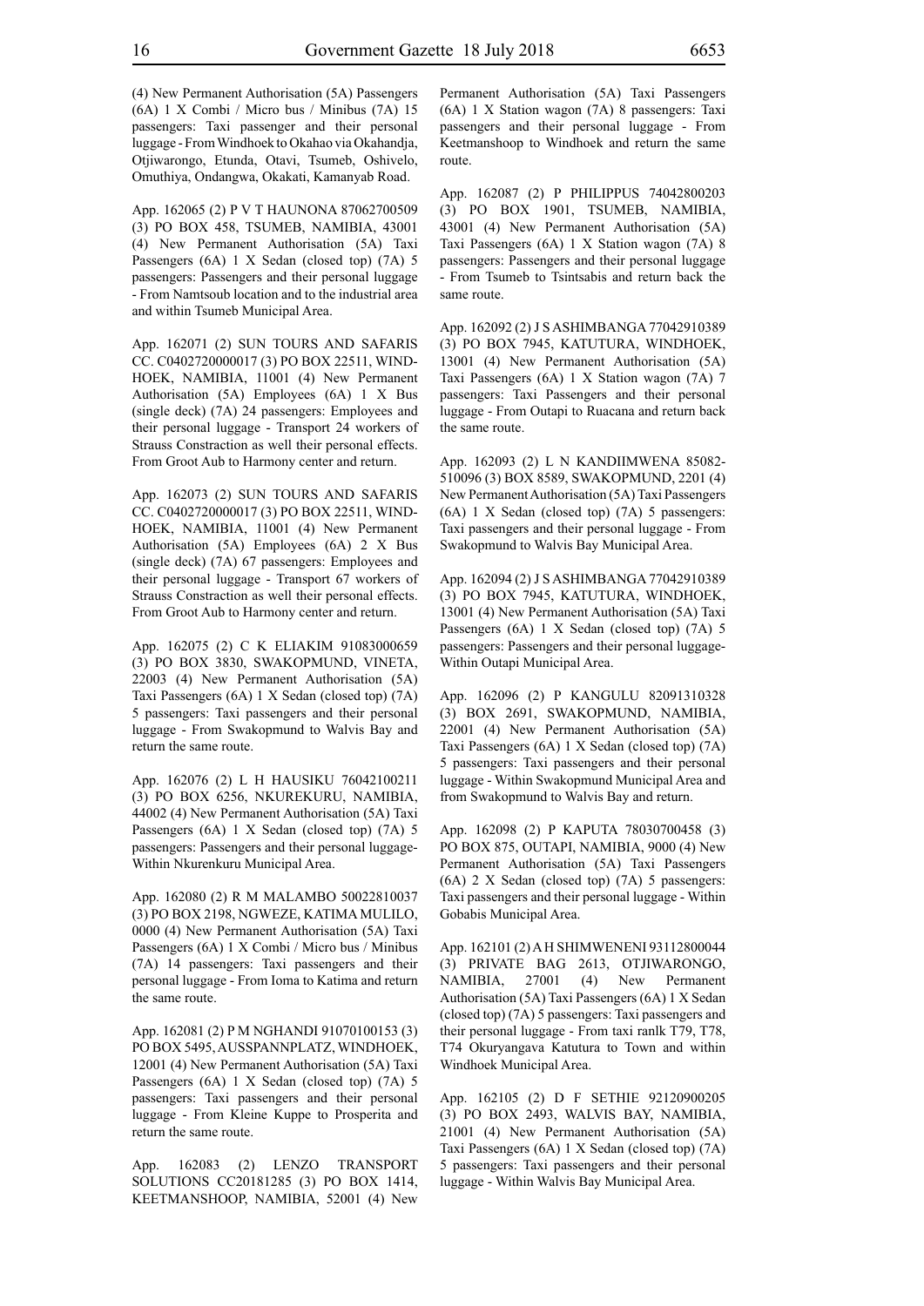(4) New Permanent Authorisation (5A) Passengers (6A) 1 X Combi / Micro bus / Minibus (7A) 15 passengers: Taxi passenger and their personal luggage - From Windhoek to Okahao via Okahandja, Otjiwarongo, Etunda, Otavi, Tsumeb, Oshivelo, Omuthiya, Ondangwa, Okakati, Kamanyab Road.

App. 162065 (2) P V T HAUNONA 87062700509 (3) PO BOX 458, TSUMEB, NAMIBIA, 43001 (4) New Permanent Authorisation (5A) Taxi Passengers (6A) 1 X Sedan (closed top) (7A) 5 passengers: Passengers and their personal luggage - From Namtsoub location and to the industrial area and within Tsumeb Municipal Area.

App. 162071 (2) SUN TOURS AND SAFARIS CC. C0402720000017 (3) PO BOX 22511, WINDHOEK, NAMIBIA, 11001 (4) New Permanent Authorisation (5A) Employees (6A) 1 X Bus (single deck) (7A) 24 passengers: Employees and their personal luggage - Transport 24 workers of Strauss Constraction as well their personal effects. From Groot Aub to Harmony center and return.

App. 162073 (2) SUN TOURS AND SAFARIS CC. C0402720000017 (3) PO BOX 22511, WINDHOEK, NAMIBIA, 11001 (4) New Permanent Authorisation (5A) Employees (6A) 2 X Bus (single deck) (7A) 67 passengers: Employees and their personal luggage - Transport 67 workers of Strauss Constraction as well their personal effects. From Groot Aub to Harmony center and return.

App. 162075 (2) C K ELIAKIM 91083000659 (3) PO BOX 3830, SWAKOPMUND, VINETA, 22003 (4) New Permanent Authorisation (5A) Taxi Passengers (6A) 1 X Sedan (closed top) (7A) 5 passengers: Taxi passengers and their personal luggage - From Swakopmund to Walvis Bay and return the same route.

App. 162076 (2) L H HAUSIKU 76042100211 (3) PO BOX 6256, NKUREKURU, NAMIBIA, 44002 (4) New Permanent Authorisation (5A) Taxi Passengers (6A) 1 X Sedan (closed top) (7A) 5 passengers: Passengers and their personal luggage- Within Nkurenkuru Municipal Area.

App. 162080 (2) R M MALAMBO 50022810037 (3) PO BOX 2198, NGWEZE, KATIMA MULILO, 0000 (4) New Permanent Authorisation (5A) Taxi Passengers (6A) 1 X Combi / Micro bus / Minibus (7A) 14 passengers: Taxi passengers and their personal luggage - From Ioma to Katima and return the same route.

App. 162081 (2) P M NGHANDI 91070100153 (3) PO BOX 5495, AUSSPANNPLATZ, WINDHOEK, 12001 (4) New Permanent Authorisation (5A) Taxi Passengers (6A) 1 X Sedan (closed top) (7A) 5 passengers: Taxi passengers and their personal luggage - From Kleine Kuppe to Prosperita and return the same route.

App. 162083 (2) LENZO TRANSPORT SOLUTIONS CC20181285 (3) PO BOX 1414, KEETMANSHOOP, NAMIBIA, 52001 (4) New Permanent Authorisation (5A) Taxi Passengers (6A) 1 X Station wagon (7A) 8 passengers: Taxi passengers and their personal luggage - From Keetmanshoop to Windhoek and return the same route.

App. 162087 (2) P PHILIPPUS 74042800203 (3) PO BOX 1901, TSUMEB, NAMIBIA, 43001 (4) New Permanent Authorisation (5A) Taxi Passengers (6A) 1 X Station wagon (7A) 8 passengers: Passengers and their personal luggage - From Tsumeb to Tsintsabis and return back the same route.

App. 162092 (2) J S ASHIMBANGA 77042910389 (3) PO BOX 7945, KATUTURA, WINDHOEK, 13001 (4) New Permanent Authorisation (5A) Taxi Passengers (6A) 1 X Station wagon (7A) 7 passengers: Taxi Passengers and their personal luggage - From Outapi to Ruacana and return back the same route.

App. 162093 (2) L N KANDIIMWENA 85082510096 (3) BOX 8589, SWAKOPMUND, 2201 (4) New Permanent Authorisation (5A) Taxi Passengers (6A) 1 X Sedan (closed top) (7A) 5 passengers: Taxi passengers and their personal luggage - From Swakopmund to Walvis Bay Municipal Area.

App. 162094 (2) J S ASHIMBANGA 77042910389 (3) PO BOX 7945, KATUTURA, WINDHOEK, 13001 (4) New Permanent Authorisation (5A) Taxi Passengers (6A) 1 X Sedan (closed top) (7A) 5 passengers: Passengers and their personal luggage- Within Outapi Municipal Area.

App. 162096 (2) P KANGULU 82091310328 (3) BOX 2691, SWAKOPMUND, NAMIBIA, 22001 (4) New Permanent Authorisation (5A) Taxi Passengers (6A) 1 X Sedan (closed top) (7A) 5 passengers: Taxi passengers and their personal luggage - Within Swakopmund Municipal Area and from Swakopmund to Walvis Bay and return.

App. 162098 (2) P KAPUTA 78030700458 (3) PO BOX 875, OUTAPI, NAMIBIA, 9000 (4) New Permanent Authorisation (5A) Taxi Passengers (6A) 2 X Sedan (closed top) (7A) 5 passengers: Taxi passengers and their personal luggage - Within Gobabis Municipal Area.

App. 162101 (2) A H SHIMWENENI 93112800044 (3) PRIVATE BAG 2613, OTJIWARONGO, NAMIBIA, 27001 (4) New Permanent Authorisation (5A) Taxi Passengers (6A) 1 X Sedan (closed top) (7A) 5 passengers: Taxi passengers and their personal luggage - From taxi ranlk T79, T78, T74 Okuryangava Katutura to Town and within Windhoek Municipal Area.

App. 162105 (2) D F SETHIE 92120900205 (3) PO BOX 2493, WALVIS BAY, NAMIBIA, 21001 (4) New Permanent Authorisation (5A) Taxi Passengers (6A) 1 X Sedan (closed top) (7A) 5 passengers: Taxi passengers and their personal luggage - Within Walvis Bay Municipal Area.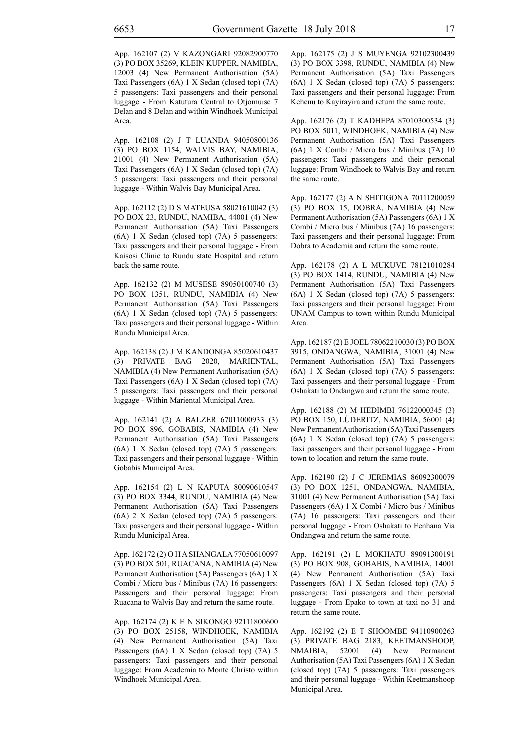App. 162107 (2) V KAZONGARI 92082900770 (3) PO BOX 35269, KLEIN KUPPER, NAMIBIA, 12003 (4) New Permanent Authorisation (5A) Taxi Passengers (6A) 1 X Sedan (closed top) (7A) 5 passengers: Taxi passengers and their personal luggage - From Katutura Central to Otjomuise 7 Delan and 8 Delan and within Windhoek Municipal Area.

App. 162108 (2) J T LUANDA 94050800136 (3) PO BOX 1154, WALVIS BAY, NAMIBIA, 21001 (4) New Permanent Authorisation (5A) Taxi Passengers (6A) 1 X Sedan (closed top) (7A) 5 passengers: Taxi passengers and their personal luggage - Within Walvis Bay Municipal Area.

App. 162112 (2) D S MATEUSA 58021610042 (3) PO BOX 23, RUNDU, NAMIBA, 44001 (4) New Permanent Authorisation (5A) Taxi Passengers (6A) 1 X Sedan (closed top) (7A) 5 passengers: Taxi passengers and their personal luggage - From Kaisosi Clinic to Rundu state Hospital and return back the same route.

App. 162132 (2) M MUSESE 89050100740 (3) PO BOX 1351, RUNDU, NAMIBIA (4) New Permanent Authorisation (5A) Taxi Passengers (6A) 1 X Sedan (closed top) (7A) 5 passengers: Taxi passengers and their personal luggage - Within Rundu Municipal Area.

App. 162138 (2) J M KANDONGA 85020610437 (3) PRIVATE BAG 2020, MARIENTAL, NAMIBIA (4) New Permanent Authorisation (5A) Taxi Passengers (6A) 1 X Sedan (closed top) (7A) 5 passengers: Taxi passengers and their personal luggage - Within Mariental Municipal Area.

App. 162141 (2) A BALZER 67011000933 (3) PO BOX 896, GOBABIS, NAMIBIA (4) New Permanent Authorisation (5A) Taxi Passengers (6A) 1 X Sedan (closed top) (7A) 5 passengers: Taxi passengers and their personal luggage - Within Gobabis Municipal Area.

App. 162154 (2) L N KAPUTA 80090610547 (3) PO BOX 3344, RUNDU, NAMIBIA (4) New Permanent Authorisation (5A) Taxi Passengers (6A) 2 X Sedan (closed top) (7A) 5 passengers: Taxi passengers and their personal luggage - Within Rundu Municipal Area.

App. 162172 (2) O H A SHANGALA 77050610097 (3) PO BOX 501, RUACANA, NAMIBIA (4) New Permanent Authorisation (5A) Passengers (6A) 1 X Combi / Micro bus / Minibus (7A) 16 passengers: Passengers and their personal luggage: From Ruacana to Walvis Bay and return the same route.

App. 162174 (2) K E N SIKONGO 92111800600 (3) PO BOX 25158, WINDHOEK, NAMIBIA (4) New Permanent Authorisation (5A) Taxi Passengers (6A) 1 X Sedan (closed top) (7A) 5 passengers: Taxi passengers and their personal luggage: From Academia to Monte Christo within Windhoek Municipal Area.

App. 162175 (2) J S MUYENGA 92102300439 (3) PO BOX 3398, RUNDU, NAMIBIA (4) New Permanent Authorisation (5A) Taxi Passengers (6A) 1 X Sedan (closed top) (7A) 5 passengers: Taxi passengers and their personal luggage: From Kehenu to Kayirayira and return the same route.

App. 162176 (2) T KADHEPA 87010300534 (3) PO BOX 5011, WINDHOEK, NAMIBIA (4) New Permanent Authorisation (5A) Taxi Passengers (6A) 1 X Combi / Micro bus / Minibus (7A) 10 passengers: Taxi passengers and their personal luggage: From Windhoek to Walvis Bay and return the same route.

App. 162177 (2) A N SHITIGONA 70111200059 (3) PO BOX 15, DOBRA, NAMIBIA (4) New Permanent Authorisation (5A) Passengers (6A) 1 X Combi / Micro bus / Minibus (7A) 16 passengers: Taxi passengers and their personal luggage: From Dobra to Academia and return the same route.

App. 162178 (2) A L MUKUVE 78121010284 (3) PO BOX 1414, RUNDU, NAMIBIA (4) New Permanent Authorisation (5A) Taxi Passengers (6A) 1 X Sedan (closed top) (7A) 5 passengers: Taxi passengers and their personal luggage: From UNAM Campus to town within Rundu Municipal Area.

App. 162187 (2) E JOEL 78062210030 (3) PO BOX 3915, ONDANGWA, NAMIBIA, 31001 (4) New Permanent Authorisation (5A) Taxi Passengers (6A) 1 X Sedan (closed top) (7A) 5 passengers: Taxi passengers and their personal luggage - From Oshakati to Ondangwa and return the same route.

App. 162188 (2) M HEDIMBI 76122000345 (3) PO BOX 150, LÜDERITZ, NAMIBIA, 56001 (4) New Permanent Authorisation (5A) Taxi Passengers (6A) 1 X Sedan (closed top) (7A) 5 passengers: Taxi passengers and their personal luggage - From town to location and return the same route.

App. 162190 (2) J C JEREMIAS 86092300079 (3) PO BOX 1251, ONDANGWA, NAMIBIA, 31001 (4) New Permanent Authorisation (5A) Taxi Passengers (6A) 1 X Combi / Micro bus / Minibus (7A) 16 passengers: Taxi passengers and their personal luggage - From Oshakati to Eenhana Via Ondangwa and return the same route.

App. 162191 (2) L MOKHATU 89091300191 (3) PO BOX 908, GOBABIS, NAMIBIA, 14001 (4) New Permanent Authorisation (5A) Taxi Passengers (6A) 1 X Sedan (closed top) (7A) 5 passengers: Taxi passengers and their personal luggage - From Epako to town at taxi no 31 and return the same route.

App. 162192 (2) E T SHOOMBE 94110900263 (3) PRIVATE BAG 2183, KEETMANSHOOP, NMAIBIA, 52001 (4) New Permanent Authorisation (5A) Taxi Passengers (6A) 1 X Sedan (closed top) (7A) 5 passengers: Taxi passengers and their personal luggage - Within Keetmanshoop Municipal Area.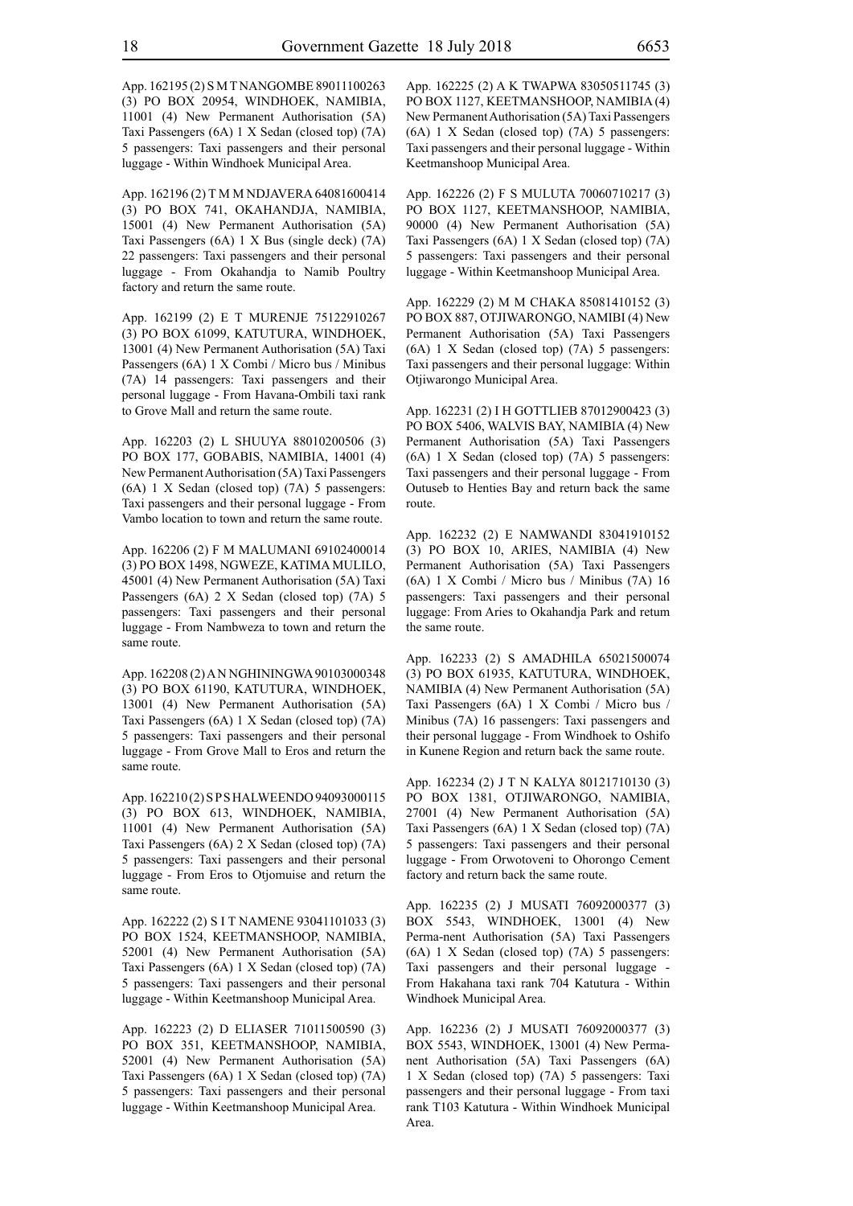App. 162195 (2) S M T NANGOMBE 89011100263 (3) PO BOX 20954, WINDHOEK, NAMIBIA, 11001 (4) New Permanent Authorisation (5A) Taxi Passengers (6A) 1 X Sedan (closed top) (7A) 5 passengers: Taxi passengers and their personal luggage - Within Windhoek Municipal Area.

App. 162196 (2) T M M NDJAVERA 64081600414 (3) PO BOX 741, OKAHANDJA, NAMIBIA, 15001 (4) New Permanent Authorisation (5A) Taxi Passengers (6A) 1 X Bus (single deck) (7A) 22 passengers: Taxi passengers and their personal luggage - From Okahandja to Namib Poultry factory and return the same route.

App. 162199 (2) E T MURENJE 75122910267 (3) PO BOX 61099, KATUTURA, WINDHOEK, 13001 (4) New Permanent Authorisation (5A) Taxi Passengers (6A) 1 X Combi / Micro bus / Minibus (7A) 14 passengers: Taxi passengers and their personal luggage - From Havana-Ombili taxi rank to Grove Mall and return the same route.

App. 162203 (2) L SHUUYA 88010200506 (3) PO BOX 177, GOBABIS, NAMIBIA, 14001 (4) New Permanent Authorisation (5A) Taxi Passengers (6A) 1 X Sedan (closed top) (7A) 5 passengers: Taxi passengers and their personal luggage - From Vambo location to town and return the same route.

App. 162206 (2) F M MALUMANI 69102400014 (3) PO BOX 1498, NGWEZE, KATIMA MULILO, 45001 (4) New Permanent Authorisation (5A) Taxi Passengers (6A) 2 X Sedan (closed top) (7A) 5 passengers: Taxi passengers and their personal luggage - From Nambweza to town and return the same route.

App. 162208 (2) A N NGHININGWA 90103000348 (3) PO BOX 61190, KATUTURA, WINDHOEK, 13001 (4) New Permanent Authorisation (5A) Taxi Passengers (6A) 1 X Sedan (closed top) (7A) 5 passengers: Taxi passengers and their personal luggage - From Grove Mall to Eros and return the same route.

App. 162210 (2) S P S HALWEENDO 94093000115 (3) PO BOX 613, WINDHOEK, NAMIBIA, 11001 (4) New Permanent Authorisation (5A) Taxi Passengers (6A) 2 X Sedan (closed top) (7A) 5 passengers: Taxi passengers and their personal luggage - From Eros to Otjomuise and return the same route.

App. 162222 (2) S I T NAMENE 93041101033 (3) PO BOX 1524, KEETMANSHOOP, NAMIBIA, 52001 (4) New Permanent Authorisation (5A) Taxi Passengers (6A) 1 X Sedan (closed top) (7A) 5 passengers: Taxi passengers and their personal luggage - Within Keetmanshoop Municipal Area.

App. 162223 (2) D ELIASER 71011500590 (3) PO BOX 351, KEETMANSHOOP, NAMIBIA, 52001 (4) New Permanent Authorisation (5A) Taxi Passengers (6A) 1 X Sedan (closed top) (7A) 5 passengers: Taxi passengers and their personal luggage - Within Keetmanshoop Municipal Area.

App. 162225 (2) A K TWAPWA 83050511745 (3) PO BOX 1127, KEETMANSHOOP, NAMIBIA (4) New Permanent Authorisation (5A) Taxi Passengers (6A) 1 X Sedan (closed top) (7A) 5 passengers: Taxi passengers and their personal luggage - Within Keetmanshoop Municipal Area.

App. 162226 (2) F S MULUTA 70060710217 (3) PO BOX 1127, KEETMANSHOOP, NAMIBIA, 90000 (4) New Permanent Authorisation (5A) Taxi Passengers (6A) 1 X Sedan (closed top) (7A) 5 passengers: Taxi passengers and their personal luggage - Within Keetmanshoop Municipal Area.

App. 162229 (2) M M CHAKA 85081410152 (3) PO BOX 887, OTJIWARONGO, NAMIBI (4) New Permanent Authorisation (5A) Taxi Passengers (6A) 1 X Sedan (closed top) (7A) 5 passengers: Taxi passengers and their personal luggage: Within Otjiwarongo Municipal Area.

App. 162231 (2) I H GOTTLIEB 87012900423 (3) PO BOX 5406, WALVIS BAY, NAMIBIA (4) New Permanent Authorisation (5A) Taxi Passengers (6A) 1 X Sedan (closed top) (7A) 5 passengers: Taxi passengers and their personal luggage - From Outuseb to Henties Bay and return back the same route.

App. 162232 (2) E NAMWANDI 83041910152 (3) PO BOX 10, ARIES, NAMIBIA (4) New Permanent Authorisation (5A) Taxi Passengers (6A) 1 X Combi / Micro bus / Minibus (7A) 16 passengers: Taxi passengers and their personal luggage: From Aries to Okahandja Park and retum the same route.

App. 162233 (2) S AMADHILA 65021500074 (3) PO BOX 61935, KATUTURA, WINDHOEK, NAMIBIA (4) New Permanent Authorisation (5A) Taxi Passengers (6A) 1 X Combi / Micro bus / Minibus (7A) 16 passengers: Taxi passengers and their personal luggage - From Windhoek to Oshifo in Kunene Region and return back the same route.

App. 162234 (2) J T N KALYA 80121710130 (3) PO BOX 1381, OTJIWARONGO, NAMIBIA, 27001 (4) New Permanent Authorisation (5A) Taxi Passengers (6A) 1 X Sedan (closed top) (7A) 5 passengers: Taxi passengers and their personal luggage - From Orwotoveni to Ohorongo Cement factory and return back the same route.

App. 162235 (2) J MUSATI 76092000377 (3) BOX 5543, WINDHOEK, 13001 (4) New Perma-nent Authorisation (5A) Taxi Passengers (6A) 1 X Sedan (closed top) (7A) 5 passengers: Taxi passengers and their personal luggage - From Hakahana taxi rank 704 Katutura - Within Windhoek Municipal Area.

App. 162236 (2) J MUSATI 76092000377 (3) BOX 5543, WINDHOEK, 13001 (4) New Permanent Authorisation (5A) Taxi Passengers (6A) 1 X Sedan (closed top) (7A) 5 passengers: Taxi passengers and their personal luggage - From taxi rank T103 Katutura - Within Windhoek Municipal Area.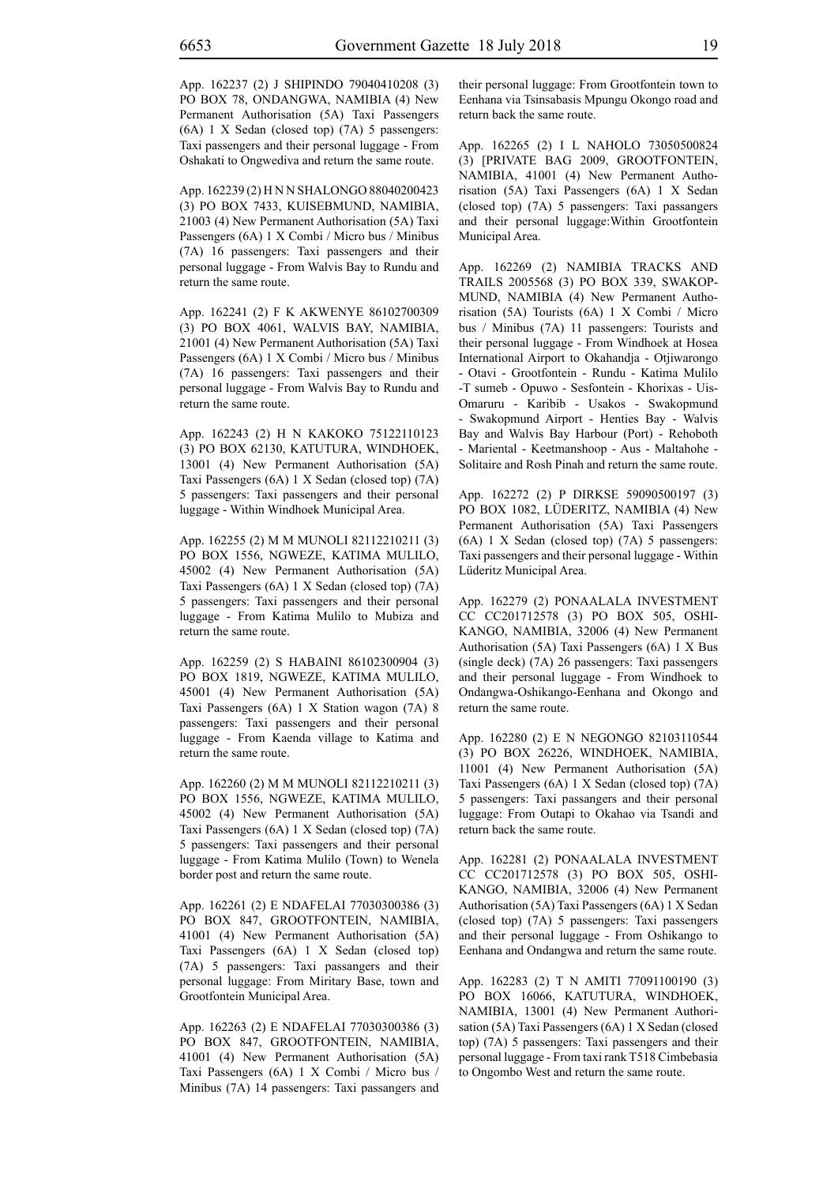App. 162237 (2) J SHIPINDO 79040410208 (3) PO BOX 78, ONDANGWA, NAMIBIA (4) New Permanent Authorisation (5A) Taxi Passengers (6A) 1 X Sedan (closed top) (7A) 5 passengers: Taxi passengers and their personal luggage - From Oshakati to Ongwediva and return the same route.

App. 162239 (2) H N N SHALONGO 88040200423 (3) PO BOX 7433, KUISEBMUND, NAMIBIA, 21003 (4) New Permanent Authorisation (5A) Taxi Passengers (6A) 1 X Combi / Micro bus / Minibus (7A) 16 passengers: Taxi passengers and their personal luggage - From Walvis Bay to Rundu and return the same route.

App. 162241 (2) F K AKWENYE 86102700309 (3) PO BOX 4061, WALVIS BAY, NAMIBIA, 21001 (4) New Permanent Authorisation (5A) Taxi Passengers (6A) 1 X Combi / Micro bus / Minibus (7A) 16 passengers: Taxi passengers and their personal luggage - From Walvis Bay to Rundu and return the same route.

App. 162243 (2) H N KAKOKO 75122110123 (3) PO BOX 62130, KATUTURA, WINDHOEK, 13001 (4) New Permanent Authorisation (5A) Taxi Passengers (6A) 1 X Sedan (closed top) (7A) 5 passengers: Taxi passengers and their personal luggage - Within Windhoek Municipal Area.

App. 162255 (2) M M MUNOLI 82112210211 (3) PO BOX 1556, NGWEZE, KATIMA MULILO, 45002 (4) New Permanent Authorisation (5A) Taxi Passengers (6A) 1 X Sedan (closed top) (7A) 5 passengers: Taxi passengers and their personal luggage - From Katima Mulilo to Mubiza and return the same route.

App. 162259 (2) S HABAINI 86102300904 (3) PO BOX 1819, NGWEZE, KATIMA MULILO, 45001 (4) New Permanent Authorisation (5A) Taxi Passengers (6A) 1 X Station wagon (7A) 8 passengers: Taxi passengers and their personal luggage - From Kaenda village to Katima and return the same route.

App. 162260 (2) M M MUNOLI 82112210211 (3) PO BOX 1556, NGWEZE, KATIMA MULILO, 45002 (4) New Permanent Authorisation (5A) Taxi Passengers (6A) 1 X Sedan (closed top) (7A) 5 passengers: Taxi passengers and their personal luggage - From Katima Mulilo (Town) to Wenela border post and return the same route.

App. 162261 (2) E NDAFELAI 77030300386 (3) PO BOX 847, GROOTFONTEIN, NAMIBIA, 41001 (4) New Permanent Authorisation (5A) Taxi Passengers (6A) 1 X Sedan (closed top) (7A) 5 passengers: Taxi passangers and their personal luggage: From Miritary Base, town and Grootfontein Municipal Area.

App. 162263 (2) E NDAFELAI 77030300386 (3) PO BOX 847, GROOTFONTEIN, NAMIBIA, 41001 (4) New Permanent Authorisation (5A) Taxi Passengers (6A) 1 X Combi / Micro bus / Minibus (7A) 14 passengers: Taxi passangers and their personal luggage: From Grootfontein town to Eenhana via Tsinsabasis Mpungu Okongo road and return back the same route.

App. 162265 (2) I L NAHOLO 73050500824 (3) [PRIVATE BAG 2009, GROOTFONTEIN, NAMIBIA, 41001 (4) New Permanent Authorisation (5A) Taxi Passengers (6A) 1 X Sedan (closed top) (7A) 5 passengers: Taxi passangers and their personal luggage:Within Grootfontein Municipal Area.

App. 162269 (2) NAMIBIA TRACKS AND TRAILS 2005568 (3) PO BOX 339, SWAKOPMUND, NAMIBIA (4) New Permanent Authorisation (5A) Tourists (6A) 1 X Combi / Micro bus / Minibus (7A) 11 passengers: Tourists and their personal luggage - From Windhoek at Hosea International Airport to Okahandja - Otjiwarongo - Otavi - Grootfontein - Rundu - Katima Mulilo -T sumeb - Opuwo - Sesfontein - Khorixas - Uis-Omaruru - Karibib - Usakos - Swakopmund - Swakopmund Airport - Henties Bay - Walvis Bay and Walvis Bay Harbour (Port) - Rehoboth - Mariental - Keetmanshoop - Aus - Maltahohe - Solitaire and Rosh Pinah and return the same route.

App. 162272 (2) P DIRKSE 59090500197 (3) PO BOX 1082, LÜDERITZ, NAMIBIA (4) New Permanent Authorisation (5A) Taxi Passengers (6A) 1 X Sedan (closed top) (7A) 5 passengers: Taxi passengers and their personal luggage - Within Lüderitz Municipal Area.

App. 162279 (2) PONAALALA INVESTMENT CC CC201712578 (3) PO BOX 505, OSHIKANGO, NAMIBIA, 32006 (4) New Permanent Authorisation (5A) Taxi Passengers (6A) 1 X Bus (single deck) (7A) 26 passengers: Taxi passengers and their personal luggage - From Windhoek to Ondangwa-Oshikango-Eenhana and Okongo and return the same route.

App. 162280 (2) E N NEGONGO 82103110544 (3) PO BOX 26226, WINDHOEK, NAMIBIA, 11001 (4) New Permanent Authorisation (5A) Taxi Passengers (6A) 1 X Sedan (closed top) (7A) 5 passengers: Taxi passangers and their personal luggage: From Outapi to Okahao via Tsandi and return back the same route.

App. 162281 (2) PONAALALA INVESTMENT CC CC201712578 (3) PO BOX 505, OSHIKANGO, NAMIBIA, 32006 (4) New Permanent Authorisation (5A) Taxi Passengers (6A) 1 X Sedan (closed top) (7A) 5 passengers: Taxi passengers and their personal luggage - From Oshikango to Eenhana and Ondangwa and return the same route.

App. 162283 (2) T N AMITI 77091100190 (3) PO BOX 16066, KATUTURA, WINDHOEK, NAMIBIA, 13001 (4) New Permanent Authorisation (5A) Taxi Passengers (6A) 1 X Sedan (closed top) (7A) 5 passengers: Taxi passengers and their personal luggage - From taxi rank T518 Cimbebasia to Ongombo West and return the same route.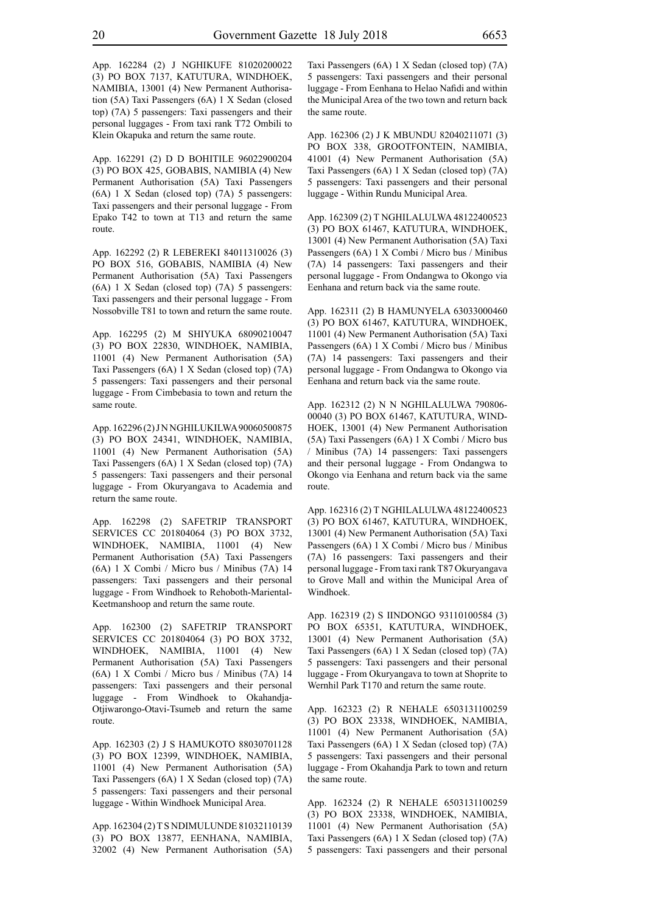App. 162284 (2) J NGHIKUFE 81020200022 (3) PO BOX 7137, KATUTURA, WINDHOEK, NAMIBIA, 13001 (4) New Permanent Authorisation (5A) Taxi Passengers (6A) 1 X Sedan (closed top) (7A) 5 passengers: Taxi passengers and their personal luggages - From taxi rank T72 Ombili to Klein Okapuka and return the same route.

App. 162291 (2) D D BOHITILE 96022900204 (3) PO BOX 425, GOBABIS, NAMIBIA (4) New Permanent Authorisation (5A) Taxi Passengers (6A) 1 X Sedan (closed top) (7A) 5 passengers: Taxi passengers and their personal luggage - From Epako T42 to town at T13 and return the same route.

App. 162292 (2) R LEBEREKI 84011310026 (3) PO BOX 516, GOBABIS, NAMIBIA (4) New Permanent Authorisation (5A) Taxi Passengers (6A) 1 X Sedan (closed top) (7A) 5 passengers: Taxi passengers and their personal luggage - From Nossobville T81 to town and return the same route.

App. 162295 (2) M SHIYUKA 68090210047 (3) PO BOX 22830, WINDHOEK, NAMIBIA, 11001 (4) New Permanent Authorisation (5A) Taxi Passengers (6A) 1 X Sedan (closed top) (7A) 5 passengers: Taxi passengers and their personal luggage - From Cimbebasia to town and return the same route.

App. 162296 (2) J N NGHILUKILWA 90060500875 (3) PO BOX 24341, WINDHOEK, NAMIBIA, 11001 (4) New Permanent Authorisation (5A) Taxi Passengers (6A) 1 X Sedan (closed top) (7A) 5 passengers: Taxi passengers and their personal luggage - From Okuryangava to Academia and return the same route.

App. 162298 (2) SAFETRIP TRANSPORT SERVICES CC 201804064 (3) PO BOX 3732, WINDHOEK, NAMIBIA, 11001 (4) New Permanent Authorisation (5A) Taxi Passengers (6A) 1 X Combi / Micro bus / Minibus (7A) 14 passengers: Taxi passengers and their personal luggage - From Windhoek to Rehoboth-Mariental-Keetmanshoop and return the same route.

App. 162300 (2) SAFETRIP TRANSPORT SERVICES CC 201804064 (3) PO BOX 3732, WINDHOEK, NAMIBIA, 11001 (4) New Permanent Authorisation (5A) Taxi Passengers (6A) 1 X Combi / Micro bus / Minibus (7A) 14 passengers: Taxi passengers and their personal luggage - From Windhoek to Okahandja-Otjiwarongo-Otavi-Tsumeb and return the same route.

App. 162303 (2) J S HAMUKOTO 88030701128 (3) PO BOX 12399, WINDHOEK, NAMIBIA, 11001 (4) New Permanent Authorisation (5A) Taxi Passengers (6A) 1 X Sedan (closed top) (7A) 5 passengers: Taxi passengers and their personal luggage - Within Windhoek Municipal Area.

App. 162304 (2) T S NDIMULUNDE 81032110139 (3) PO BOX 13877, EENHANA, NAMIBIA, 32002 (4) New Permanent Authorisation (5A) Taxi Passengers (6A) 1 X Sedan (closed top) (7A) 5 passengers: Taxi passengers and their personal luggage - From Eenhana to Helao Nafidi and within the Municipal Area of the two town and return back the same route.

App. 162306 (2) J K MBUNDU 82040211071 (3) PO BOX 338, GROOTFONTEIN, NAMIBIA, 41001 (4) New Permanent Authorisation (5A) Taxi Passengers (6A) 1 X Sedan (closed top) (7A) 5 passengers: Taxi passengers and their personal luggage - Within Rundu Municipal Area.

App. 162309 (2) T NGHILALULWA 48122400523 (3) PO BOX 61467, KATUTURA, WINDHOEK, 13001 (4) New Permanent Authorisation (5A) Taxi Passengers (6A) 1 X Combi / Micro bus / Minibus (7A) 14 passengers: Taxi passengers and their personal luggage - From Ondangwa to Okongo via Eenhana and return back via the same route.

App. 162311 (2) B HAMUNYELA 63033000460 (3) PO BOX 61467, KATUTURA, WINDHOEK, 11001 (4) New Permanent Authorisation (5A) Taxi Passengers (6A) 1 X Combi / Micro bus / Minibus (7A) 14 passengers: Taxi passengers and their personal luggage - From Ondangwa to Okongo via Eenhana and return back via the same route.

App. 162312 (2) N N NGHILALULWA 790806-00040 (3) PO BOX 61467, KATUTURA, WINDHOEK, 13001 (4) New Permanent Authorisation (5A) Taxi Passengers (6A) 1 X Combi / Micro bus / Minibus (7A) 14 passengers: Taxi passengers and their personal luggage - From Ondangwa to Okongo via Eenhana and return back via the same route.

App. 162316 (2) T NGHILALULWA 48122400523 (3) PO BOX 61467, KATUTURA, WINDHOEK, 13001 (4) New Permanent Authorisation (5A) Taxi Passengers (6A) 1 X Combi / Micro bus / Minibus (7A) 16 passengers: Taxi passengers and their personal luggage - From taxi rank T87 Okuryangava to Grove Mall and within the Municipal Area of Windhoek.

App. 162319 (2) S IINDONGO 93110100584 (3) PO BOX 65351, KATUTURA, WINDHOEK, 13001 (4) New Permanent Authorisation (5A) Taxi Passengers (6A) 1 X Sedan (closed top) (7A) 5 passengers: Taxi passengers and their personal luggage - From Okuryangava to town at Shoprite to Wernhil Park T170 and return the same route.

App. 162323 (2) R NEHALE 6503131100259 (3) PO BOX 23338, WINDHOEK, NAMIBIA, 11001 (4) New Permanent Authorisation (5A) Taxi Passengers (6A) 1 X Sedan (closed top) (7A) 5 passengers: Taxi passengers and their personal luggage - From Okahandja Park to town and return the same route.

App. 162324 (2) R NEHALE 6503131100259 (3) PO BOX 23338, WINDHOEK, NAMIBIA, 11001 (4) New Permanent Authorisation (5A) Taxi Passengers (6A) 1 X Sedan (closed top) (7A) 5 passengers: Taxi passengers and their personal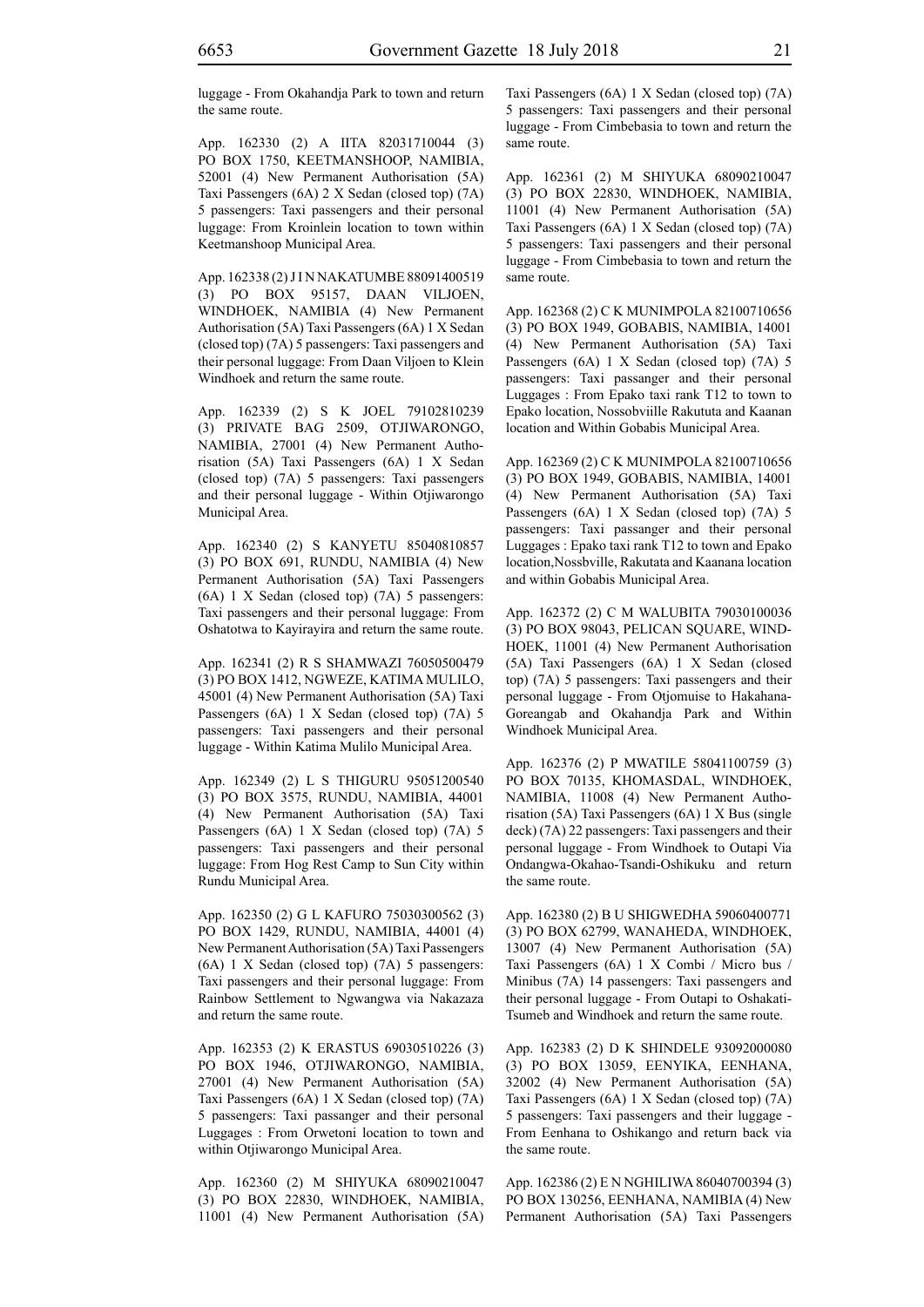luggage - From Okahandja Park to town and return the same route.

App. 162330 (2) A IITA 82031710044 (3) PO BOX 1750, KEETMANSHOOP, NAMIBIA, 52001 (4) New Permanent Authorisation (5A) Taxi Passengers (6A) 2 X Sedan (closed top) (7A) 5 passengers: Taxi passengers and their personal luggage: From Kroinlein location to town within Keetmanshoop Municipal Area.

App. 162338 (2) J I N NAKATUMBE 88091400519 (3) PO BOX 95157, DAAN VILJOEN, WINDHOEK, NAMIBIA (4) New Permanent Authorisation (5A) Taxi Passengers (6A) 1 X Sedan (closed top) (7A) 5 passengers: Taxi passengers and their personal luggage: From Daan Viljoen to Klein Windhoek and return the same route.

App. 162339 (2) S K JOEL 79102810239 (3) PRIVATE BAG 2509, OTJIWARONGO, NAMIBIA, 27001 (4) New Permanent Authorisation (5A) Taxi Passengers (6A) 1 X Sedan (closed top) (7A) 5 passengers: Taxi passengers and their personal luggage - Within Otjiwarongo Municipal Area.

App. 162340 (2) S KANYETU 85040810857 (3) PO BOX 691, RUNDU, NAMIBIA (4) New Permanent Authorisation (5A) Taxi Passengers (6A) 1 X Sedan (closed top) (7A) 5 passengers: Taxi passengers and their personal luggage: From Oshatotwa to Kayirayira and return the same route.

App. 162341 (2) R S SHAMWAZI 76050500479 (3) PO BOX 1412, NGWEZE, KATIMA MULILO, 45001 (4) New Permanent Authorisation (5A) Taxi Passengers (6A) 1 X Sedan (closed top) (7A) 5 passengers: Taxi passengers and their personal luggage - Within Katima Mulilo Municipal Area.

App. 162349 (2) L S THIGURU 95051200540 (3) PO BOX 3575, RUNDU, NAMIBIA, 44001 (4) New Permanent Authorisation (5A) Taxi Passengers (6A) 1 X Sedan (closed top) (7A) 5 passengers: Taxi passengers and their personal luggage: From Hog Rest Camp to Sun City within Rundu Municipal Area.

App. 162350 (2) G L KAFURO 75030300562 (3) PO BOX 1429, RUNDU, NAMIBIA, 44001 (4) New Permanent Authorisation (5A) Taxi Passengers (6A) 1 X Sedan (closed top) (7A) 5 passengers: Taxi passengers and their personal luggage: From Rainbow Settlement to Ngwangwa via Nakazaza and return the same route.

App. 162353 (2) K ERASTUS 69030510226 (3) PO BOX 1946, OTJIWARONGO, NAMIBIA, 27001 (4) New Permanent Authorisation (5A) Taxi Passengers (6A) 1 X Sedan (closed top) (7A) 5 passengers: Taxi passanger and their personal Luggages : From Orwetoni location to town and within Otjiwarongo Municipal Area.

App. 162360 (2) M SHIYUKA 68090210047 (3) PO BOX 22830, WINDHOEK, NAMIBIA, 11001 (4) New Permanent Authorisation (5A) Taxi Passengers (6A) 1 X Sedan (closed top) (7A) 5 passengers: Taxi passengers and their personal luggage - From Cimbebasia to town and return the same route.

App. 162361 (2) M SHIYUKA 68090210047 (3) PO BOX 22830, WINDHOEK, NAMIBIA, 11001 (4) New Permanent Authorisation (5A) Taxi Passengers (6A) 1 X Sedan (closed top) (7A) 5 passengers: Taxi passengers and their personal luggage - From Cimbebasia to town and return the same route.

App. 162368 (2) C K MUNIMPOLA 82100710656 (3) PO BOX 1949, GOBABIS, NAMIBIA, 14001 (4) New Permanent Authorisation (5A) Taxi Passengers (6A) 1 X Sedan (closed top) (7A) 5 passengers: Taxi passanger and their personal Luggages : From Epako taxi rank T12 to town to Epako location, Nossobviille Rakututa and Kaanan location and Within Gobabis Municipal Area.

App. 162369 (2) C K MUNIMPOLA 82100710656 (3) PO BOX 1949, GOBABIS, NAMIBIA, 14001 (4) New Permanent Authorisation (5A) Taxi Passengers (6A) 1 X Sedan (closed top) (7A) 5 passengers: Taxi passanger and their personal Luggages : Epako taxi rank T12 to town and Epako location,Nossbville, Rakutata and Kaanana location and within Gobabis Municipal Area.

App. 162372 (2) C M WALUBITA 79030100036 (3) PO BOX 98043, PELICAN SQUARE, WINDHOEK, 11001 (4) New Permanent Authorisation (5A) Taxi Passengers (6A) 1 X Sedan (closed top) (7A) 5 passengers: Taxi passengers and their personal luggage - From Otjomuise to Hakahana-Goreangab and Okahandja Park and Within Windhoek Municipal Area.

App. 162376 (2) P MWATILE 58041100759 (3) PO BOX 70135, KHOMASDAL, WINDHOEK, NAMIBIA, 11008 (4) New Permanent Authorisation (5A) Taxi Passengers (6A) 1 X Bus (single deck) (7A) 22 passengers: Taxi passengers and their personal luggage - From Windhoek to Outapi Via Ondangwa-Okahao-Tsandi-Oshikuku and return the same route.

App. 162380 (2) B U SHIGWEDHA 59060400771 (3) PO BOX 62799, WANAHEDA, WINDHOEK, 13007 (4) New Permanent Authorisation (5A) Taxi Passengers (6A) 1 X Combi / Micro bus / Minibus (7A) 14 passengers: Taxi passengers and their personal luggage - From Outapi to Oshakati-Tsumeb and Windhoek and return the same route.

App. 162383 (2) D K SHINDELE 93092000080 (3) PO BOX 13059, EENYIKA, EENHANA, 32002 (4) New Permanent Authorisation (5A) Taxi Passengers (6A) 1 X Sedan (closed top) (7A) 5 passengers: Taxi passengers and their luggage - From Eenhana to Oshikango and return back via the same route.

App. 162386 (2) E N NGHILIWA 86040700394 (3) PO BOX 130256, EENHANA, NAMIBIA (4) New Permanent Authorisation (5A) Taxi Passengers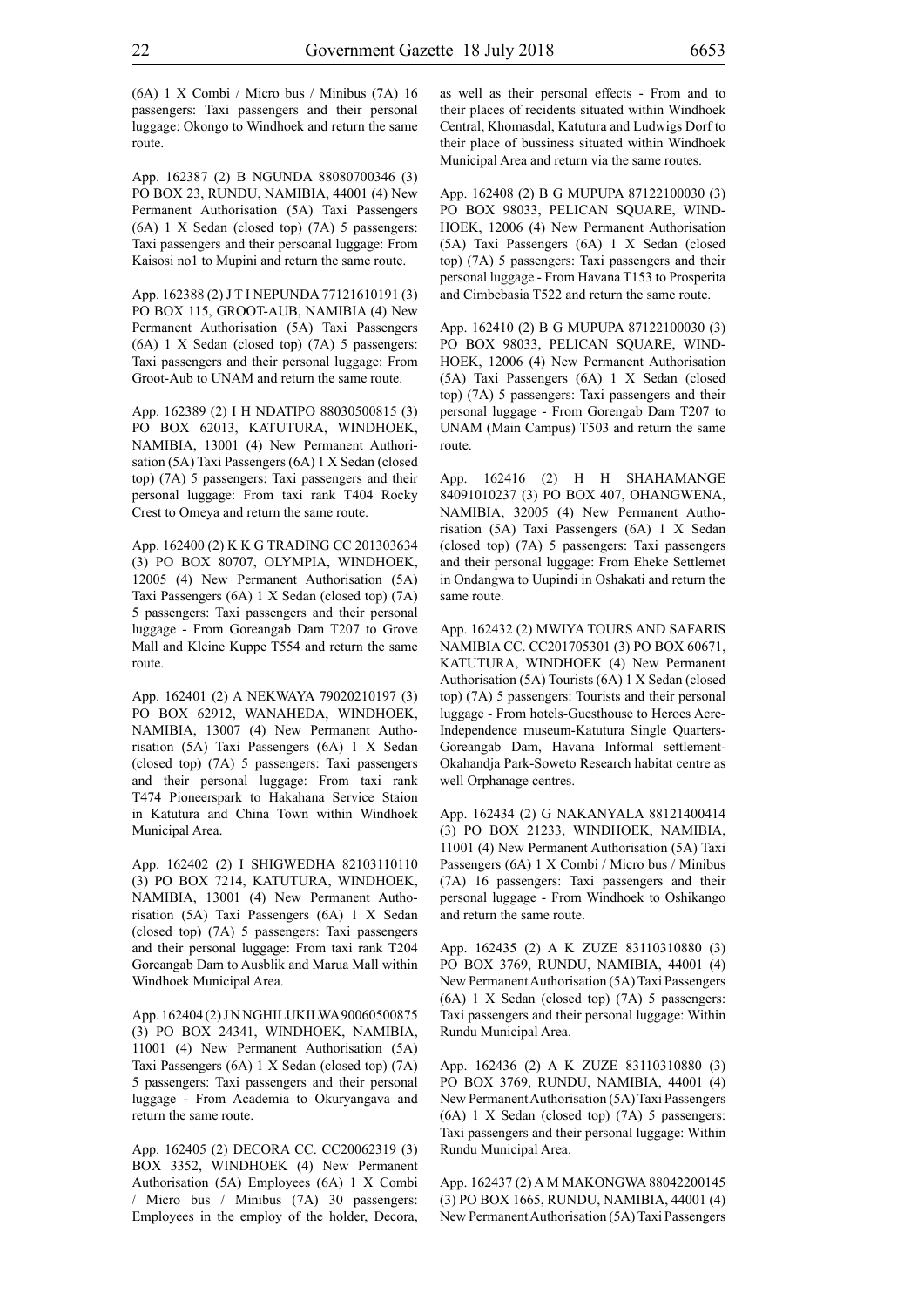(6A) 1 X Combi / Micro bus / Minibus (7A) 16 passengers: Taxi passengers and their personal luggage: Okongo to Windhoek and return the same route.

App. 162387 (2) B NGUNDA 88080700346 (3) PO BOX 23, RUNDU, NAMIBIA, 44001 (4) New Permanent Authorisation (5A) Taxi Passengers (6A) 1 X Sedan (closed top) (7A) 5 passengers: Taxi passengers and their persoanal luggage: From Kaisosi no1 to Mupini and return the same route.

App. 162388 (2) J T I NEPUNDA 77121610191 (3) PO BOX 115, GROOT-AUB, NAMIBIA (4) New Permanent Authorisation (5A) Taxi Passengers (6A) 1 X Sedan (closed top) (7A) 5 passengers: Taxi passengers and their personal luggage: From Groot-Aub to UNAM and return the same route.

App. 162389 (2) I H NDATIPO 88030500815 (3) PO BOX 62013, KATUTURA, WINDHOEK, NAMIBIA, 13001 (4) New Permanent Authorisation (5A) Taxi Passengers (6A) 1 X Sedan (closed top) (7A) 5 passengers: Taxi passengers and their personal luggage: From taxi rank T404 Rocky Crest to Omeya and return the same route.

App. 162400 (2) K K G TRADING CC 201303634 (3) PO BOX 80707, OLYMPIA, WINDHOEK, 12005 (4) New Permanent Authorisation (5A) Taxi Passengers (6A) 1 X Sedan (closed top) (7A) 5 passengers: Taxi passengers and their personal luggage - From Goreangab Dam T207 to Grove Mall and Kleine Kuppe T554 and return the same route.

App. 162401 (2) A NEKWAYA 79020210197 (3) PO BOX 62912, WANAHEDA, WINDHOEK, NAMIBIA, 13007 (4) New Permanent Authorisation (5A) Taxi Passengers (6A) 1 X Sedan (closed top) (7A) 5 passengers: Taxi passengers and their personal luggage: From taxi rank T474 Pioneerspark to Hakahana Service Staion in Katutura and China Town within Windhoek Municipal Area.

App. 162402 (2) I SHIGWEDHA 82103110110 (3) PO BOX 7214, KATUTURA, WINDHOEK, NAMIBIA, 13001 (4) New Permanent Authorisation (5A) Taxi Passengers (6A) 1 X Sedan (closed top) (7A) 5 passengers: Taxi passengers and their personal luggage: From taxi rank T204 Goreangab Dam to Ausblik and Marua Mall within Windhoek Municipal Area.

App. 162404 (2) J N NGHILUKILWA 90060500875 (3) PO BOX 24341, WINDHOEK, NAMIBIA, 11001 (4) New Permanent Authorisation (5A) Taxi Passengers (6A) 1 X Sedan (closed top) (7A) 5 passengers: Taxi passengers and their personal luggage - From Academia to Okuryangava and return the same route.

App. 162405 (2) DECORA CC. CC20062319 (3) BOX 3352, WINDHOEK (4) New Permanent Authorisation (5A) Employees (6A) 1 X Combi / Micro bus / Minibus (7A) 30 passengers: Employees in the employ of the holder, Decora, as well as their personal effects - From and to their places of recidents situated within Windhoek Central, Khomasdal, Katutura and Ludwigs Dorf to their place of bussiness situated within Windhoek Municipal Area and return via the same routes.

App. 162408 (2) B G MUPUPA 87122100030 (3) PO BOX 98033, PELICAN SQUARE, WINDHOEK, 12006 (4) New Permanent Authorisation (5A) Taxi Passengers (6A) 1 X Sedan (closed top) (7A) 5 passengers: Taxi passengers and their personal luggage - From Havana T153 to Prosperita and Cimbebasia T522 and return the same route.

App. 162410 (2) B G MUPUPA 87122100030 (3) PO BOX 98033, PELICAN SQUARE, WINDHOEK, 12006 (4) New Permanent Authorisation (5A) Taxi Passengers (6A) 1 X Sedan (closed top) (7A) 5 passengers: Taxi passengers and their personal luggage - From Gorengab Dam T207 to UNAM (Main Campus) T503 and return the same route.

App. 162416 (2) H H SHAHAMANGE 84091010237 (3) PO BOX 407, OHANGWENA, NAMIBIA, 32005 (4) New Permanent Authorisation (5A) Taxi Passengers (6A) 1 X Sedan (closed top) (7A) 5 passengers: Taxi passengers and their personal luggage: From Eheke Settlemet in Ondangwa to Uupindi in Oshakati and return the same route.

App. 162432 (2) MWIYA TOURS AND SAFARIS NAMIBIA CC. CC201705301 (3) PO BOX 60671, KATUTURA, WINDHOEK (4) New Permanent Authorisation (5A) Tourists (6A) 1 X Sedan (closed top) (7A) 5 passengers: Tourists and their personal luggage - From hotels-Guesthouse to Heroes Acre-Independence museum-Katutura Single Quarters-Goreangab Dam, Havana Informal settlement-Okahandja Park-Soweto Research habitat centre as well Orphanage centres.

App. 162434 (2) G NAKANYALA 88121400414 (3) PO BOX 21233, WINDHOEK, NAMIBIA, 11001 (4) New Permanent Authorisation (5A) Taxi Passengers (6A) 1 X Combi / Micro bus / Minibus (7A) 16 passengers: Taxi passengers and their personal luggage - From Windhoek to Oshikango and return the same route.

App. 162435 (2) A K ZUZE 83110310880 (3) PO BOX 3769, RUNDU, NAMIBIA, 44001 (4) New Permanent Authorisation (5A) Taxi Passengers (6A) 1 X Sedan (closed top) (7A) 5 passengers: Taxi passengers and their personal luggage: Within Rundu Municipal Area.

App. 162436 (2) A K ZUZE 83110310880 (3) PO BOX 3769, RUNDU, NAMIBIA, 44001 (4) New Permanent Authorisation (5A) Taxi Passengers (6A) 1 X Sedan (closed top) (7A) 5 passengers: Taxi passengers and their personal luggage: Within Rundu Municipal Area.

App. 162437 (2) A M MAKONGWA 88042200145 (3) PO BOX 1665, RUNDU, NAMIBIA, 44001 (4) New Permanent Authorisation (5A) Taxi Passengers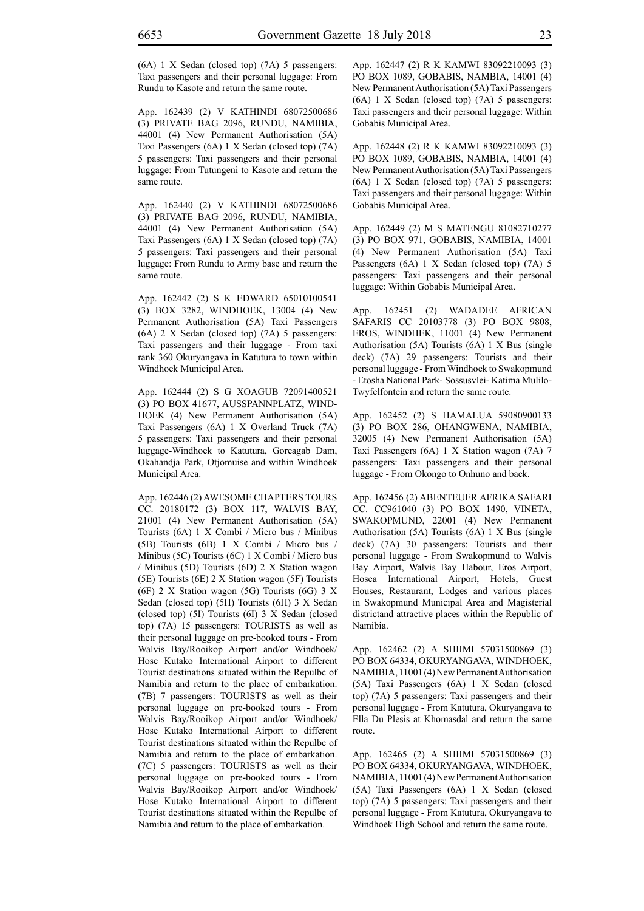(6A) 1 X Sedan (closed top) (7A) 5 passengers: Taxi passengers and their personal luggage: From Rundu to Kasote and return the same route.

App. 162439 (2) V KATHINDI 68072500686 (3) PRIVATE BAG 2096, RUNDU, NAMIBIA, 44001 (4) New Permanent Authorisation (5A) Taxi Passengers (6A) 1 X Sedan (closed top) (7A) 5 passengers: Taxi passengers and their personal luggage: From Tutungeni to Kasote and return the same route.

App. 162440 (2) V KATHINDI 68072500686 (3) PRIVATE BAG 2096, RUNDU, NAMIBIA, 44001 (4) New Permanent Authorisation (5A) Taxi Passengers (6A) 1 X Sedan (closed top) (7A) 5 passengers: Taxi passengers and their personal luggage: From Rundu to Army base and return the same route.

App. 162442 (2) S K EDWARD 65010100541 (3) BOX 3282, WINDHOEK, 13004 (4) New Permanent Authorisation (5A) Taxi Passengers (6A) 2 X Sedan (closed top) (7A) 5 passengers: Taxi passengers and their luggage - From taxi rank 360 Okuryangava in Katutura to town within Windhoek Municipal Area.

App. 162444 (2) S G XOAGUB 72091400521 (3) PO BOX 41677, AUSSPANNPLATZ, WINDHOEK (4) New Permanent Authorisation (5A) Taxi Passengers (6A) 1 X Overland Truck (7A) 5 passengers: Taxi passengers and their personal luggage-Windhoek to Katutura, Goreagab Dam, Okahandja Park, Otjomuise and within Windhoek Municipal Area.

App. 162446 (2) AWESOME CHAPTERS TOURS CC. 20180172 (3) BOX 117, WALVIS BAY, 21001 (4) New Permanent Authorisation (5A) Tourists (6A) 1 X Combi / Micro bus / Minibus (5B) Tourists (6B) 1 X Combi / Micro bus / Minibus (5C) Tourists (6C) 1 X Combi / Micro bus / Minibus (5D) Tourists (6D) 2 X Station wagon (5E) Tourists (6E) 2 X Station wagon (5F) Tourists (6F) 2 X Station wagon (5G) Tourists (6G) 3 X Sedan (closed top) (5H) Tourists (6H) 3 X Sedan (closed top) (5I) Tourists (6I) 3 X Sedan (closed top) (7A) 15 passengers: TOURISTS as well as their personal luggage on pre-booked tours - From Walvis Bay/Rooikop Airport and/or Windhoek/ Hose Kutako International Airport to different Tourist destinations situated within the Repulbc of Namibia and return to the place of embarkation. (7B) 7 passengers: TOURISTS as well as their personal luggage on pre-booked tours - From Walvis Bay/Rooikop Airport and/or Windhoek/ Hose Kutako International Airport to different Tourist destinations situated within the Repulbc of Namibia and return to the place of embarkation. (7C) 5 passengers: TOURISTS as well as their personal luggage on pre-booked tours - From Walvis Bay/Rooikop Airport and/or Windhoek/ Hose Kutako International Airport to different Tourist destinations situated within the Repulbc of Namibia and return to the place of embarkation.

App. 162447 (2) R K KAMWI 83092210093 (3) PO BOX 1089, GOBABIS, NAMBIA, 14001 (4) New Permanent Authorisation (5A) Taxi Passengers (6A) 1 X Sedan (closed top) (7A) 5 passengers: Taxi passengers and their personal luggage: Within Gobabis Municipal Area.

App. 162448 (2) R K KAMWI 83092210093 (3) PO BOX 1089, GOBABIS, NAMBIA, 14001 (4) New Permanent Authorisation (5A) Taxi Passengers (6A) 1 X Sedan (closed top) (7A) 5 passengers: Taxi passengers and their personal luggage: Within Gobabis Municipal Area.

App. 162449 (2) M S MATENGU 81082710277 (3) PO BOX 971, GOBABIS, NAMIBIA, 14001 (4) New Permanent Authorisation (5A) Taxi Passengers (6A) 1 X Sedan (closed top) (7A) 5 passengers: Taxi passengers and their personal luggage: Within Gobabis Municipal Area.

App. 162451 (2) WADADEE AFRICAN SAFARIS CC 20103778 (3) PO BOX 9808, EROS, WINDHEK, 11001 (4) New Permanent Authorisation (5A) Tourists (6A) 1 X Bus (single deck) (7A) 29 passengers: Tourists and their personal luggage - From Windhoek to Swakopmund - Etosha National Park- Sossusvlei- Katima Mulilo-Twyfelfontein and return the same route.

App. 162452 (2) S HAMALUA 59080900133 (3) PO BOX 286, OHANGWENA, NAMIBIA, 32005 (4) New Permanent Authorisation (5A) Taxi Passengers (6A) 1 X Station wagon (7A) 7 passengers: Taxi passengers and their personal luggage - From Okongo to Onhuno and back.

App. 162456 (2) ABENTEUER AFRIKA SAFARI CC. CC961040 (3) PO BOX 1490, VINETA, SWAKOPMUND, 22001 (4) New Permanent Authorisation (5A) Tourists (6A) 1 X Bus (single deck) (7A) 30 passengers: Tourists and their personal luggage - From Swakopmund to Walvis Bay Airport, Walvis Bay Habour, Eros Airport, Hosea International Airport, Hotels, Guest Houses, Restaurant, Lodges and various places in Swakopmund Municipal Area and Magisterial districtand attractive places within the Republic of Namibia.

App. 162462 (2) A SHIIMI 57031500869 (3) PO BOX 64334, OKURYANGAVA, WINDHOEK, NAMIBIA, 11001 (4) New Permanent Authorisation (5A) Taxi Passengers (6A) 1 X Sedan (closed top) (7A) 5 passengers: Taxi passengers and their personal luggage - From Katutura, Okuryangava to Ella Du Plesis at Khomasdal and return the same route.

App. 162465 (2) A SHIIMI 57031500869 (3) PO BOX 64334, OKURYANGAVA, WINDHOEK, NAMIBIA, 11001 (4) New Permanent Authorisation (5A) Taxi Passengers (6A) 1 X Sedan (closed top) (7A) 5 passengers: Taxi passengers and their personal luggage - From Katutura, Okuryangava to Windhoek High School and return the same route.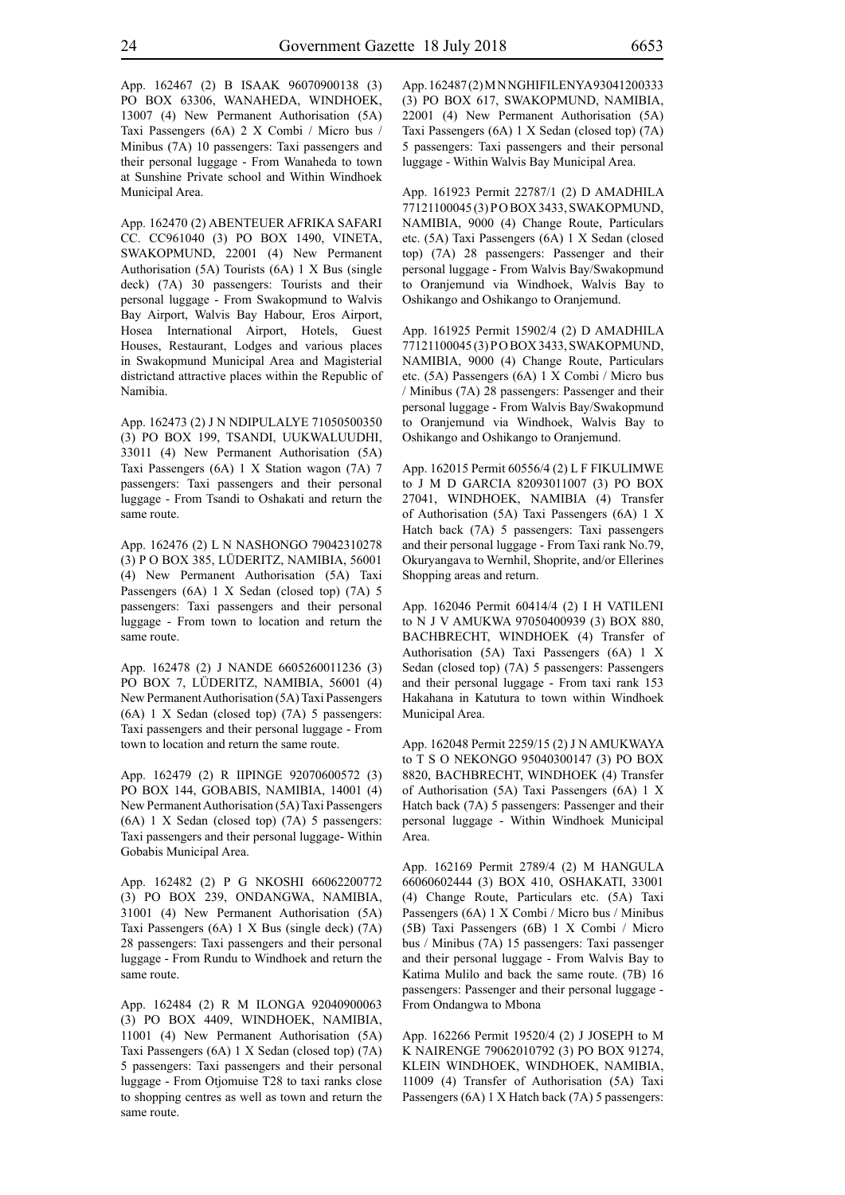App. 162467 (2) B ISAAK 96070900138 (3) PO BOX 63306, WANAHEDA, WINDHOEK, 13007 (4) New Permanent Authorisation (5A) Taxi Passengers (6A) 2 X Combi / Micro bus / Minibus (7A) 10 passengers: Taxi passengers and their personal luggage - From Wanaheda to town at Sunshine Private school and Within Windhoek Municipal Area.

App. 162470 (2) ABENTEUER AFRIKA SAFARI CC. CC961040 (3) PO BOX 1490, VINETA, SWAKOPMUND, 22001 (4) New Permanent Authorisation (5A) Tourists (6A) 1 X Bus (single deck) (7A) 30 passengers: Tourists and their personal luggage - From Swakopmund to Walvis Bay Airport, Walvis Bay Habour, Eros Airport, Hosea International Airport, Hotels, Guest Houses, Restaurant, Lodges and various places in Swakopmund Municipal Area and Magisterial districtand attractive places within the Republic of Namibia.

App. 162473 (2) J N NDIPULALYE 71050500350 (3) PO BOX 199, TSANDI, UUKWALUUDHI, 33011 (4) New Permanent Authorisation (5A) Taxi Passengers (6A) 1 X Station wagon (7A) 7 passengers: Taxi passengers and their personal luggage - From Tsandi to Oshakati and return the same route.

App. 162476 (2) L N NASHONGO 79042310278 (3) P O BOX 385, LÜDERITZ, NAMIBIA, 56001 (4) New Permanent Authorisation (5A) Taxi Passengers (6A) 1 X Sedan (closed top) (7A) 5 passengers: Taxi passengers and their personal luggage - From town to location and return the same route.

App. 162478 (2) J NANDE 6605260011236 (3) PO BOX 7, LÜDERITZ, NAMIBIA, 56001 (4) New Permanent Authorisation (5A) Taxi Passengers (6A) 1 X Sedan (closed top) (7A) 5 passengers: Taxi passengers and their personal luggage - From town to location and return the same route.

App. 162479 (2) R IIPINGE 92070600572 (3) PO BOX 144, GOBABIS, NAMIBIA, 14001 (4) New Permanent Authorisation (5A) Taxi Passengers (6A) 1 X Sedan (closed top) (7A) 5 passengers: Taxi passengers and their personal luggage- Within Gobabis Municipal Area.

App. 162482 (2) P G NKOSHI 66062200772 (3) PO BOX 239, ONDANGWA, NAMIBIA, 31001 (4) New Permanent Authorisation (5A) Taxi Passengers (6A) 1 X Bus (single deck) (7A) 28 passengers: Taxi passengers and their personal luggage - From Rundu to Windhoek and return the same route.

App. 162484 (2) R M ILONGA 92040900063 (3) PO BOX 4409, WINDHOEK, NAMIBIA, 11001 (4) New Permanent Authorisation (5A) Taxi Passengers (6A) 1 X Sedan (closed top) (7A) 5 passengers: Taxi passengers and their personal luggage - From Otjomuise T28 to taxi ranks close to shopping centres as well as town and return the same route.

App. 162487 (2) M N NGHIFILENYA 93041200333 (3) PO BOX 617, SWAKOPMUND, NAMIBIA, 22001 (4) New Permanent Authorisation (5A) Taxi Passengers (6A) 1 X Sedan (closed top) (7A) 5 passengers: Taxi passengers and their personal luggage - Within Walvis Bay Municipal Area.

App. 161923 Permit 22787/1 (2) D AMADHILA 77121100045 (3) P O BOX 3433, SWAKOPMUND, NAMIBIA, 9000 (4) Change Route, Particulars etc. (5A) Taxi Passengers (6A) 1 X Sedan (closed top) (7A) 28 passengers: Passenger and their personal luggage - From Walvis Bay/Swakopmund to Oranjemund via Windhoek, Walvis Bay to Oshikango and Oshikango to Oranjemund.

App. 161925 Permit 15902/4 (2) D AMADHILA 77121100045 (3) P O BOX 3433, SWAKOPMUND, NAMIBIA, 9000 (4) Change Route, Particulars etc. (5A) Passengers (6A) 1 X Combi / Micro bus / Minibus (7A) 28 passengers: Passenger and their personal luggage - From Walvis Bay/Swakopmund to Oranjemund via Windhoek, Walvis Bay to Oshikango and Oshikango to Oranjemund.

App. 162015 Permit 60556/4 (2) L F FIKULIMWE to J M D GARCIA 82093011007 (3) PO BOX 27041, WINDHOEK, NAMIBIA (4) Transfer of Authorisation (5A) Taxi Passengers (6A) 1 X Hatch back (7A) 5 passengers: Taxi passengers and their personal luggage - From Taxi rank No.79, Okuryangava to Wernhil, Shoprite, and/or Ellerines Shopping areas and return.

App. 162046 Permit 60414/4 (2) I H VATILENI to N J V AMUKWA 97050400939 (3) BOX 880, BACHBRECHT, WINDHOEK (4) Transfer of Authorisation (5A) Taxi Passengers (6A) 1 X Sedan (closed top) (7A) 5 passengers: Passengers and their personal luggage - From taxi rank 153 Hakahana in Katutura to town within Windhoek Municipal Area.

App. 162048 Permit 2259/15 (2) J N AMUKWAYA to T S O NEKONGO 95040300147 (3) PO BOX 8820, BACHBRECHT, WINDHOEK (4) Transfer of Authorisation (5A) Taxi Passengers (6A) 1 X Hatch back (7A) 5 passengers: Passenger and their personal luggage - Within Windhoek Municipal Area.

App. 162169 Permit 2789/4 (2) M HANGULA 66060602444 (3) BOX 410, OSHAKATI, 33001 (4) Change Route, Particulars etc. (5A) Taxi Passengers (6A) 1 X Combi / Micro bus / Minibus (5B) Taxi Passengers (6B) 1 X Combi / Micro bus / Minibus (7A) 15 passengers: Taxi passenger and their personal luggage - From Walvis Bay to Katima Mulilo and back the same route. (7B) 16 passengers: Passenger and their personal luggage - From Ondangwa to Mbona

App. 162266 Permit 19520/4 (2) J JOSEPH to M K NAIRENGE 79062010792 (3) PO BOX 91274, KLEIN WINDHOEK, WINDHOEK, NAMIBIA, 11009 (4) Transfer of Authorisation (5A) Taxi Passengers (6A) 1 X Hatch back (7A) 5 passengers: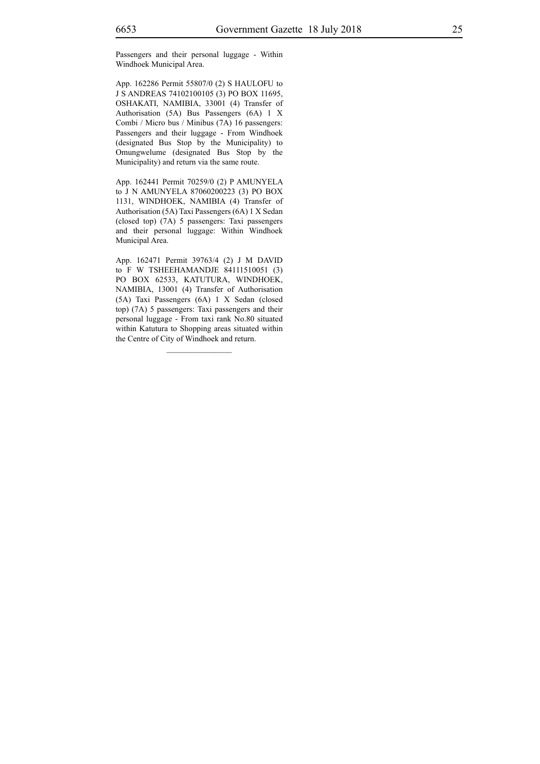Passengers and their personal luggage - Within Windhoek Municipal Area.

App. 162286 Permit 55807/0 (2) S HAULOFU to J S ANDREAS 74102100105 (3) PO BOX 11695, OSHAKATI, NAMIBIA, 33001 (4) Transfer of Authorisation (5A) Bus Passengers (6A) 1 X Combi / Micro bus / Minibus (7A) 16 passengers: Passengers and their luggage - From Windhoek (designated Bus Stop by the Municipality) to Omungwelume (designated Bus Stop by the Municipality) and return via the same route.

App. 162441 Permit 70259/0 (2) P AMUNYELA to J N AMUNYELA 87060200223 (3) PO BOX 1131, WINDHOEK, NAMIBIA (4) Transfer of Authorisation (5A) Taxi Passengers (6A) 1 X Sedan (closed top) (7A) 5 passengers: Taxi passengers and their personal luggage: Within Windhoek Municipal Area.

App. 162471 Permit 39763/4 (2) J M DAVID to F W TSHEEHAMANDJE 84111510051 (3) PO BOX 62533, KATUTURA, WINDHOEK, NAMIBIA, 13001 (4) Transfer of Authorisation (5A) Taxi Passengers (6A) 1 X Sedan (closed top) (7A) 5 passengers: Taxi passengers and their personal luggage - From taxi rank No.80 situated within Katutura to Shopping areas situated within the Centre of City of Windhoek and return.

________________